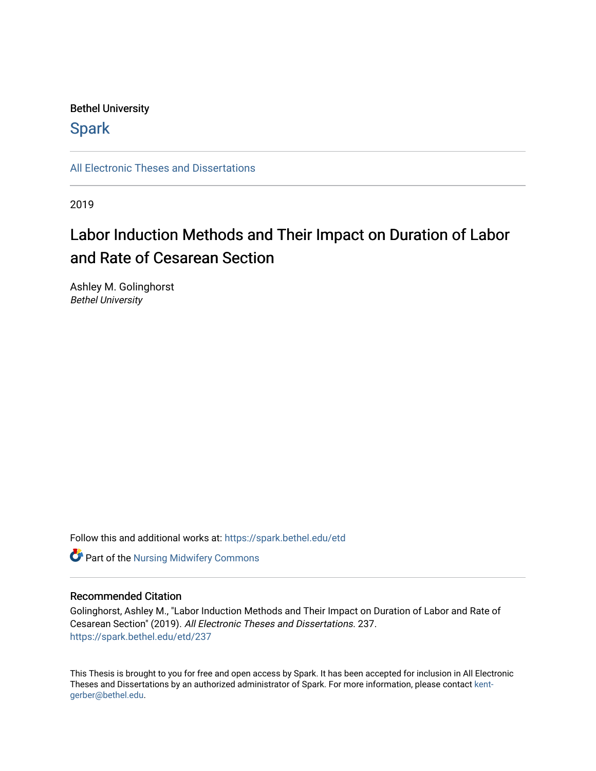Bethel University

Spark

All Electronic Theses and Dissertations

2019

# Labor Induction Methods and Their Impact on Duration of Labor and Rate of Cesarean Section

Ashley M. Golinghorst
*Bethel University*

Follow this and additional works at: https://spark.bethel.edu/etd

Part of the Nursing Midwifery Commons

## Recommended Citation

Golinghorst, Ashley M., "Labor Induction Methods and Their Impact on Duration of Labor and Rate of Cesarean Section" (2019). *All Electronic Theses and Dissertations*. 237.
https://spark.bethel.edu/etd/237

This Thesis is brought to you for free and open access by Spark. It has been accepted for inclusion in All Electronic Theses and Dissertations by an authorized administrator of Spark. For more information, please contact kent-gerber@bethel.edu.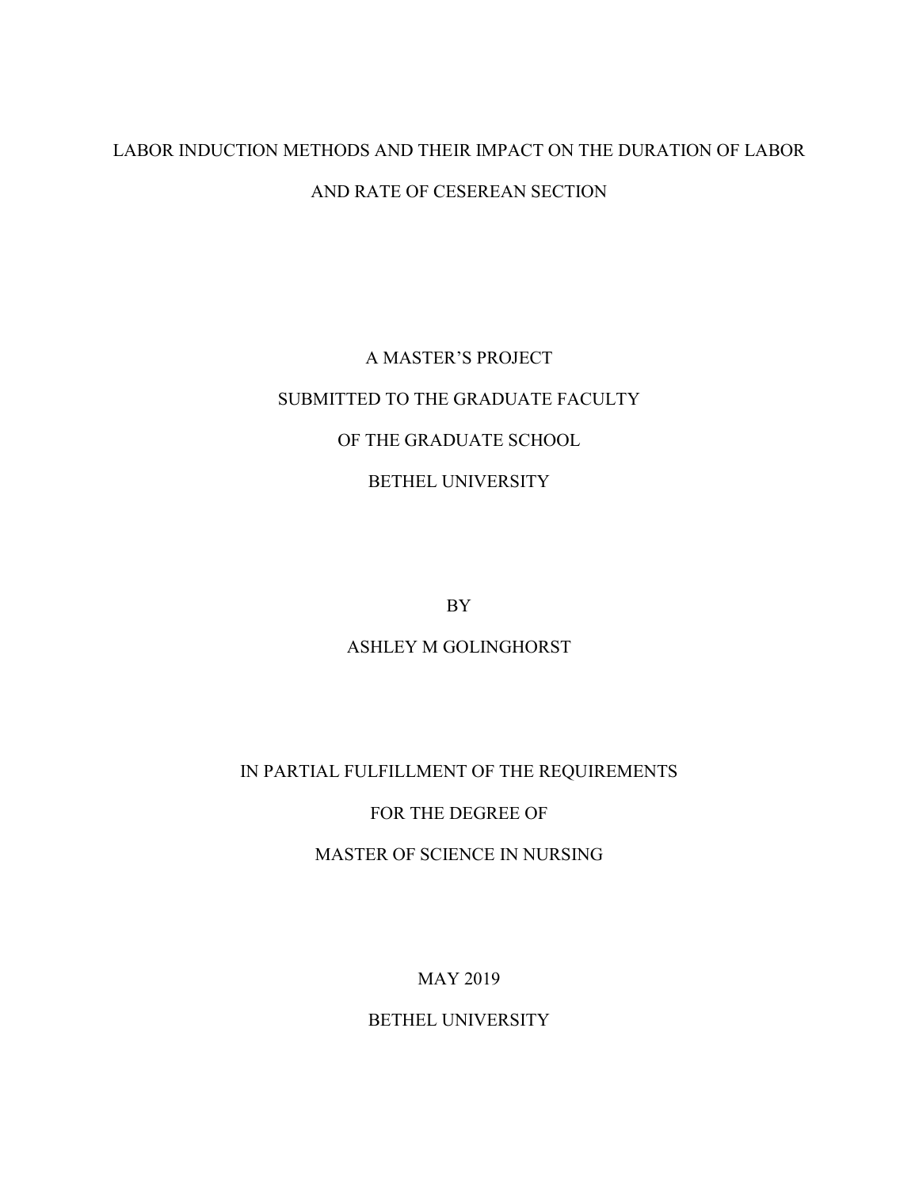# LABOR INDUCTION METHODS AND THEIR IMPACT ON THE DURATION OF LABOR AND RATE OF CESEREAN SECTION

A MASTER'S PROJECT

SUBMITTED TO THE GRADUATE FACULTY

OF THE GRADUATE SCHOOL

BETHEL UNIVERSITY

BY

ASHLEY M GOLINGHORST

IN PARTIAL FULFILLMENT OF THE REQUIREMENTS

FOR THE DEGREE OF

MASTER OF SCIENCE IN NURSING

MAY 2019

BETHEL UNIVERSITY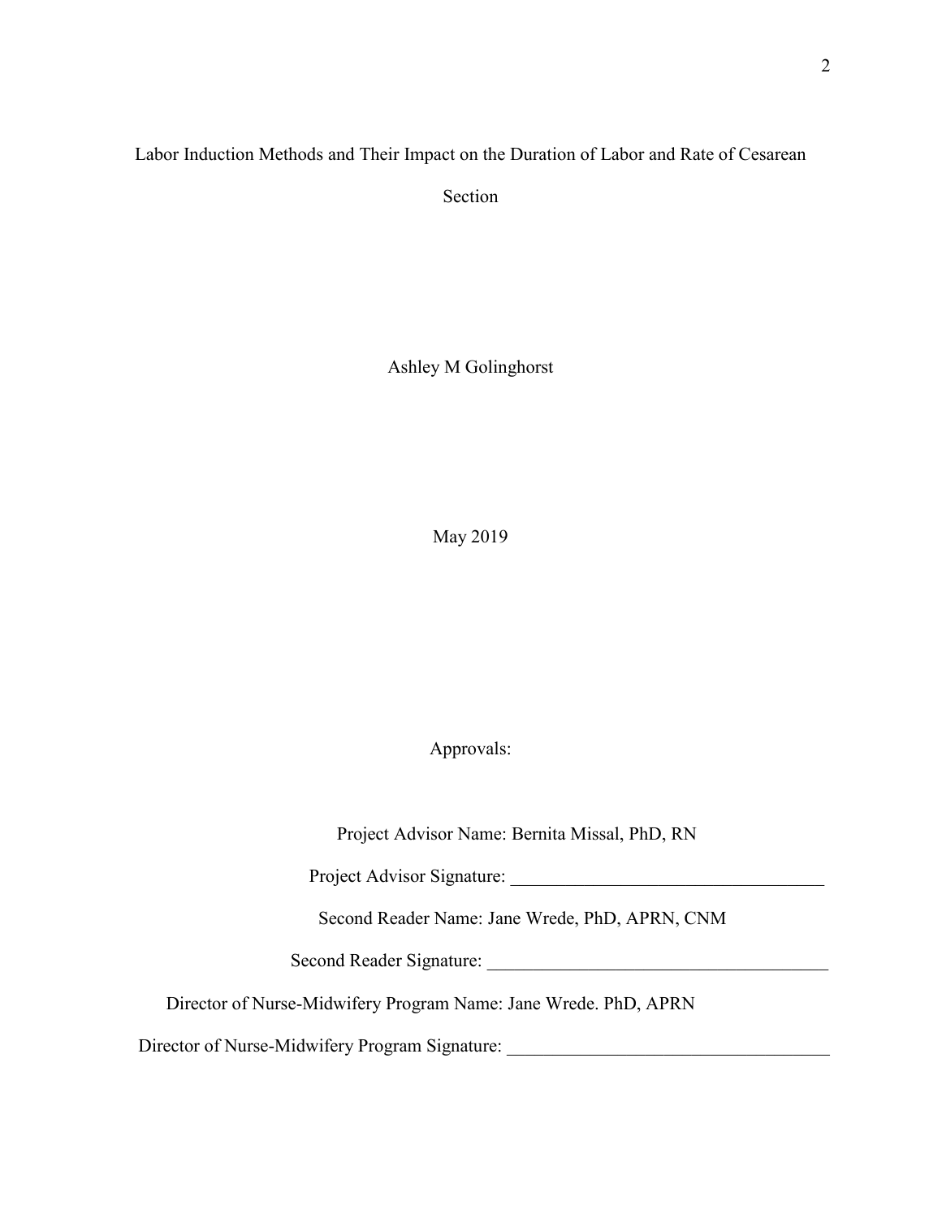Labor Induction Methods and Their Impact on the Duration of Labor and Rate of Cesarean Section

Ashley M Golinghorst

May 2019

Approvals:

Project Advisor Name: Bernita Missal, PhD, RN

Project Advisor Signature: ___________________________________

Second Reader Name: Jane Wrede, PhD, APRN, CNM

Second Reader Signature: _____________________________________

Director of Nurse-Midwifery Program Name: Jane Wrede. PhD, APRN

Director of Nurse-Midwifery Program Signature: ___________________________________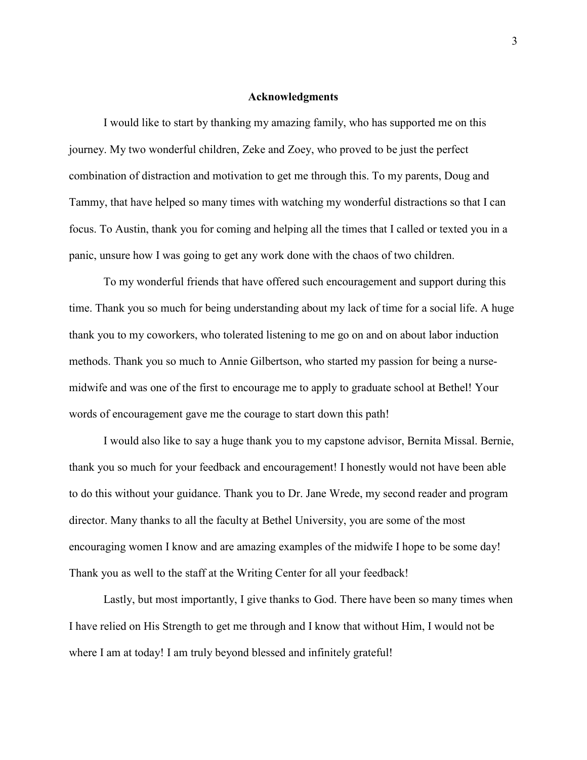## Acknowledgments

I would like to start by thanking my amazing family, who has supported me on this journey. My two wonderful children, Zeke and Zoey, who proved to be just the perfect combination of distraction and motivation to get me through this. To my parents, Doug and Tammy, that have helped so many times with watching my wonderful distractions so that I can focus. To Austin, thank you for coming and helping all the times that I called or texted you in a panic, unsure how I was going to get any work done with the chaos of two children.

To my wonderful friends that have offered such encouragement and support during this time. Thank you so much for being understanding about my lack of time for a social life. A huge thank you to my coworkers, who tolerated listening to me go on and on about labor induction methods. Thank you so much to Annie Gilbertson, who started my passion for being a nurse-midwife and was one of the first to encourage me to apply to graduate school at Bethel! Your words of encouragement gave me the courage to start down this path!

I would also like to say a huge thank you to my capstone advisor, Bernita Missal. Bernie, thank you so much for your feedback and encouragement! I honestly would not have been able to do this without your guidance. Thank you to Dr. Jane Wrede, my second reader and program director. Many thanks to all the faculty at Bethel University, you are some of the most encouraging women I know and are amazing examples of the midwife I hope to be some day! Thank you as well to the staff at the Writing Center for all your feedback!

Lastly, but most importantly, I give thanks to God. There have been so many times when I have relied on His Strength to get me through and I know that without Him, I would not be where I am at today! I am truly beyond blessed and infinitely grateful!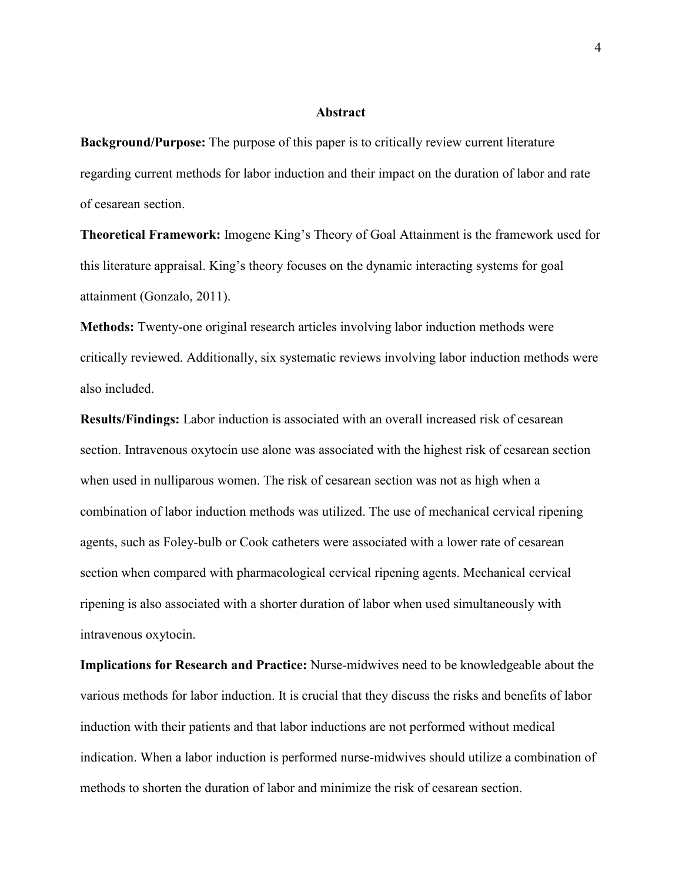## Abstract

**Background/Purpose:** The purpose of this paper is to critically review current literature regarding current methods for labor induction and their impact on the duration of labor and rate of cesarean section.

**Theoretical Framework:** Imogene King's Theory of Goal Attainment is the framework used for this literature appraisal. King's theory focuses on the dynamic interacting systems for goal attainment (Gonzalo, 2011).

**Methods:** Twenty-one original research articles involving labor induction methods were critically reviewed. Additionally, six systematic reviews involving labor induction methods were also included.

**Results/Findings:** Labor induction is associated with an overall increased risk of cesarean section. Intravenous oxytocin use alone was associated with the highest risk of cesarean section when used in nulliparous women. The risk of cesarean section was not as high when a combination of labor induction methods was utilized. The use of mechanical cervical ripening agents, such as Foley-bulb or Cook catheters were associated with a lower rate of cesarean section when compared with pharmacological cervical ripening agents. Mechanical cervical ripening is also associated with a shorter duration of labor when used simultaneously with intravenous oxytocin.

**Implications for Research and Practice:** Nurse-midwives need to be knowledgeable about the various methods for labor induction. It is crucial that they discuss the risks and benefits of labor induction with their patients and that labor inductions are not performed without medical indication. When a labor induction is performed nurse-midwives should utilize a combination of methods to shorten the duration of labor and minimize the risk of cesarean section.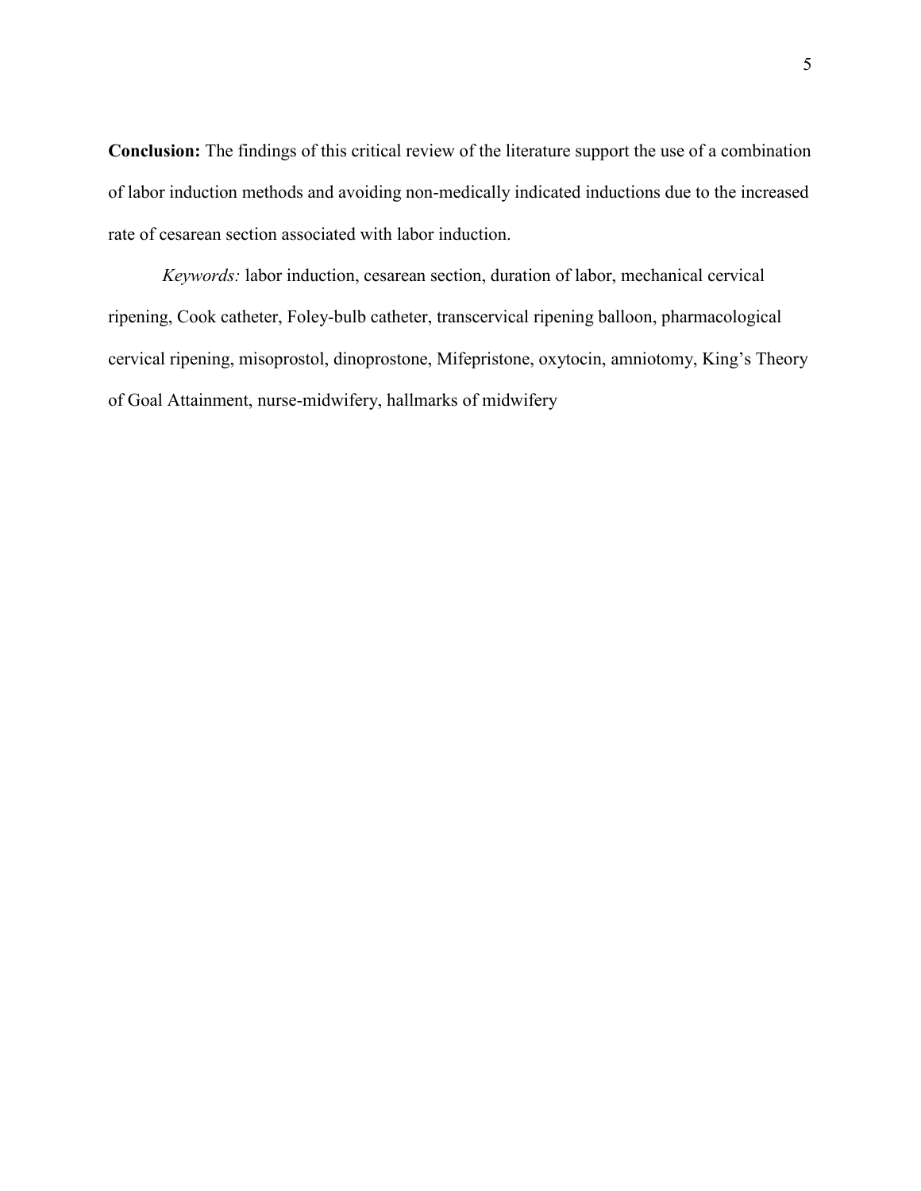**Conclusion:** The findings of this critical review of the literature support the use of a combination of labor induction methods and avoiding non-medically indicated inductions due to the increased rate of cesarean section associated with labor induction.

*Keywords:* labor induction, cesarean section, duration of labor, mechanical cervical ripening, Cook catheter, Foley-bulb catheter, transcervical ripening balloon, pharmacological cervical ripening, misoprostol, dinoprostone, Mifepristone, oxytocin, amniotomy, King's Theory of Goal Attainment, nurse-midwifery, hallmarks of midwifery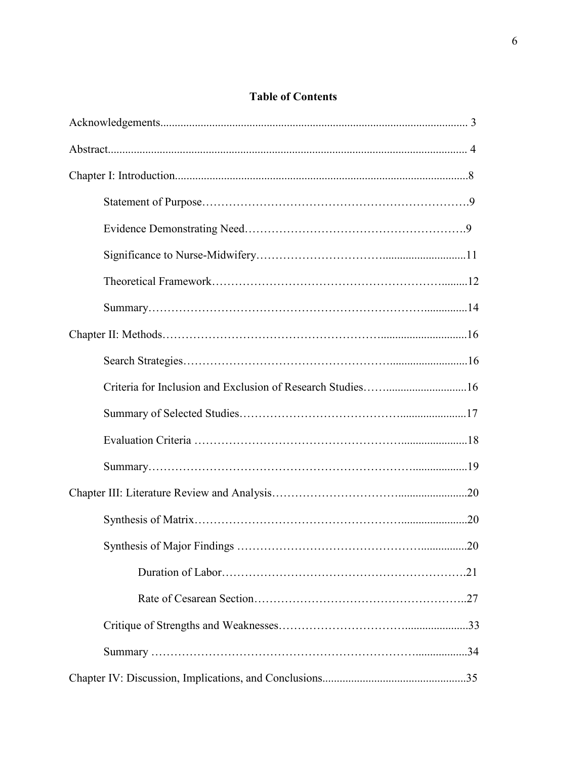# Table of Contents

Acknowledgements........................................................................................................... 3

Abstract............................................................................................................................ 4

Chapter I: Introduction.....................................................................................................8

Statement of Purpose…………………………………………………………….9

Evidence Demonstrating Need……………………………………………….9

Significance to Nurse-Midwifery………………………….............................11

Theoretical Framework……………………………………………………….........12

Summary………………………………………………………………...............14

Chapter II: Methods………………………………………………..............................16

Search Strategies…………………………………………….............................16

Criteria for Inclusion and Exclusion of Research Studies……............................16

Summary of Selected Studies………………………………….......................17

Evaluation Criteria ………………………………………….......................18

Summary………………………………………………………………..................19

Chapter III: Literature Review and Analysis…………………………........................20

Synthesis of Matrix……………………………………………........................20

Synthesis of Major Findings ………………………………………….................20

Duration of Labor……………………………………………………….21

Rate of Cesarean Section……………………………………………..27

Critique of Strengths and Weaknesses…………………………......................33

Summary ………………………………………………………….................34

Chapter IV: Discussion, Implications, and Conclusions..................................................35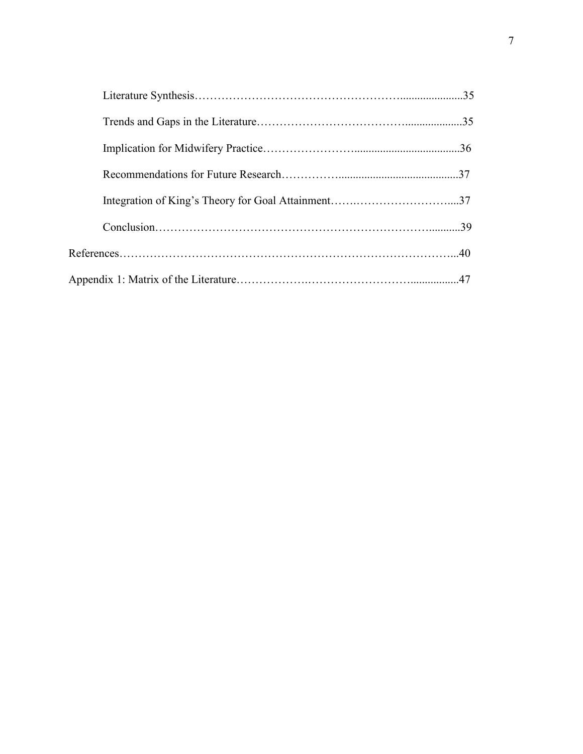Literature Synthesis……………………………………………......................35

Trends and Gaps in the Literature…………………………………....................35

Implication for Midwifery Practice……………………......................................36

Recommendations for Future Research……………..........................................37

Integration of King's Theory for Goal Attainment…….………………………....37

Conclusion………………………………………………………………...........39

References…………………………………………………………………………...40

Appendix 1: Matrix of the Literature……………….……………………….................47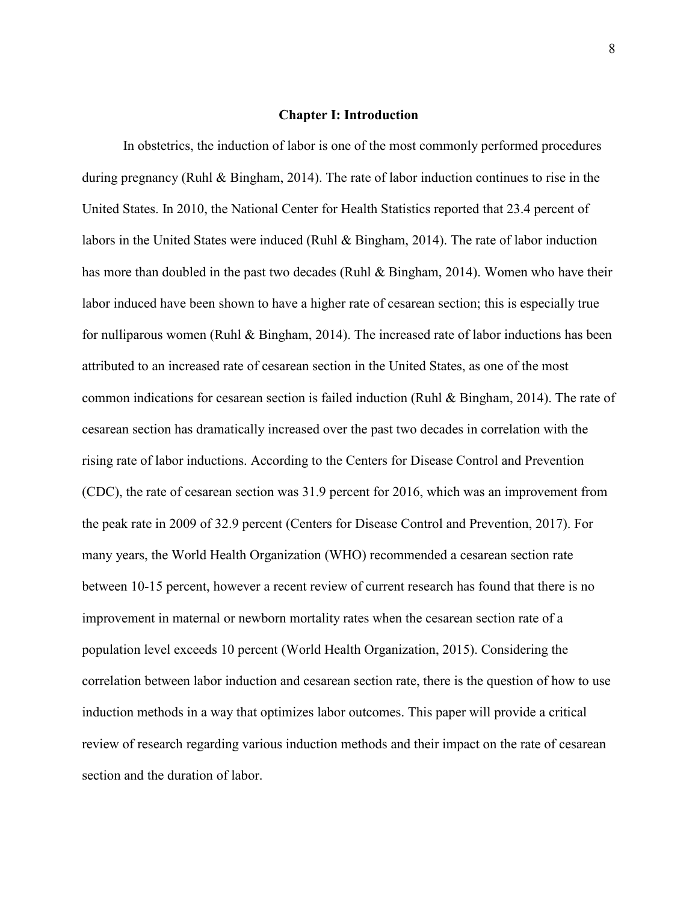# Chapter I: Introduction

In obstetrics, the induction of labor is one of the most commonly performed procedures during pregnancy (Ruhl & Bingham, 2014). The rate of labor induction continues to rise in the United States. In 2010, the National Center for Health Statistics reported that 23.4 percent of labors in the United States were induced (Ruhl & Bingham, 2014). The rate of labor induction has more than doubled in the past two decades (Ruhl & Bingham, 2014). Women who have their labor induced have been shown to have a higher rate of cesarean section; this is especially true for nulliparous women (Ruhl & Bingham, 2014). The increased rate of labor inductions has been attributed to an increased rate of cesarean section in the United States, as one of the most common indications for cesarean section is failed induction (Ruhl & Bingham, 2014). The rate of cesarean section has dramatically increased over the past two decades in correlation with the rising rate of labor inductions. According to the Centers for Disease Control and Prevention (CDC), the rate of cesarean section was 31.9 percent for 2016, which was an improvement from the peak rate in 2009 of 32.9 percent (Centers for Disease Control and Prevention, 2017). For many years, the World Health Organization (WHO) recommended a cesarean section rate between 10-15 percent, however a recent review of current research has found that there is no improvement in maternal or newborn mortality rates when the cesarean section rate of a population level exceeds 10 percent (World Health Organization, 2015). Considering the correlation between labor induction and cesarean section rate, there is the question of how to use induction methods in a way that optimizes labor outcomes. This paper will provide a critical review of research regarding various induction methods and their impact on the rate of cesarean section and the duration of labor.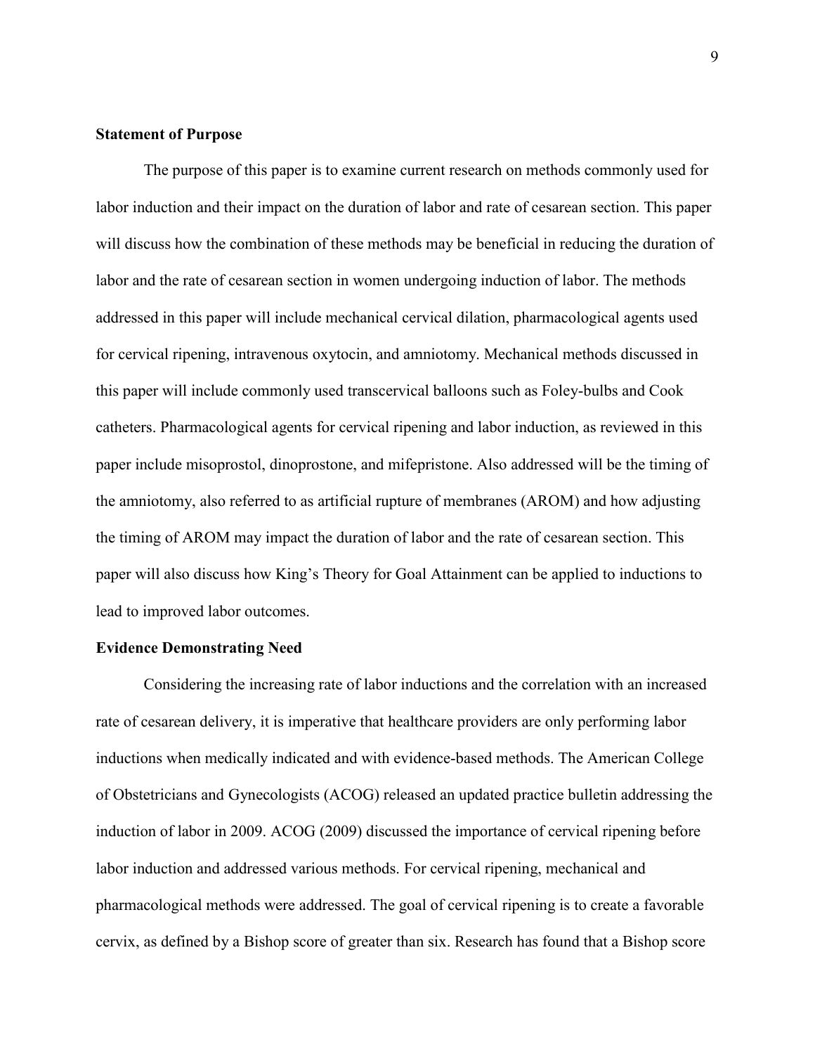**Statement of Purpose**

The purpose of this paper is to examine current research on methods commonly used for labor induction and their impact on the duration of labor and rate of cesarean section. This paper will discuss how the combination of these methods may be beneficial in reducing the duration of labor and the rate of cesarean section in women undergoing induction of labor. The methods addressed in this paper will include mechanical cervical dilation, pharmacological agents used for cervical ripening, intravenous oxytocin, and amniotomy. Mechanical methods discussed in this paper will include commonly used transcervical balloons such as Foley-bulbs and Cook catheters. Pharmacological agents for cervical ripening and labor induction, as reviewed in this paper include misoprostol, dinoprostone, and mifepristone. Also addressed will be the timing of the amniotomy, also referred to as artificial rupture of membranes (AROM) and how adjusting the timing of AROM may impact the duration of labor and the rate of cesarean section. This paper will also discuss how King's Theory for Goal Attainment can be applied to inductions to lead to improved labor outcomes.

**Evidence Demonstrating Need**

Considering the increasing rate of labor inductions and the correlation with an increased rate of cesarean delivery, it is imperative that healthcare providers are only performing labor inductions when medically indicated and with evidence-based methods. The American College of Obstetricians and Gynecologists (ACOG) released an updated practice bulletin addressing the induction of labor in 2009. ACOG (2009) discussed the importance of cervical ripening before labor induction and addressed various methods. For cervical ripening, mechanical and pharmacological methods were addressed. The goal of cervical ripening is to create a favorable cervix, as defined by a Bishop score of greater than six. Research has found that a Bishop score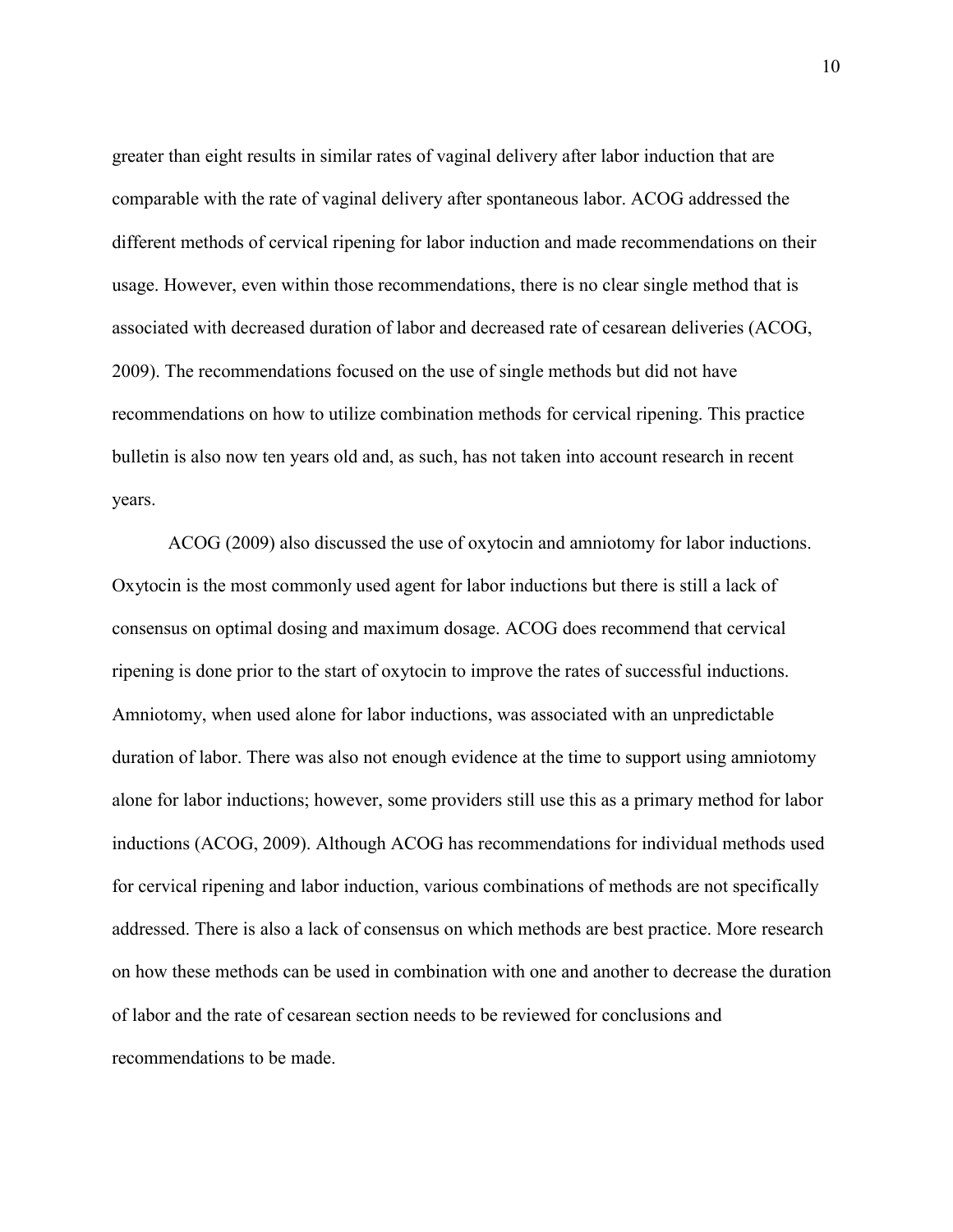greater than eight results in similar rates of vaginal delivery after labor induction that are comparable with the rate of vaginal delivery after spontaneous labor. ACOG addressed the different methods of cervical ripening for labor induction and made recommendations on their usage. However, even within those recommendations, there is no clear single method that is associated with decreased duration of labor and decreased rate of cesarean deliveries (ACOG, 2009). The recommendations focused on the use of single methods but did not have recommendations on how to utilize combination methods for cervical ripening. This practice bulletin is also now ten years old and, as such, has not taken into account research in recent years.

ACOG (2009) also discussed the use of oxytocin and amniotomy for labor inductions. Oxytocin is the most commonly used agent for labor inductions but there is still a lack of consensus on optimal dosing and maximum dosage. ACOG does recommend that cervical ripening is done prior to the start of oxytocin to improve the rates of successful inductions. Amniotomy, when used alone for labor inductions, was associated with an unpredictable duration of labor. There was also not enough evidence at the time to support using amniotomy alone for labor inductions; however, some providers still use this as a primary method for labor inductions (ACOG, 2009). Although ACOG has recommendations for individual methods used for cervical ripening and labor induction, various combinations of methods are not specifically addressed. There is also a lack of consensus on which methods are best practice. More research on how these methods can be used in combination with one and another to decrease the duration of labor and the rate of cesarean section needs to be reviewed for conclusions and recommendations to be made.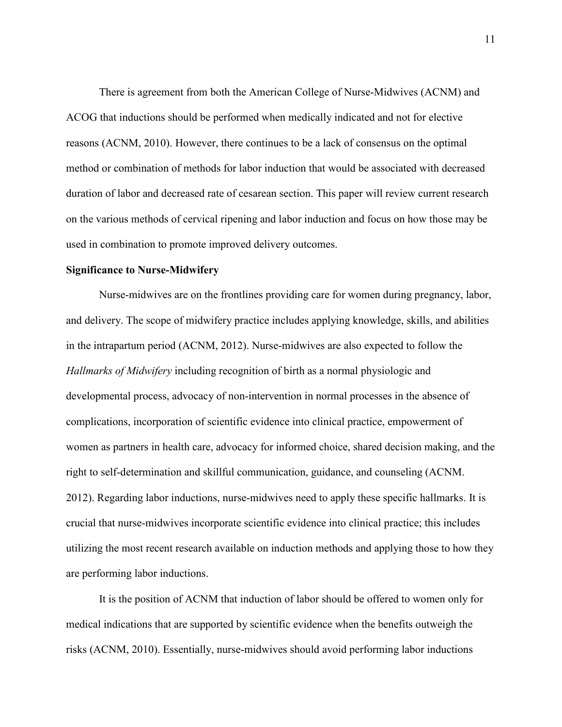There is agreement from both the American College of Nurse-Midwives (ACNM) and ACOG that inductions should be performed when medically indicated and not for elective reasons (ACNM, 2010). However, there continues to be a lack of consensus on the optimal method or combination of methods for labor induction that would be associated with decreased duration of labor and decreased rate of cesarean section. This paper will review current research on the various methods of cervical ripening and labor induction and focus on how those may be used in combination to promote improved delivery outcomes.

**Significance to Nurse-Midwifery**

Nurse-midwives are on the frontlines providing care for women during pregnancy, labor, and delivery. The scope of midwifery practice includes applying knowledge, skills, and abilities in the intrapartum period (ACNM, 2012). Nurse-midwives are also expected to follow the *Hallmarks of Midwifery* including recognition of birth as a normal physiologic and developmental process, advocacy of non-intervention in normal processes in the absence of complications, incorporation of scientific evidence into clinical practice, empowerment of women as partners in health care, advocacy for informed choice, shared decision making, and the right to self-determination and skillful communication, guidance, and counseling (ACNM. 2012). Regarding labor inductions, nurse-midwives need to apply these specific hallmarks. It is crucial that nurse-midwives incorporate scientific evidence into clinical practice; this includes utilizing the most recent research available on induction methods and applying those to how they are performing labor inductions.

It is the position of ACNM that induction of labor should be offered to women only for medical indications that are supported by scientific evidence when the benefits outweigh the risks (ACNM, 2010). Essentially, nurse-midwives should avoid performing labor inductions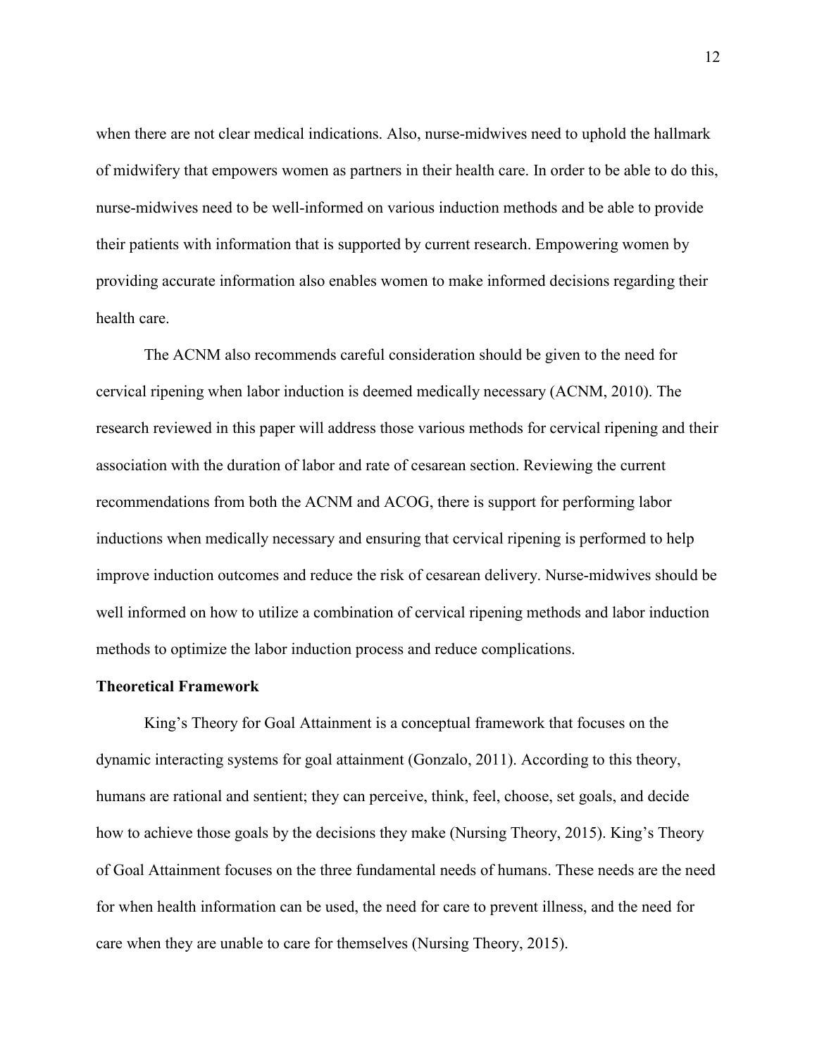when there are not clear medical indications. Also, nurse-midwives need to uphold the hallmark of midwifery that empowers women as partners in their health care. In order to be able to do this, nurse-midwives need to be well-informed on various induction methods and be able to provide their patients with information that is supported by current research. Empowering women by providing accurate information also enables women to make informed decisions regarding their health care.

The ACNM also recommends careful consideration should be given to the need for cervical ripening when labor induction is deemed medically necessary (ACNM, 2010). The research reviewed in this paper will address those various methods for cervical ripening and their association with the duration of labor and rate of cesarean section. Reviewing the current recommendations from both the ACNM and ACOG, there is support for performing labor inductions when medically necessary and ensuring that cervical ripening is performed to help improve induction outcomes and reduce the risk of cesarean delivery. Nurse-midwives should be well informed on how to utilize a combination of cervical ripening methods and labor induction methods to optimize the labor induction process and reduce complications.

**Theoretical Framework**

King's Theory for Goal Attainment is a conceptual framework that focuses on the dynamic interacting systems for goal attainment (Gonzalo, 2011). According to this theory, humans are rational and sentient; they can perceive, think, feel, choose, set goals, and decide how to achieve those goals by the decisions they make (Nursing Theory, 2015). King's Theory of Goal Attainment focuses on the three fundamental needs of humans. These needs are the need for when health information can be used, the need for care to prevent illness, and the need for care when they are unable to care for themselves (Nursing Theory, 2015).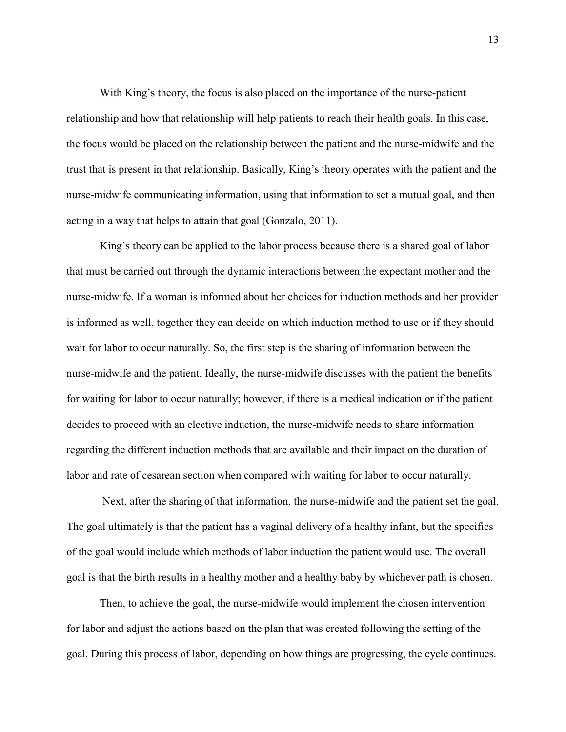With King's theory, the focus is also placed on the importance of the nurse-patient relationship and how that relationship will help patients to reach their health goals. In this case, the focus would be placed on the relationship between the patient and the nurse-midwife and the trust that is present in that relationship. Basically, King's theory operates with the patient and the nurse-midwife communicating information, using that information to set a mutual goal, and then acting in a way that helps to attain that goal (Gonzalo, 2011).

King's theory can be applied to the labor process because there is a shared goal of labor that must be carried out through the dynamic interactions between the expectant mother and the nurse-midwife. If a woman is informed about her choices for induction methods and her provider is informed as well, together they can decide on which induction method to use or if they should wait for labor to occur naturally. So, the first step is the sharing of information between the nurse-midwife and the patient. Ideally, the nurse-midwife discusses with the patient the benefits for waiting for labor to occur naturally; however, if there is a medical indication or if the patient decides to proceed with an elective induction, the nurse-midwife needs to share information regarding the different induction methods that are available and their impact on the duration of labor and rate of cesarean section when compared with waiting for labor to occur naturally.

Next, after the sharing of that information, the nurse-midwife and the patient set the goal. The goal ultimately is that the patient has a vaginal delivery of a healthy infant, but the specifics of the goal would include which methods of labor induction the patient would use. The overall goal is that the birth results in a healthy mother and a healthy baby by whichever path is chosen.

Then, to achieve the goal, the nurse-midwife would implement the chosen intervention for labor and adjust the actions based on the plan that was created following the setting of the goal. During this process of labor, depending on how things are progressing, the cycle continues.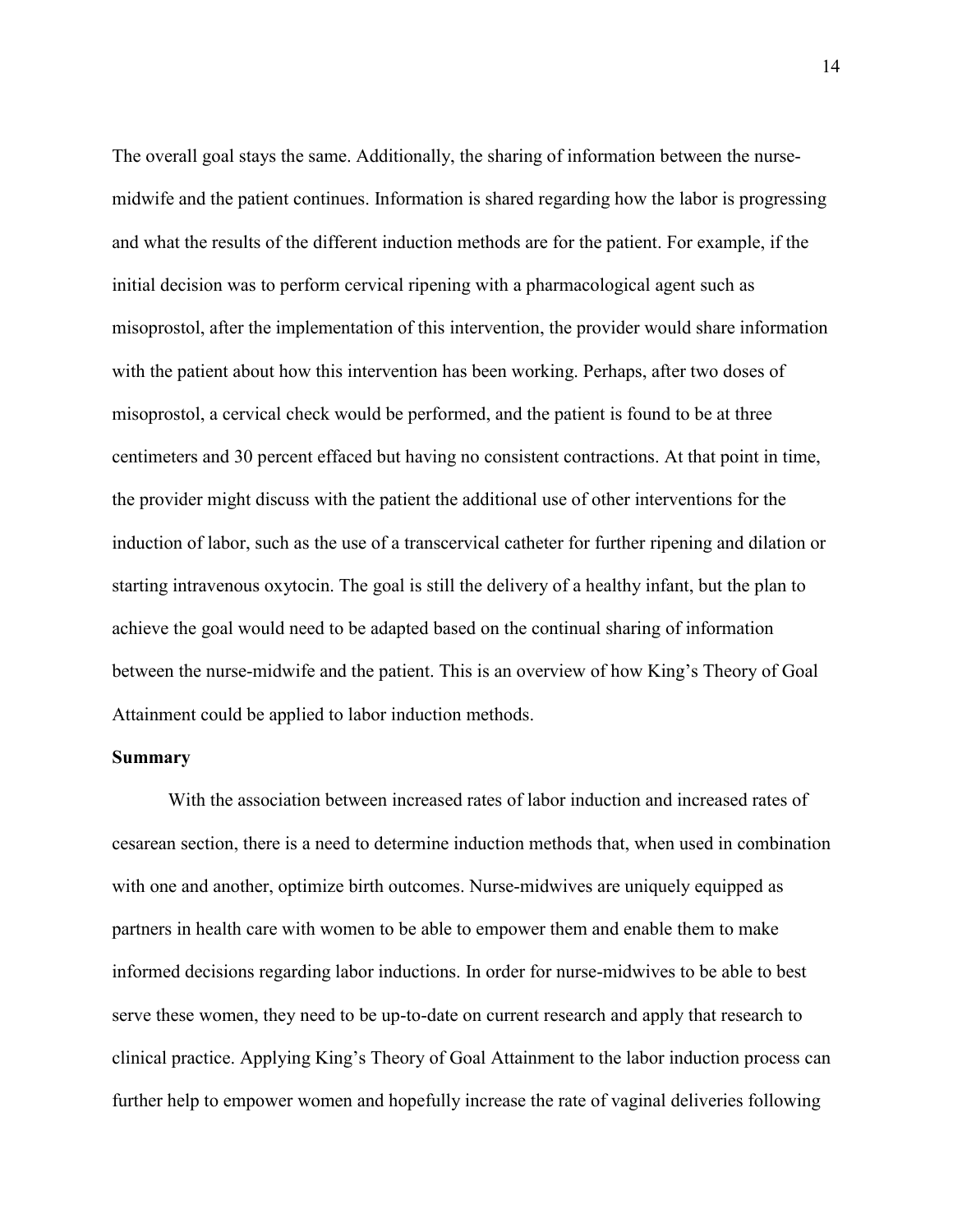The overall goal stays the same. Additionally, the sharing of information between the nurse-midwife and the patient continues. Information is shared regarding how the labor is progressing and what the results of the different induction methods are for the patient. For example, if the initial decision was to perform cervical ripening with a pharmacological agent such as misoprostol, after the implementation of this intervention, the provider would share information with the patient about how this intervention has been working. Perhaps, after two doses of misoprostol, a cervical check would be performed, and the patient is found to be at three centimeters and 30 percent effaced but having no consistent contractions. At that point in time, the provider might discuss with the patient the additional use of other interventions for the induction of labor, such as the use of a transcervical catheter for further ripening and dilation or starting intravenous oxytocin. The goal is still the delivery of a healthy infant, but the plan to achieve the goal would need to be adapted based on the continual sharing of information between the nurse-midwife and the patient. This is an overview of how King's Theory of Goal Attainment could be applied to labor induction methods.

**Summary**

With the association between increased rates of labor induction and increased rates of cesarean section, there is a need to determine induction methods that, when used in combination with one and another, optimize birth outcomes. Nurse-midwives are uniquely equipped as partners in health care with women to be able to empower them and enable them to make informed decisions regarding labor inductions. In order for nurse-midwives to be able to best serve these women, they need to be up-to-date on current research and apply that research to clinical practice. Applying King's Theory of Goal Attainment to the labor induction process can further help to empower women and hopefully increase the rate of vaginal deliveries following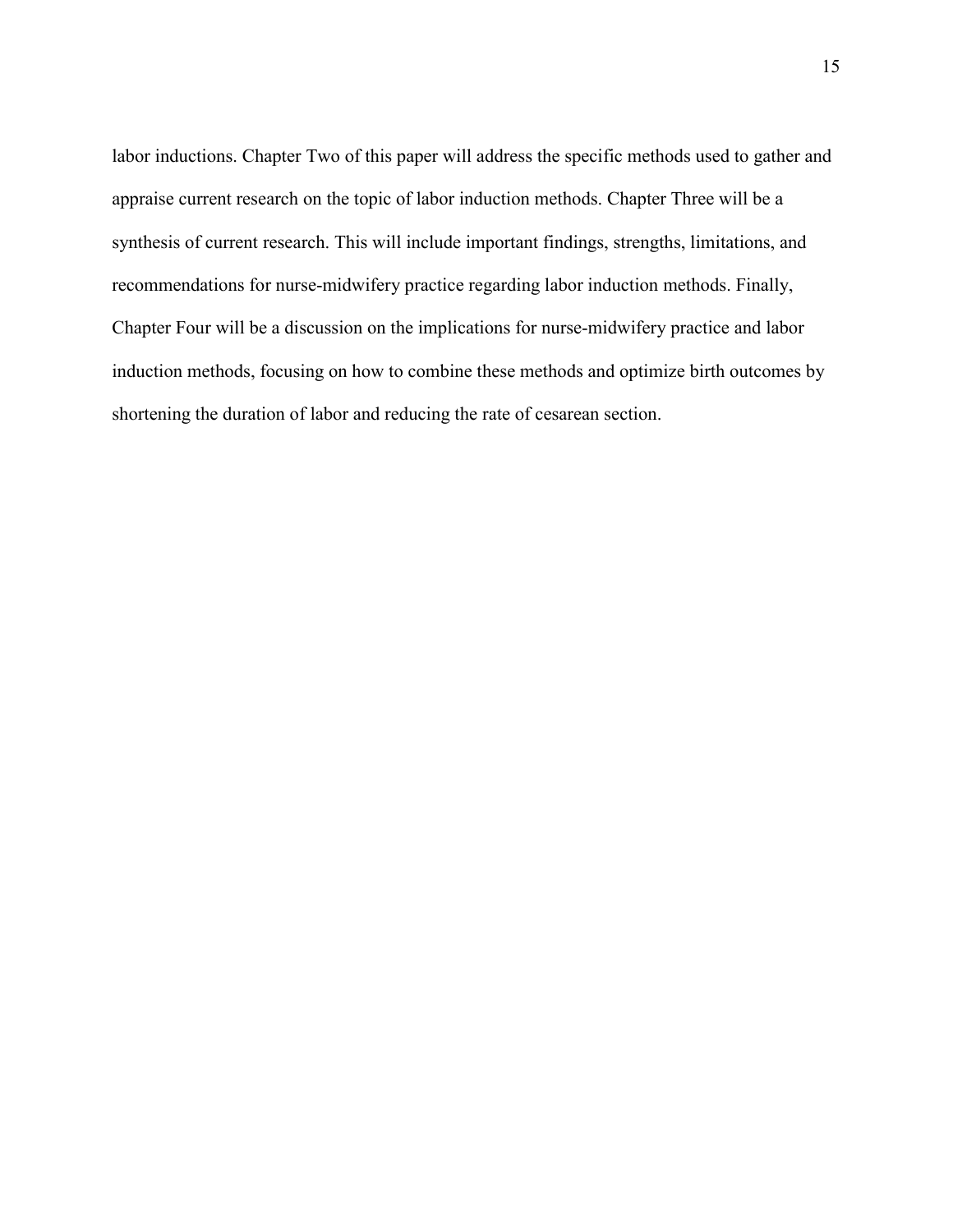labor inductions. Chapter Two of this paper will address the specific methods used to gather and appraise current research on the topic of labor induction methods. Chapter Three will be a synthesis of current research. This will include important findings, strengths, limitations, and recommendations for nurse-midwifery practice regarding labor induction methods. Finally, Chapter Four will be a discussion on the implications for nurse-midwifery practice and labor induction methods, focusing on how to combine these methods and optimize birth outcomes by shortening the duration of labor and reducing the rate of cesarean section.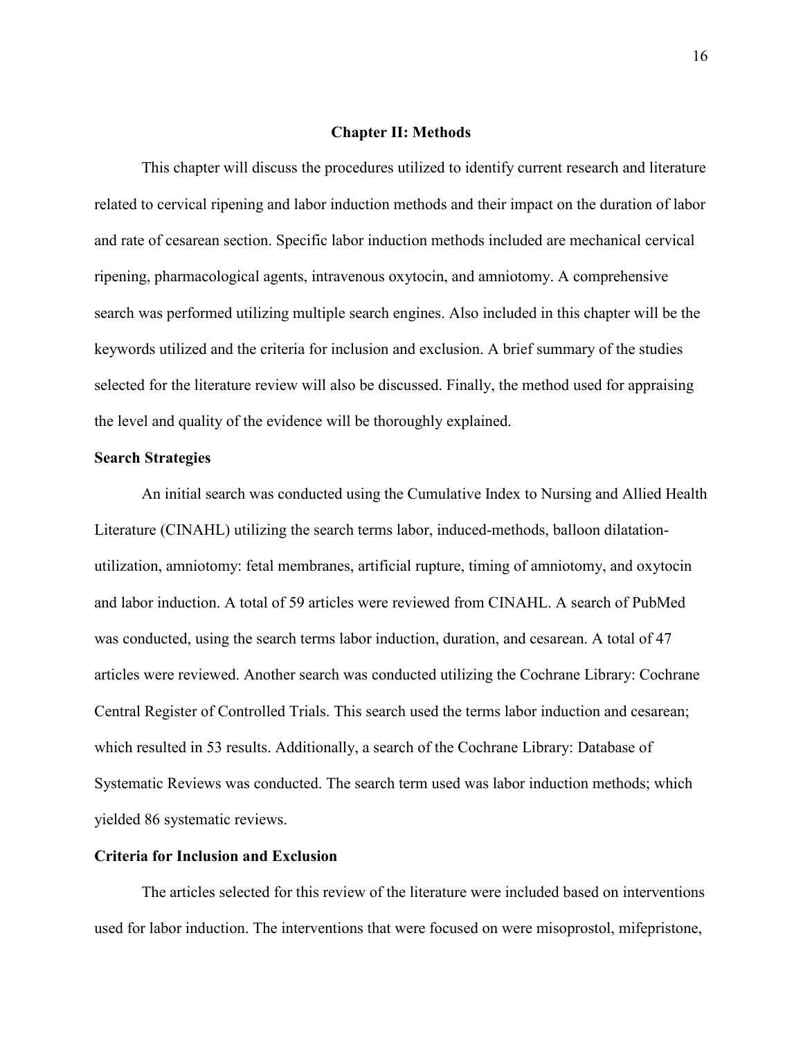# Chapter II: Methods

This chapter will discuss the procedures utilized to identify current research and literature related to cervical ripening and labor induction methods and their impact on the duration of labor and rate of cesarean section. Specific labor induction methods included are mechanical cervical ripening, pharmacological agents, intravenous oxytocin, and amniotomy. A comprehensive search was performed utilizing multiple search engines. Also included in this chapter will be the keywords utilized and the criteria for inclusion and exclusion. A brief summary of the studies selected for the literature review will also be discussed. Finally, the method used for appraising the level and quality of the evidence will be thoroughly explained.

## Search Strategies

An initial search was conducted using the Cumulative Index to Nursing and Allied Health Literature (CINAHL) utilizing the search terms labor, induced-methods, balloon dilatation-utilization, amniotomy: fetal membranes, artificial rupture, timing of amniotomy, and oxytocin and labor induction. A total of 59 articles were reviewed from CINAHL. A search of PubMed was conducted, using the search terms labor induction, duration, and cesarean. A total of 47 articles were reviewed. Another search was conducted utilizing the Cochrane Library: Cochrane Central Register of Controlled Trials. This search used the terms labor induction and cesarean; which resulted in 53 results. Additionally, a search of the Cochrane Library: Database of Systematic Reviews was conducted. The search term used was labor induction methods; which yielded 86 systematic reviews.

## Criteria for Inclusion and Exclusion

The articles selected for this review of the literature were included based on interventions used for labor induction. The interventions that were focused on were misoprostol, mifepristone,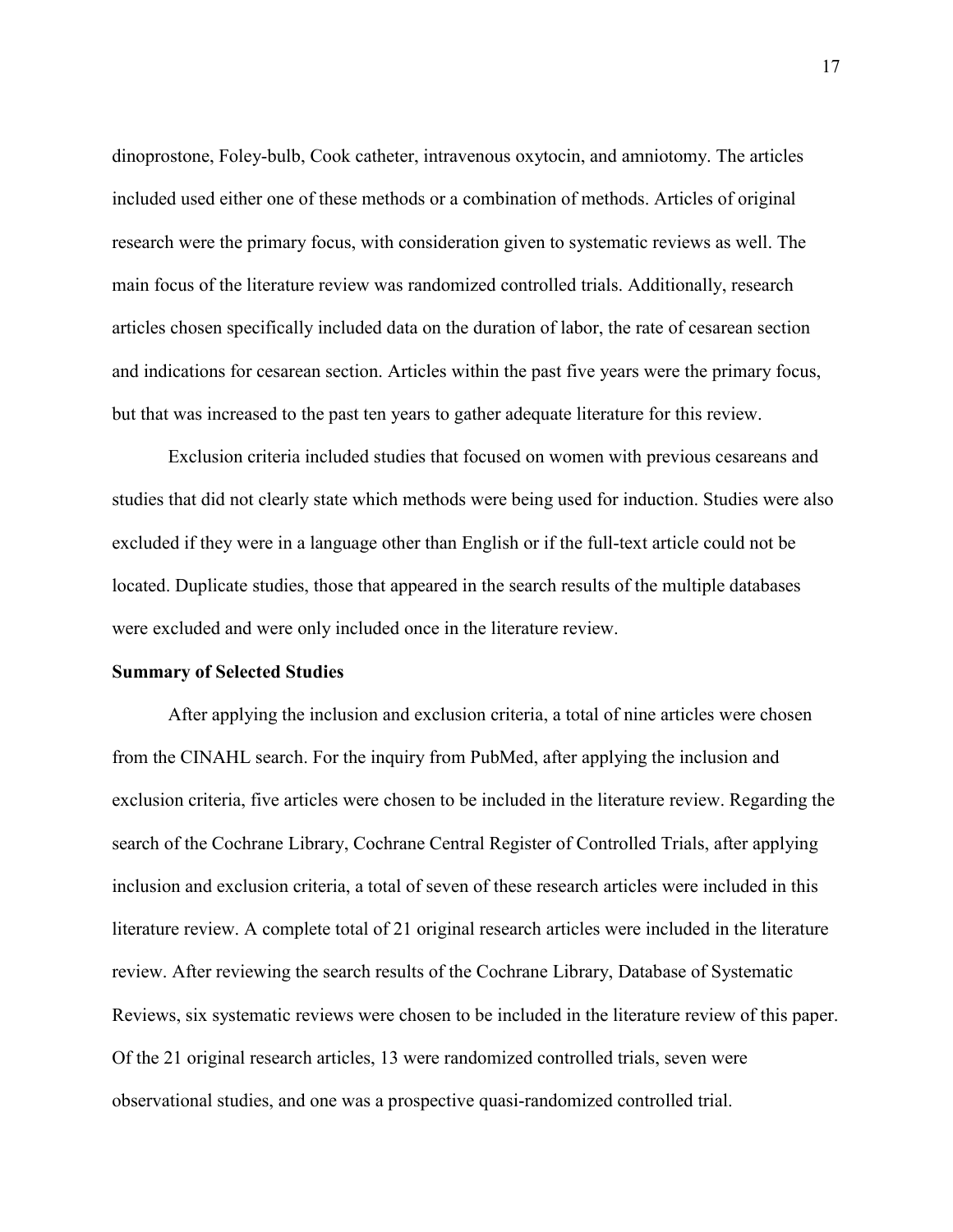dinoprostone, Foley-bulb, Cook catheter, intravenous oxytocin, and amniotomy. The articles included used either one of these methods or a combination of methods. Articles of original research were the primary focus, with consideration given to systematic reviews as well. The main focus of the literature review was randomized controlled trials. Additionally, research articles chosen specifically included data on the duration of labor, the rate of cesarean section and indications for cesarean section. Articles within the past five years were the primary focus, but that was increased to the past ten years to gather adequate literature for this review.

Exclusion criteria included studies that focused on women with previous cesareans and studies that did not clearly state which methods were being used for induction. Studies were also excluded if they were in a language other than English or if the full-text article could not be located. Duplicate studies, those that appeared in the search results of the multiple databases were excluded and were only included once in the literature review.

**Summary of Selected Studies**

After applying the inclusion and exclusion criteria, a total of nine articles were chosen from the CINAHL search. For the inquiry from PubMed, after applying the inclusion and exclusion criteria, five articles were chosen to be included in the literature review. Regarding the search of the Cochrane Library, Cochrane Central Register of Controlled Trials, after applying inclusion and exclusion criteria, a total of seven of these research articles were included in this literature review. A complete total of 21 original research articles were included in the literature review. After reviewing the search results of the Cochrane Library, Database of Systematic Reviews, six systematic reviews were chosen to be included in the literature review of this paper. Of the 21 original research articles, 13 were randomized controlled trials, seven were observational studies, and one was a prospective quasi-randomized controlled trial.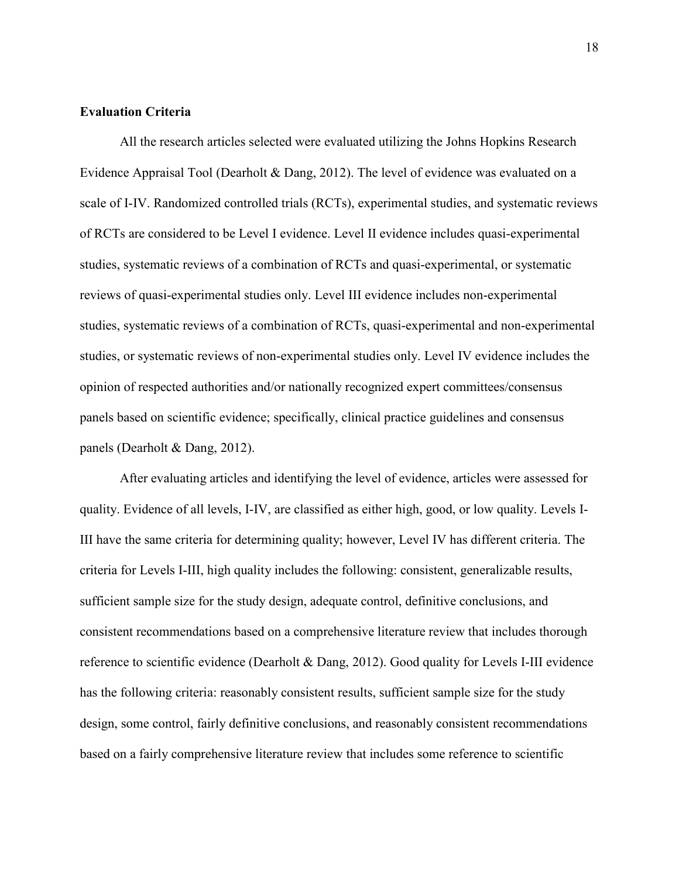**Evaluation Criteria**

All the research articles selected were evaluated utilizing the Johns Hopkins Research Evidence Appraisal Tool (Dearholt & Dang, 2012). The level of evidence was evaluated on a scale of I-IV. Randomized controlled trials (RCTs), experimental studies, and systematic reviews of RCTs are considered to be Level I evidence. Level II evidence includes quasi-experimental studies, systematic reviews of a combination of RCTs and quasi-experimental, or systematic reviews of quasi-experimental studies only. Level III evidence includes non-experimental studies, systematic reviews of a combination of RCTs, quasi-experimental and non-experimental studies, or systematic reviews of non-experimental studies only. Level IV evidence includes the opinion of respected authorities and/or nationally recognized expert committees/consensus panels based on scientific evidence; specifically, clinical practice guidelines and consensus panels (Dearholt & Dang, 2012).

After evaluating articles and identifying the level of evidence, articles were assessed for quality. Evidence of all levels, I-IV, are classified as either high, good, or low quality. Levels I-III have the same criteria for determining quality; however, Level IV has different criteria. The criteria for Levels I-III, high quality includes the following: consistent, generalizable results, sufficient sample size for the study design, adequate control, definitive conclusions, and consistent recommendations based on a comprehensive literature review that includes thorough reference to scientific evidence (Dearholt & Dang, 2012). Good quality for Levels I-III evidence has the following criteria: reasonably consistent results, sufficient sample size for the study design, some control, fairly definitive conclusions, and reasonably consistent recommendations based on a fairly comprehensive literature review that includes some reference to scientific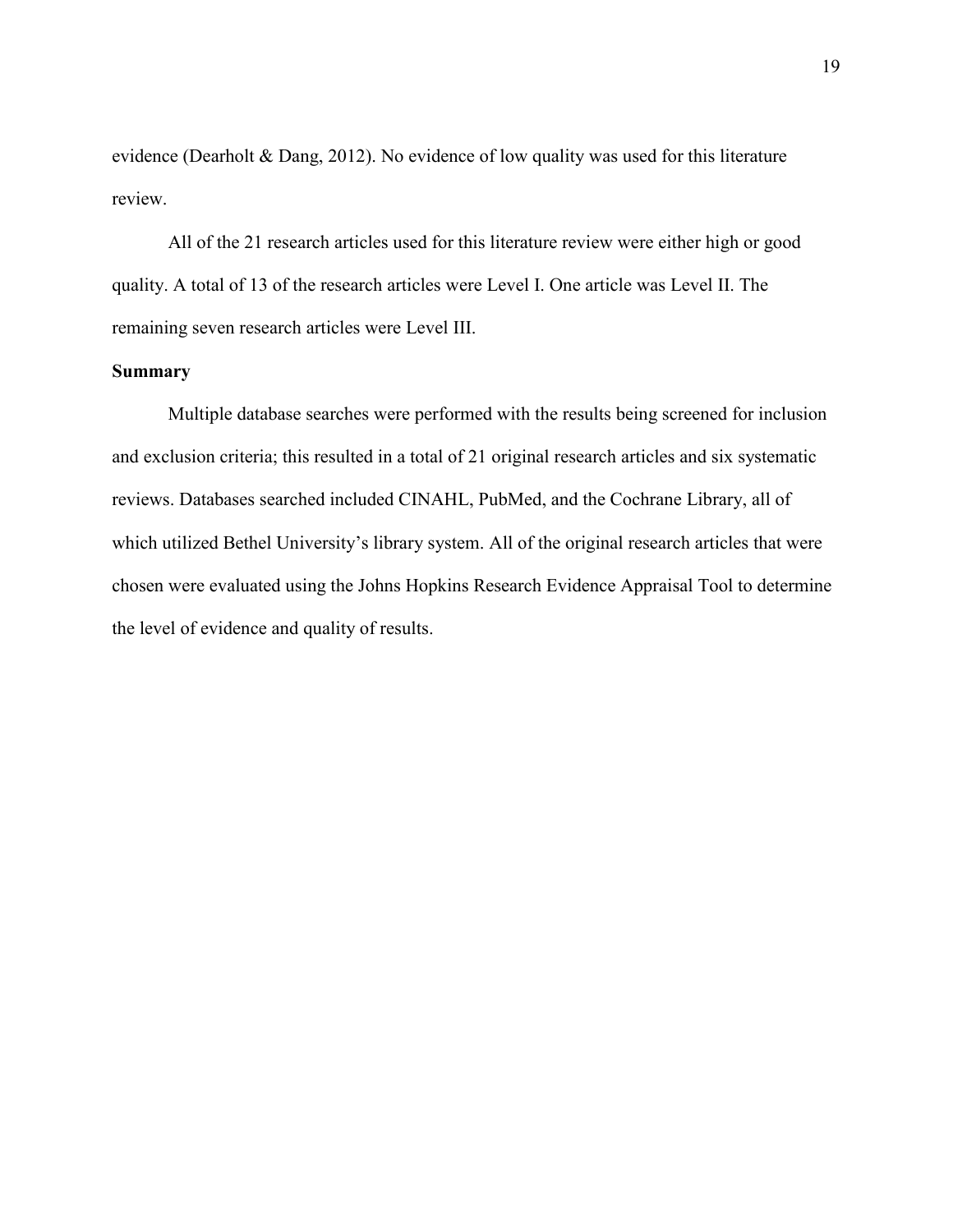evidence (Dearholt & Dang, 2012). No evidence of low quality was used for this literature review.

All of the 21 research articles used for this literature review were either high or good quality. A total of 13 of the research articles were Level I. One article was Level II. The remaining seven research articles were Level III.

**Summary**

Multiple database searches were performed with the results being screened for inclusion and exclusion criteria; this resulted in a total of 21 original research articles and six systematic reviews. Databases searched included CINAHL, PubMed, and the Cochrane Library, all of which utilized Bethel University's library system. All of the original research articles that were chosen were evaluated using the Johns Hopkins Research Evidence Appraisal Tool to determine the level of evidence and quality of results.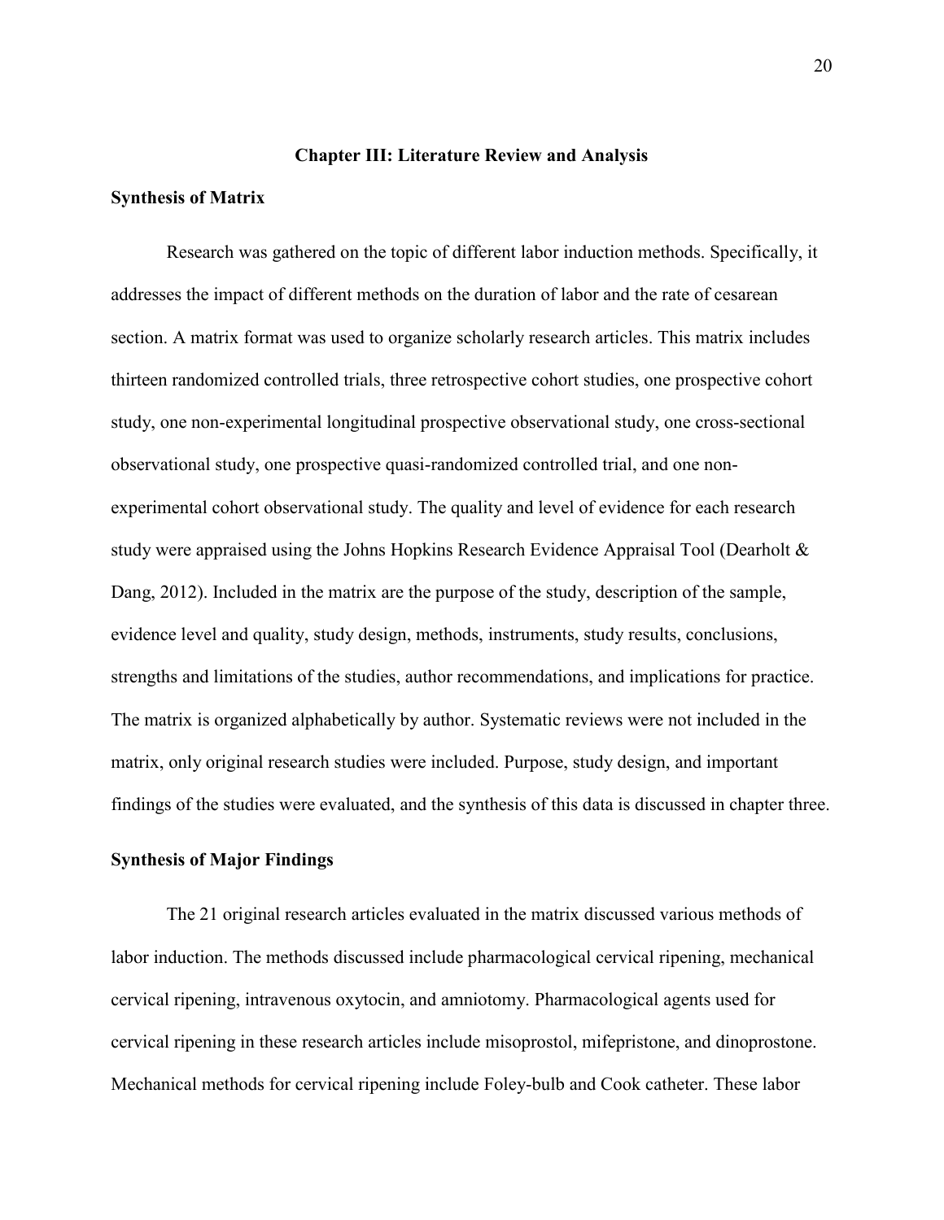# Chapter III: Literature Review and Analysis

## Synthesis of Matrix

Research was gathered on the topic of different labor induction methods. Specifically, it addresses the impact of different methods on the duration of labor and the rate of cesarean section. A matrix format was used to organize scholarly research articles. This matrix includes thirteen randomized controlled trials, three retrospective cohort studies, one prospective cohort study, one non-experimental longitudinal prospective observational study, one cross-sectional observational study, one prospective quasi-randomized controlled trial, and one non-experimental cohort observational study. The quality and level of evidence for each research study were appraised using the Johns Hopkins Research Evidence Appraisal Tool (Dearholt & Dang, 2012). Included in the matrix are the purpose of the study, description of the sample, evidence level and quality, study design, methods, instruments, study results, conclusions, strengths and limitations of the studies, author recommendations, and implications for practice. The matrix is organized alphabetically by author. Systematic reviews were not included in the matrix, only original research studies were included. Purpose, study design, and important findings of the studies were evaluated, and the synthesis of this data is discussed in chapter three.

## Synthesis of Major Findings

The 21 original research articles evaluated in the matrix discussed various methods of labor induction. The methods discussed include pharmacological cervical ripening, mechanical cervical ripening, intravenous oxytocin, and amniotomy. Pharmacological agents used for cervical ripening in these research articles include misoprostol, mifepristone, and dinoprostone. Mechanical methods for cervical ripening include Foley-bulb and Cook catheter. These labor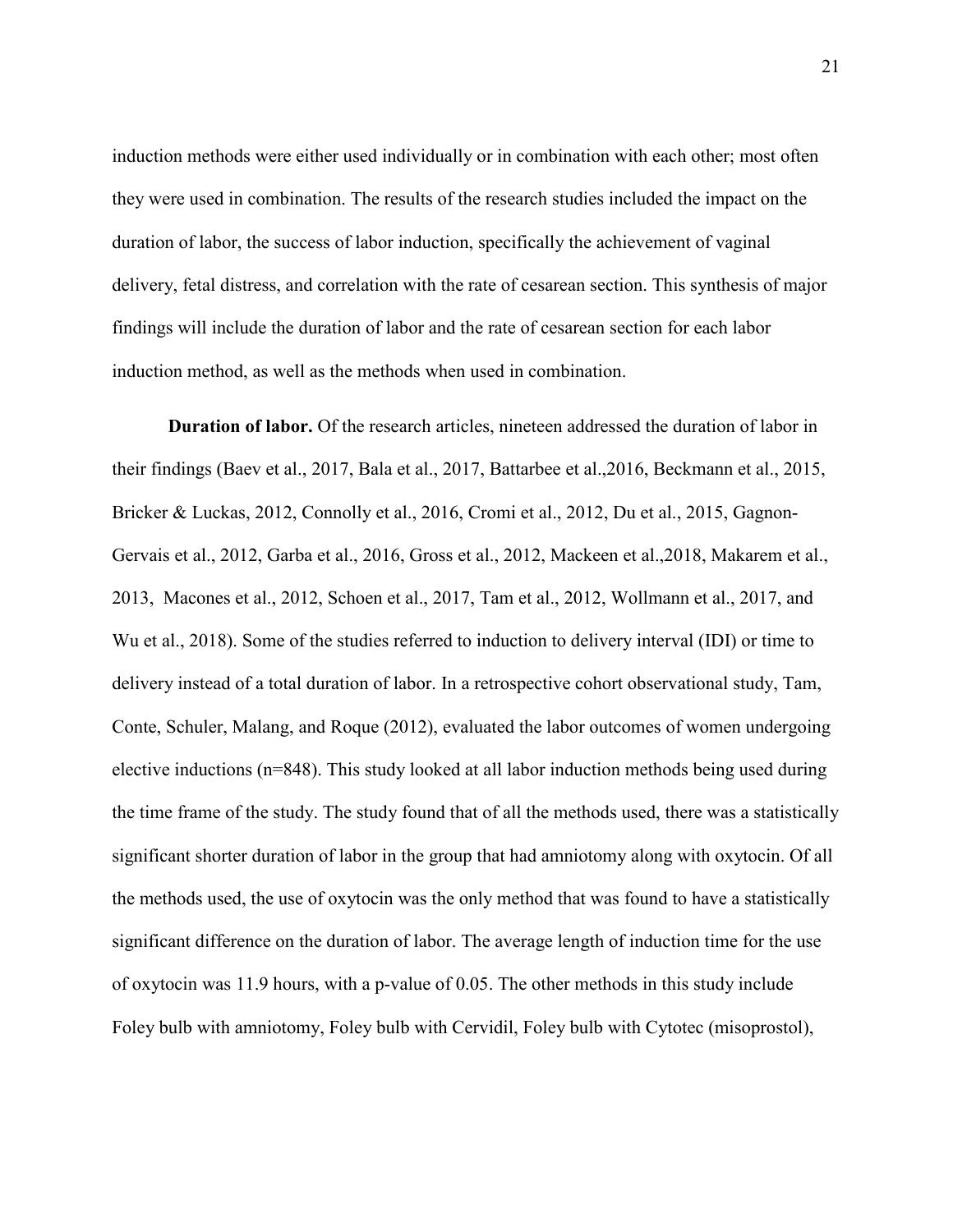induction methods were either used individually or in combination with each other; most often they were used in combination. The results of the research studies included the impact on the duration of labor, the success of labor induction, specifically the achievement of vaginal delivery, fetal distress, and correlation with the rate of cesarean section. This synthesis of major findings will include the duration of labor and the rate of cesarean section for each labor induction method, as well as the methods when used in combination.

**Duration of labor.** Of the research articles, nineteen addressed the duration of labor in their findings (Baev et al., 2017, Bala et al., 2017, Battarbee et al.,2016, Beckmann et al., 2015, Bricker & Luckas, 2012, Connolly et al., 2016, Cromi et al., 2012, Du et al., 2015, Gagnon-Gervais et al., 2012, Garba et al., 2016, Gross et al., 2012, Mackeen et al.,2018, Makarem et al., 2013, Macones et al., 2012, Schoen et al., 2017, Tam et al., 2012, Wollmann et al., 2017, and Wu et al., 2018). Some of the studies referred to induction to delivery interval (IDI) or time to delivery instead of a total duration of labor. In a retrospective cohort observational study, Tam, Conte, Schuler, Malang, and Roque (2012), evaluated the labor outcomes of women undergoing elective inductions (n=848). This study looked at all labor induction methods being used during the time frame of the study. The study found that of all the methods used, there was a statistically significant shorter duration of labor in the group that had amniotomy along with oxytocin. Of all the methods used, the use of oxytocin was the only method that was found to have a statistically significant difference on the duration of labor. The average length of induction time for the use of oxytocin was 11.9 hours, with a p-value of 0.05. The other methods in this study include Foley bulb with amniotomy, Foley bulb with Cervidil, Foley bulb with Cytotec (misoprostol),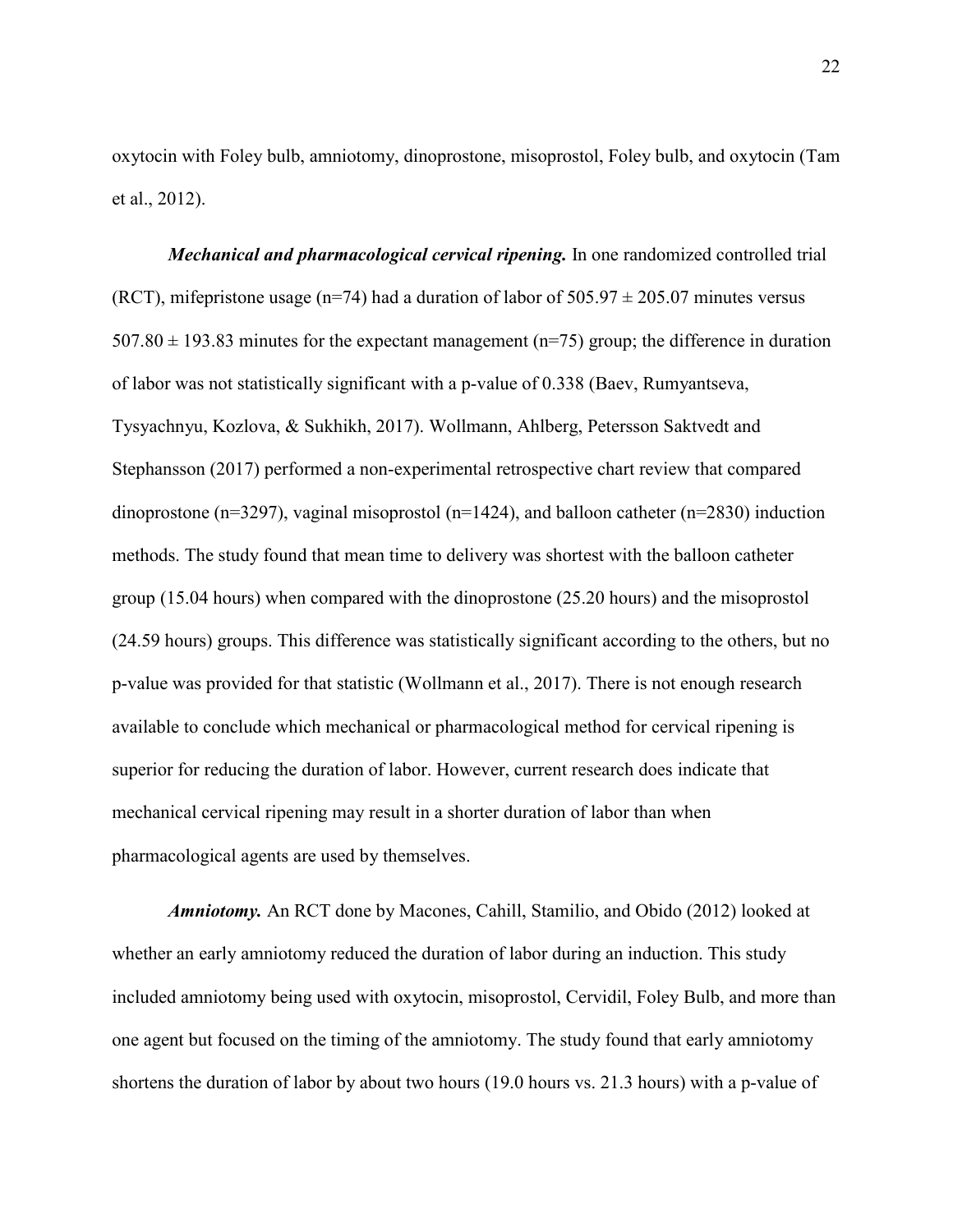oxytocin with Foley bulb, amniotomy, dinoprostone, misoprostol, Foley bulb, and oxytocin (Tam et al., 2012).

***Mechanical and pharmacological cervical ripening.*** In one randomized controlled trial (RCT), mifepristone usage (n=74) had a duration of labor of 505.97 ± 205.07 minutes versus 507.80 ± 193.83 minutes for the expectant management (n=75) group; the difference in duration of labor was not statistically significant with a p-value of 0.338 (Baev, Rumyantseva, Tysyachnyu, Kozlova, & Sukhikh, 2017). Wollmann, Ahlberg, Petersson Saktvedt and Stephansson (2017) performed a non-experimental retrospective chart review that compared dinoprostone (n=3297), vaginal misoprostol (n=1424), and balloon catheter (n=2830) induction methods. The study found that mean time to delivery was shortest with the balloon catheter group (15.04 hours) when compared with the dinoprostone (25.20 hours) and the misoprostol (24.59 hours) groups. This difference was statistically significant according to the others, but no p-value was provided for that statistic (Wollmann et al., 2017). There is not enough research available to conclude which mechanical or pharmacological method for cervical ripening is superior for reducing the duration of labor. However, current research does indicate that mechanical cervical ripening may result in a shorter duration of labor than when pharmacological agents are used by themselves.

***Amniotomy.*** An RCT done by Macones, Cahill, Stamilio, and Obido (2012) looked at whether an early amniotomy reduced the duration of labor during an induction. This study included amniotomy being used with oxytocin, misoprostol, Cervidil, Foley Bulb, and more than one agent but focused on the timing of the amniotomy. The study found that early amniotomy shortens the duration of labor by about two hours (19.0 hours vs. 21.3 hours) with a p-value of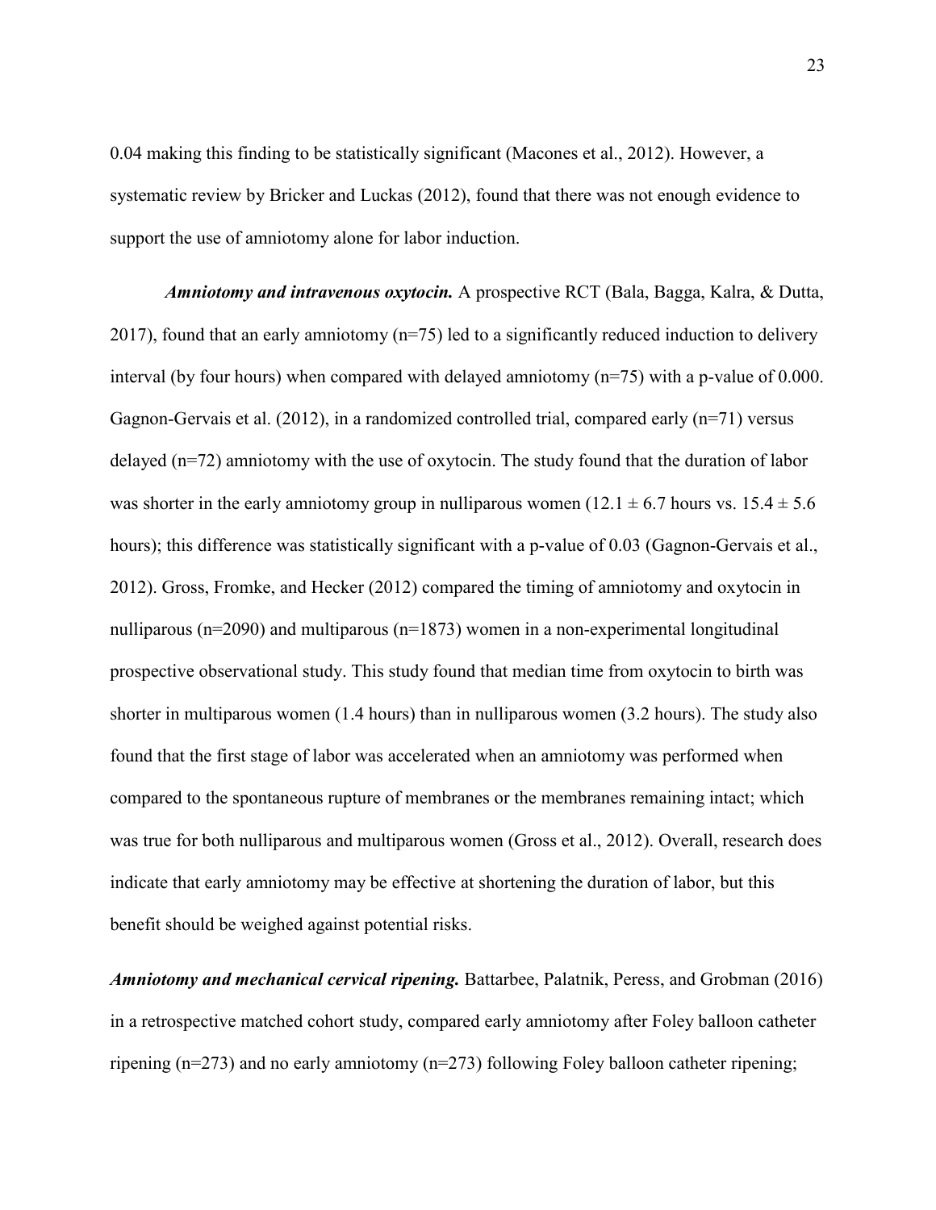0.04 making this finding to be statistically significant (Macones et al., 2012). However, a systematic review by Bricker and Luckas (2012), found that there was not enough evidence to support the use of amniotomy alone for labor induction.

***Amniotomy and intravenous oxytocin.*** A prospective RCT (Bala, Bagga, Kalra, & Dutta, 2017), found that an early amniotomy (n=75) led to a significantly reduced induction to delivery interval (by four hours) when compared with delayed amniotomy (n=75) with a p-value of 0.000. Gagnon-Gervais et al. (2012), in a randomized controlled trial, compared early (n=71) versus delayed (n=72) amniotomy with the use of oxytocin. The study found that the duration of labor was shorter in the early amniotomy group in nulliparous women ($12.1 \pm 6.7$ hours vs. $15.4 \pm 5.6$ hours); this difference was statistically significant with a p-value of 0.03 (Gagnon-Gervais et al., 2012). Gross, Fromke, and Hecker (2012) compared the timing of amniotomy and oxytocin in nulliparous (n=2090) and multiparous (n=1873) women in a non-experimental longitudinal prospective observational study. This study found that median time from oxytocin to birth was shorter in multiparous women (1.4 hours) than in nulliparous women (3.2 hours). The study also found that the first stage of labor was accelerated when an amniotomy was performed when compared to the spontaneous rupture of membranes or the membranes remaining intact; which was true for both nulliparous and multiparous women (Gross et al., 2012). Overall, research does indicate that early amniotomy may be effective at shortening the duration of labor, but this benefit should be weighed against potential risks.

***Amniotomy and mechanical cervical ripening.*** Battarbee, Palatnik, Peress, and Grobman (2016) in a retrospective matched cohort study, compared early amniotomy after Foley balloon catheter ripening (n=273) and no early amniotomy (n=273) following Foley balloon catheter ripening;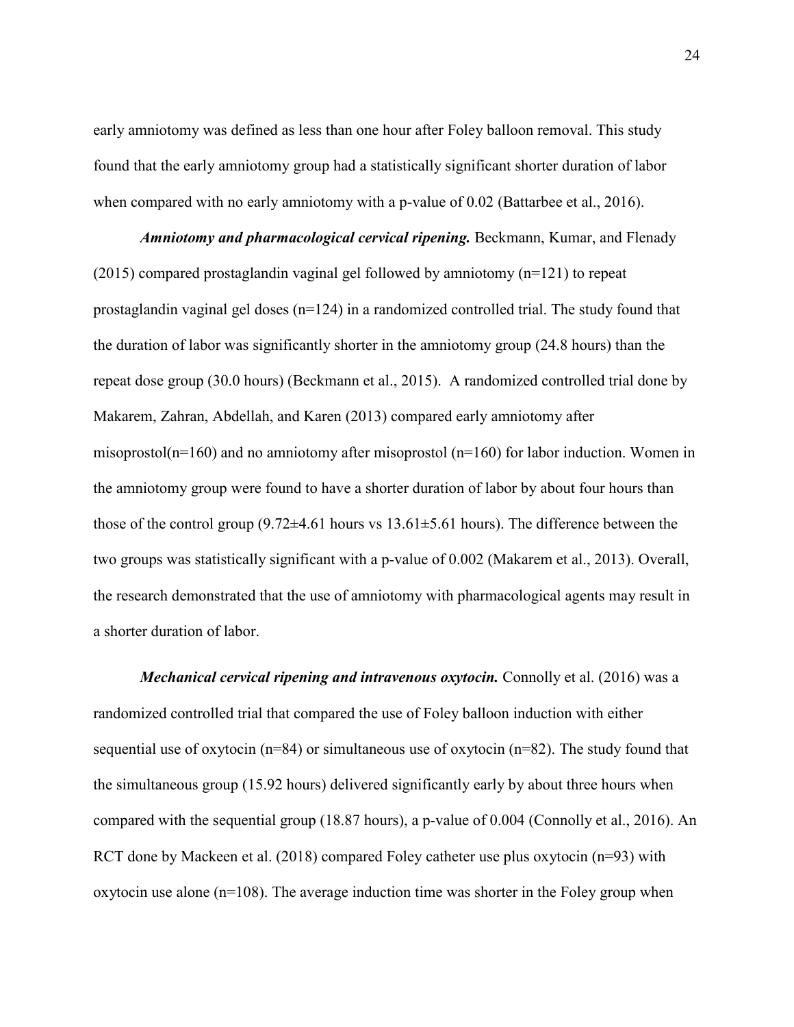early amniotomy was defined as less than one hour after Foley balloon removal. This study found that the early amniotomy group had a statistically significant shorter duration of labor when compared with no early amniotomy with a p-value of 0.02 (Battarbee et al., 2016).

***Amniotomy and pharmacological cervical ripening.*** Beckmann, Kumar, and Flenady (2015) compared prostaglandin vaginal gel followed by amniotomy (n=121) to repeat prostaglandin vaginal gel doses (n=124) in a randomized controlled trial. The study found that the duration of labor was significantly shorter in the amniotomy group (24.8 hours) than the repeat dose group (30.0 hours) (Beckmann et al., 2015). A randomized controlled trial done by Makarem, Zahran, Abdellah, and Karen (2013) compared early amniotomy after misoprostol(n=160) and no amniotomy after misoprostol (n=160) for labor induction. Women in the amniotomy group were found to have a shorter duration of labor by about four hours than those of the control group (9.72±4.61 hours vs 13.61±5.61 hours). The difference between the two groups was statistically significant with a p-value of 0.002 (Makarem et al., 2013). Overall, the research demonstrated that the use of amniotomy with pharmacological agents may result in a shorter duration of labor.

***Mechanical cervical ripening and intravenous oxytocin.*** Connolly et al. (2016) was a randomized controlled trial that compared the use of Foley balloon induction with either sequential use of oxytocin (n=84) or simultaneous use of oxytocin (n=82). The study found that the simultaneous group (15.92 hours) delivered significantly early by about three hours when compared with the sequential group (18.87 hours), a p-value of 0.004 (Connolly et al., 2016). An RCT done by Mackeen et al. (2018) compared Foley catheter use plus oxytocin (n=93) with oxytocin use alone (n=108). The average induction time was shorter in the Foley group when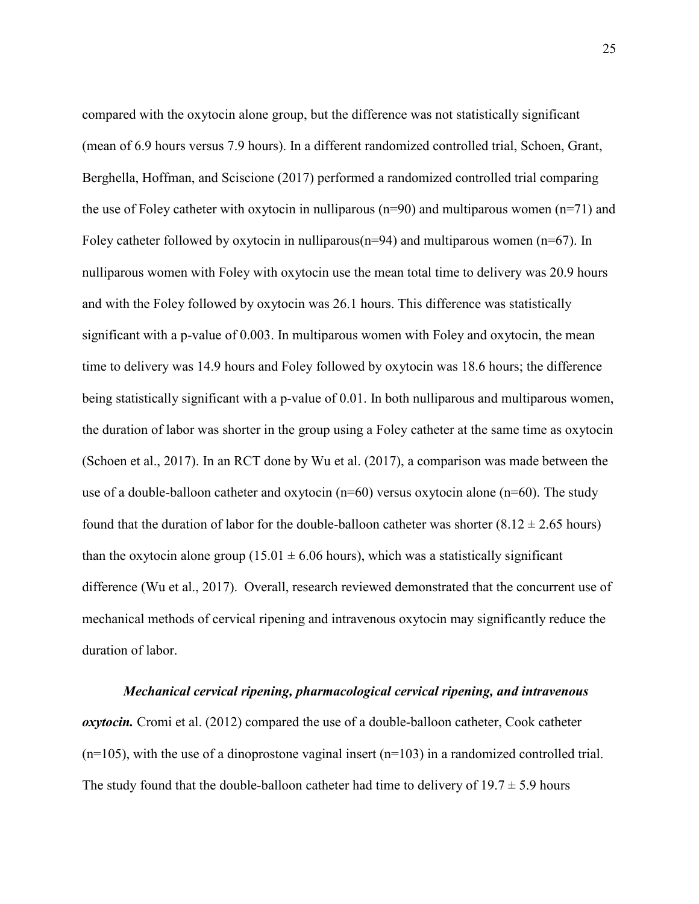compared with the oxytocin alone group, but the difference was not statistically significant (mean of 6.9 hours versus 7.9 hours). In a different randomized controlled trial, Schoen, Grant, Berghella, Hoffman, and Sciscione (2017) performed a randomized controlled trial comparing the use of Foley catheter with oxytocin in nulliparous (n=90) and multiparous women (n=71) and Foley catheter followed by oxytocin in nulliparous(n=94) and multiparous women (n=67). In nulliparous women with Foley with oxytocin use the mean total time to delivery was 20.9 hours and with the Foley followed by oxytocin was 26.1 hours. This difference was statistically significant with a p-value of 0.003. In multiparous women with Foley and oxytocin, the mean time to delivery was 14.9 hours and Foley followed by oxytocin was 18.6 hours; the difference being statistically significant with a p-value of 0.01. In both nulliparous and multiparous women, the duration of labor was shorter in the group using a Foley catheter at the same time as oxytocin (Schoen et al., 2017). In an RCT done by Wu et al. (2017), a comparison was made between the use of a double-balloon catheter and oxytocin (n=60) versus oxytocin alone (n=60). The study found that the duration of labor for the double-balloon catheter was shorter ($8.12 \pm 2.65$ hours) than the oxytocin alone group ($15.01 \pm 6.06$ hours), which was a statistically significant difference (Wu et al., 2017). Overall, research reviewed demonstrated that the concurrent use of mechanical methods of cervical ripening and intravenous oxytocin may significantly reduce the duration of labor.

***Mechanical cervical ripening, pharmacological cervical ripening, and intravenous oxytocin.*** Cromi et al. (2012) compared the use of a double-balloon catheter, Cook catheter (n=105), with the use of a dinoprostone vaginal insert (n=103) in a randomized controlled trial. The study found that the double-balloon catheter had time to delivery of $19.7 \pm 5.9$ hours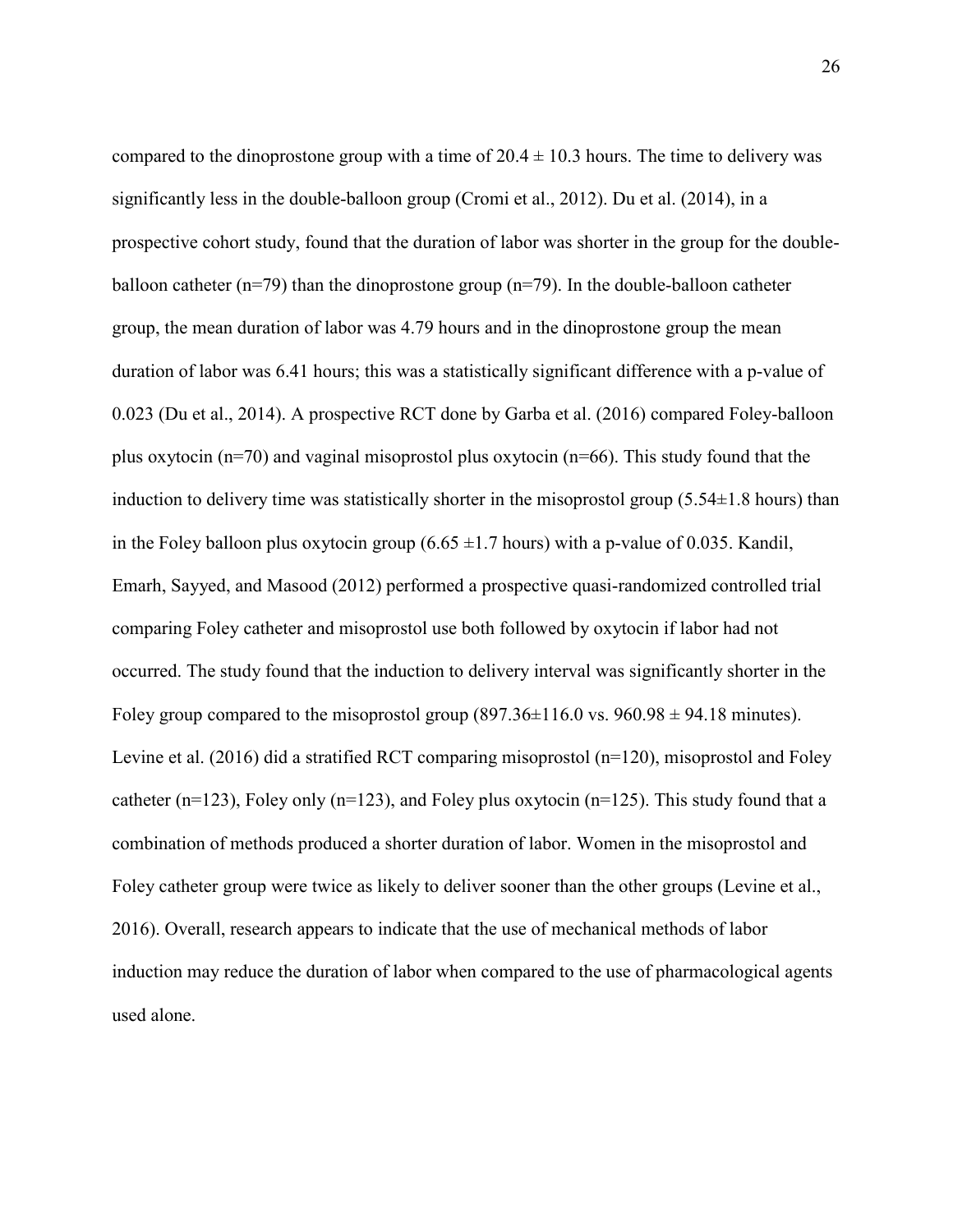compared to the dinoprostone group with a time of 20.4 ± 10.3 hours. The time to delivery was significantly less in the double-balloon group (Cromi et al., 2012). Du et al. (2014), in a prospective cohort study, found that the duration of labor was shorter in the group for the double-balloon catheter (n=79) than the dinoprostone group (n=79). In the double-balloon catheter group, the mean duration of labor was 4.79 hours and in the dinoprostone group the mean duration of labor was 6.41 hours; this was a statistically significant difference with a p-value of 0.023 (Du et al., 2014). A prospective RCT done by Garba et al. (2016) compared Foley-balloon plus oxytocin (n=70) and vaginal misoprostol plus oxytocin (n=66). This study found that the induction to delivery time was statistically shorter in the misoprostol group (5.54±1.8 hours) than in the Foley balloon plus oxytocin group (6.65 ±1.7 hours) with a p-value of 0.035. Kandil, Emarh, Sayyed, and Masood (2012) performed a prospective quasi-randomized controlled trial comparing Foley catheter and misoprostol use both followed by oxytocin if labor had not occurred. The study found that the induction to delivery interval was significantly shorter in the Foley group compared to the misoprostol group (897.36±116.0 vs. 960.98 ± 94.18 minutes). Levine et al. (2016) did a stratified RCT comparing misoprostol (n=120), misoprostol and Foley catheter (n=123), Foley only (n=123), and Foley plus oxytocin (n=125). This study found that a combination of methods produced a shorter duration of labor. Women in the misoprostol and Foley catheter group were twice as likely to deliver sooner than the other groups (Levine et al., 2016). Overall, research appears to indicate that the use of mechanical methods of labor induction may reduce the duration of labor when compared to the use of pharmacological agents used alone.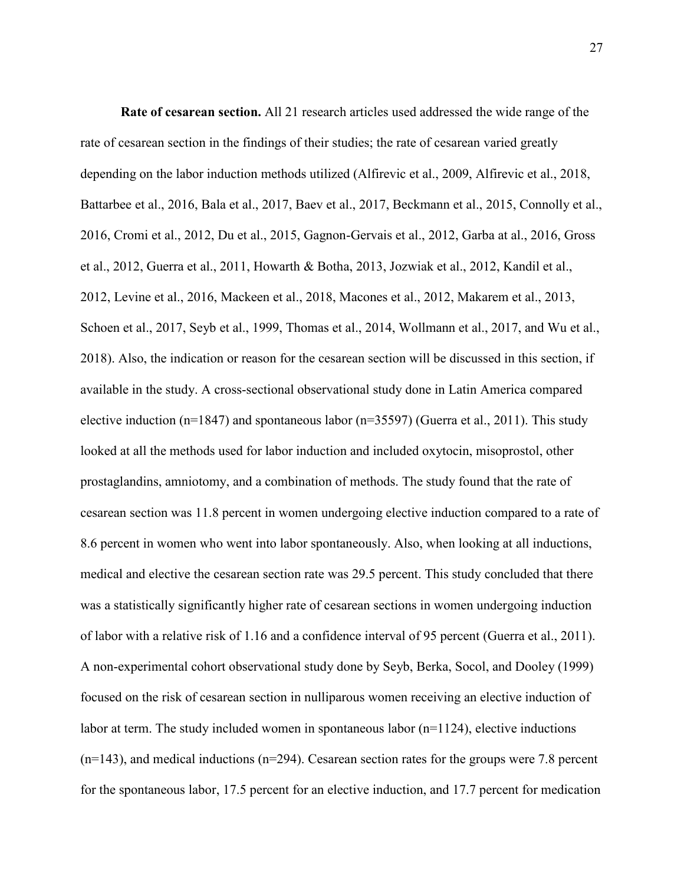**Rate of cesarean section.** All 21 research articles used addressed the wide range of the rate of cesarean section in the findings of their studies; the rate of cesarean varied greatly depending on the labor induction methods utilized (Alfirevic et al., 2009, Alfirevic et al., 2018, Battarbee et al., 2016, Bala et al., 2017, Baev et al., 2017, Beckmann et al., 2015, Connolly et al., 2016, Cromi et al., 2012, Du et al., 2015, Gagnon-Gervais et al., 2012, Garba at al., 2016, Gross et al., 2012, Guerra et al., 2011, Howarth & Botha, 2013, Jozwiak et al., 2012, Kandil et al., 2012, Levine et al., 2016, Mackeen et al., 2018, Macones et al., 2012, Makarem et al., 2013, Schoen et al., 2017, Seyb et al., 1999, Thomas et al., 2014, Wollmann et al., 2017, and Wu et al., 2018). Also, the indication or reason for the cesarean section will be discussed in this section, if available in the study. A cross-sectional observational study done in Latin America compared elective induction (n=1847) and spontaneous labor (n=35597) (Guerra et al., 2011). This study looked at all the methods used for labor induction and included oxytocin, misoprostol, other prostaglandins, amniotomy, and a combination of methods. The study found that the rate of cesarean section was 11.8 percent in women undergoing elective induction compared to a rate of 8.6 percent in women who went into labor spontaneously. Also, when looking at all inductions, medical and elective the cesarean section rate was 29.5 percent. This study concluded that there was a statistically significantly higher rate of cesarean sections in women undergoing induction of labor with a relative risk of 1.16 and a confidence interval of 95 percent (Guerra et al., 2011). A non-experimental cohort observational study done by Seyb, Berka, Socol, and Dooley (1999) focused on the risk of cesarean section in nulliparous women receiving an elective induction of labor at term. The study included women in spontaneous labor (n=1124), elective inductions (n=143), and medical inductions (n=294). Cesarean section rates for the groups were 7.8 percent for the spontaneous labor, 17.5 percent for an elective induction, and 17.7 percent for medication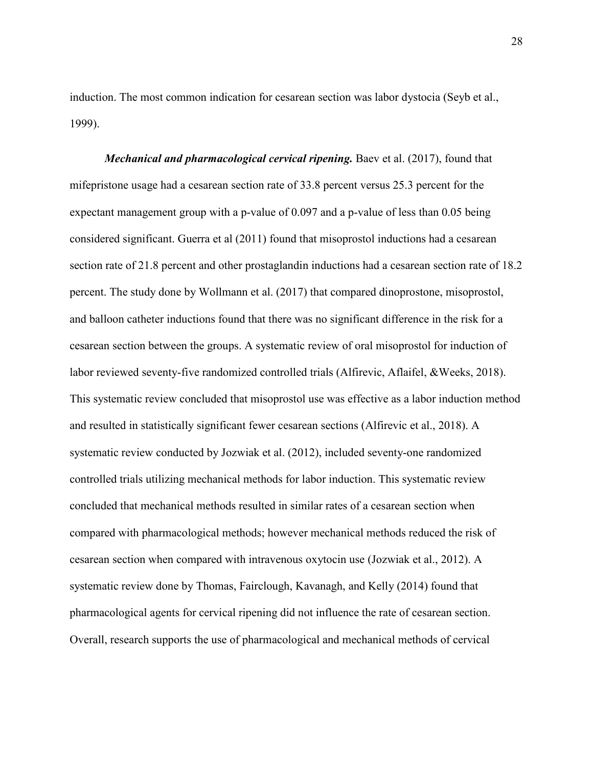induction. The most common indication for cesarean section was labor dystocia (Seyb et al., 1999).

***Mechanical and pharmacological cervical ripening.*** Baev et al. (2017), found that mifepristone usage had a cesarean section rate of 33.8 percent versus 25.3 percent for the expectant management group with a p-value of 0.097 and a p-value of less than 0.05 being considered significant. Guerra et al (2011) found that misoprostol inductions had a cesarean section rate of 21.8 percent and other prostaglandin inductions had a cesarean section rate of 18.2 percent. The study done by Wollmann et al. (2017) that compared dinoprostone, misoprostol, and balloon catheter inductions found that there was no significant difference in the risk for a cesarean section between the groups. A systematic review of oral misoprostol for induction of labor reviewed seventy-five randomized controlled trials (Alfirevic, Aflaifel, &Weeks, 2018). This systematic review concluded that misoprostol use was effective as a labor induction method and resulted in statistically significant fewer cesarean sections (Alfirevic et al., 2018). A systematic review conducted by Jozwiak et al. (2012), included seventy-one randomized controlled trials utilizing mechanical methods for labor induction. This systematic review concluded that mechanical methods resulted in similar rates of a cesarean section when compared with pharmacological methods; however mechanical methods reduced the risk of cesarean section when compared with intravenous oxytocin use (Jozwiak et al., 2012). A systematic review done by Thomas, Fairclough, Kavanagh, and Kelly (2014) found that pharmacological agents for cervical ripening did not influence the rate of cesarean section. Overall, research supports the use of pharmacological and mechanical methods of cervical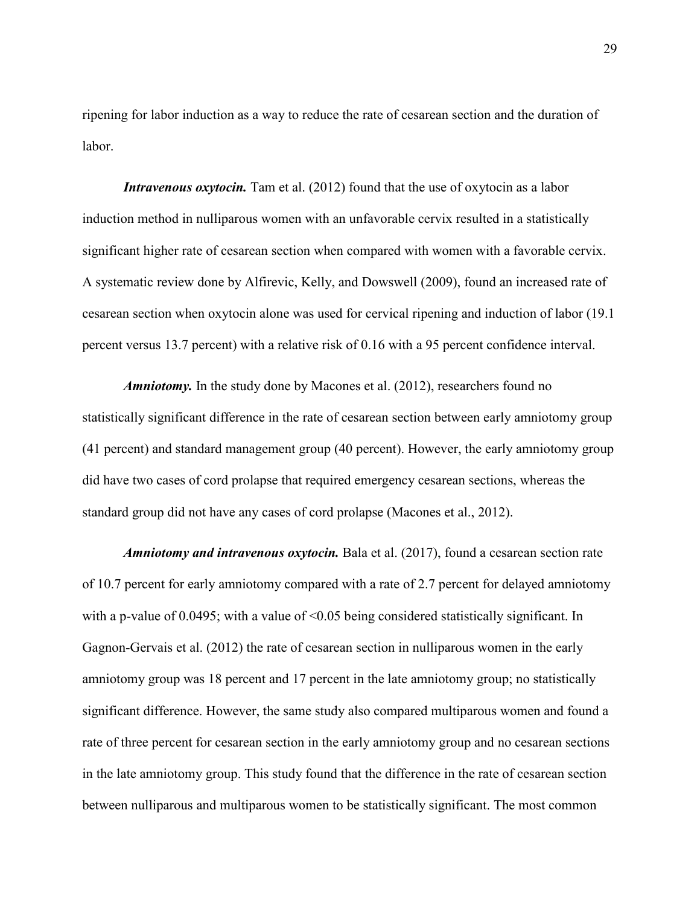ripening for labor induction as a way to reduce the rate of cesarean section and the duration of labor.

***Intravenous oxytocin.*** Tam et al. (2012) found that the use of oxytocin as a labor induction method in nulliparous women with an unfavorable cervix resulted in a statistically significant higher rate of cesarean section when compared with women with a favorable cervix. A systematic review done by Alfirevic, Kelly, and Dowswell (2009), found an increased rate of cesarean section when oxytocin alone was used for cervical ripening and induction of labor (19.1 percent versus 13.7 percent) with a relative risk of 0.16 with a 95 percent confidence interval.

***Amniotomy.*** In the study done by Macones et al. (2012), researchers found no statistically significant difference in the rate of cesarean section between early amniotomy group (41 percent) and standard management group (40 percent). However, the early amniotomy group did have two cases of cord prolapse that required emergency cesarean sections, whereas the standard group did not have any cases of cord prolapse (Macones et al., 2012).

***Amniotomy and intravenous oxytocin.*** Bala et al. (2017), found a cesarean section rate of 10.7 percent for early amniotomy compared with a rate of 2.7 percent for delayed amniotomy with a p-value of 0.0495; with a value of <0.05 being considered statistically significant. In Gagnon-Gervais et al. (2012) the rate of cesarean section in nulliparous women in the early amniotomy group was 18 percent and 17 percent in the late amniotomy group; no statistically significant difference. However, the same study also compared multiparous women and found a rate of three percent for cesarean section in the early amniotomy group and no cesarean sections in the late amniotomy group. This study found that the difference in the rate of cesarean section between nulliparous and multiparous women to be statistically significant. The most common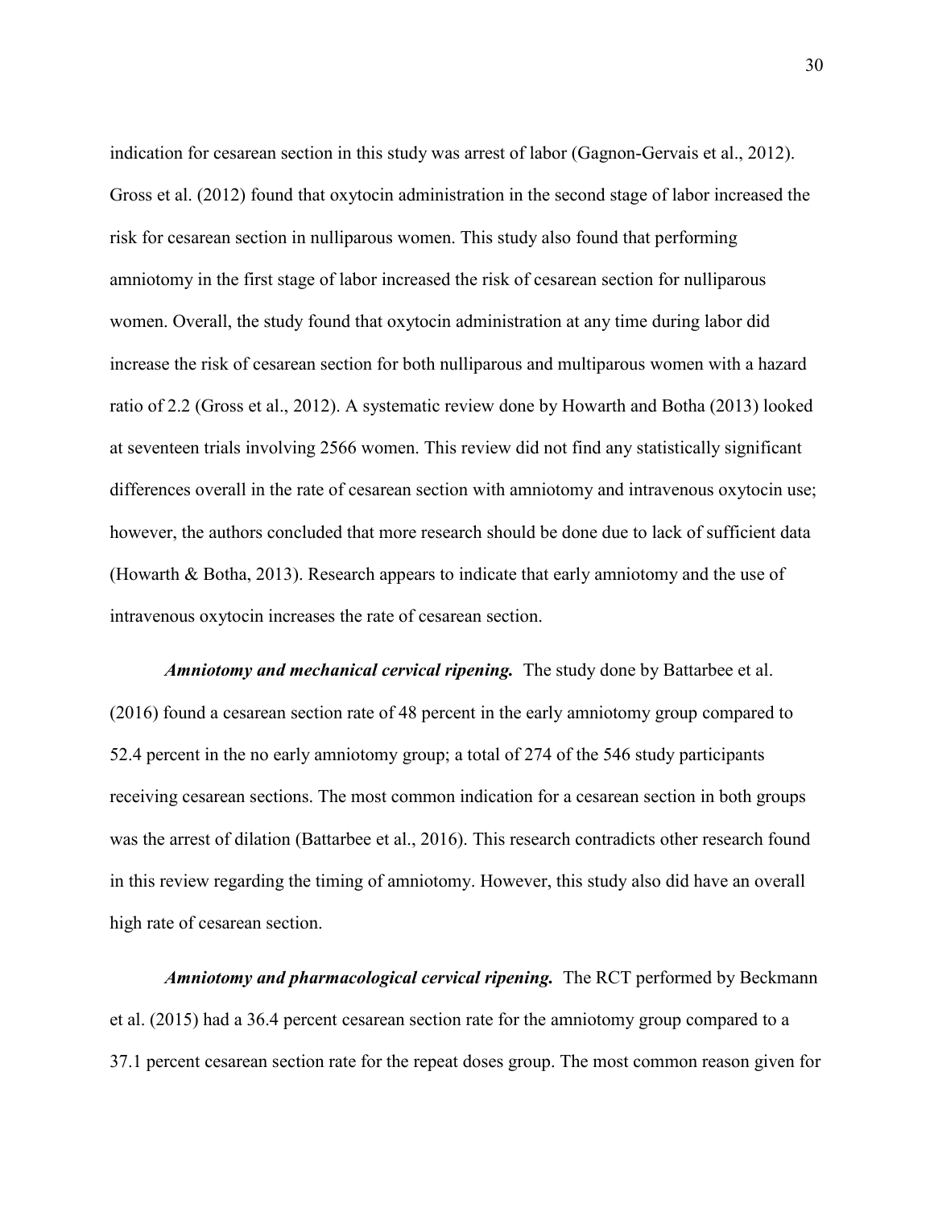indication for cesarean section in this study was arrest of labor (Gagnon-Gervais et al., 2012). Gross et al. (2012) found that oxytocin administration in the second stage of labor increased the risk for cesarean section in nulliparous women. This study also found that performing amniotomy in the first stage of labor increased the risk of cesarean section for nulliparous women. Overall, the study found that oxytocin administration at any time during labor did increase the risk of cesarean section for both nulliparous and multiparous women with a hazard ratio of 2.2 (Gross et al., 2012). A systematic review done by Howarth and Botha (2013) looked at seventeen trials involving 2566 women. This review did not find any statistically significant differences overall in the rate of cesarean section with amniotomy and intravenous oxytocin use; however, the authors concluded that more research should be done due to lack of sufficient data (Howarth & Botha, 2013). Research appears to indicate that early amniotomy and the use of intravenous oxytocin increases the rate of cesarean section.

***Amniotomy and mechanical cervical ripening.*** The study done by Battarbee et al. (2016) found a cesarean section rate of 48 percent in the early amniotomy group compared to 52.4 percent in the no early amniotomy group; a total of 274 of the 546 study participants receiving cesarean sections. The most common indication for a cesarean section in both groups was the arrest of dilation (Battarbee et al., 2016). This research contradicts other research found in this review regarding the timing of amniotomy. However, this study also did have an overall high rate of cesarean section.

***Amniotomy and pharmacological cervical ripening.*** The RCT performed by Beckmann et al. (2015) had a 36.4 percent cesarean section rate for the amniotomy group compared to a 37.1 percent cesarean section rate for the repeat doses group. The most common reason given for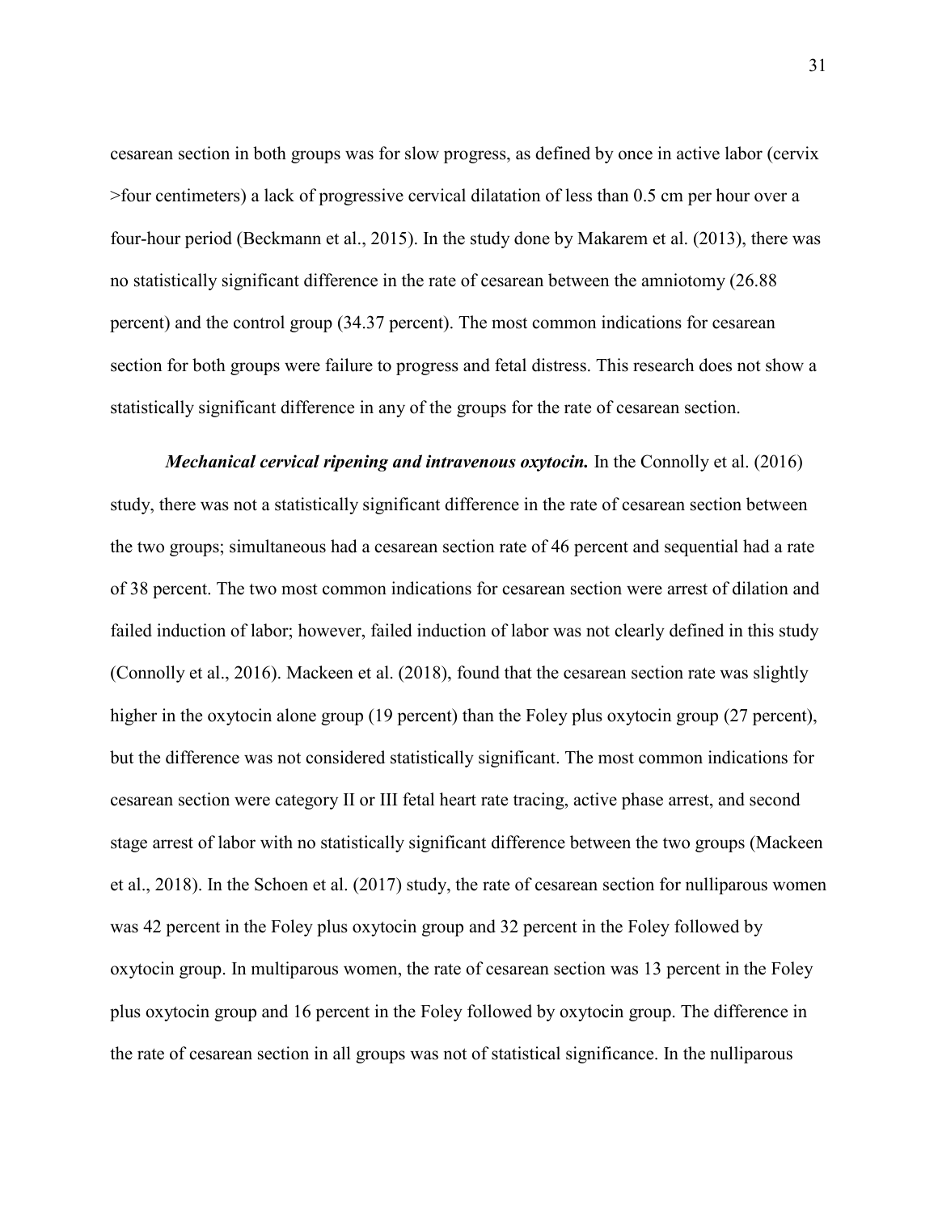cesarean section in both groups was for slow progress, as defined by once in active labor (cervix >four centimeters) a lack of progressive cervical dilatation of less than 0.5 cm per hour over a four-hour period (Beckmann et al., 2015). In the study done by Makarem et al. (2013), there was no statistically significant difference in the rate of cesarean between the amniotomy (26.88 percent) and the control group (34.37 percent). The most common indications for cesarean section for both groups were failure to progress and fetal distress. This research does not show a statistically significant difference in any of the groups for the rate of cesarean section.

***Mechanical cervical ripening and intravenous oxytocin.*** In the Connolly et al. (2016) study, there was not a statistically significant difference in the rate of cesarean section between the two groups; simultaneous had a cesarean section rate of 46 percent and sequential had a rate of 38 percent. The two most common indications for cesarean section were arrest of dilation and failed induction of labor; however, failed induction of labor was not clearly defined in this study (Connolly et al., 2016). Mackeen et al. (2018), found that the cesarean section rate was slightly higher in the oxytocin alone group (19 percent) than the Foley plus oxytocin group (27 percent), but the difference was not considered statistically significant. The most common indications for cesarean section were category II or III fetal heart rate tracing, active phase arrest, and second stage arrest of labor with no statistically significant difference between the two groups (Mackeen et al., 2018). In the Schoen et al. (2017) study, the rate of cesarean section for nulliparous women was 42 percent in the Foley plus oxytocin group and 32 percent in the Foley followed by oxytocin group. In multiparous women, the rate of cesarean section was 13 percent in the Foley plus oxytocin group and 16 percent in the Foley followed by oxytocin group. The difference in the rate of cesarean section in all groups was not of statistical significance. In the nulliparous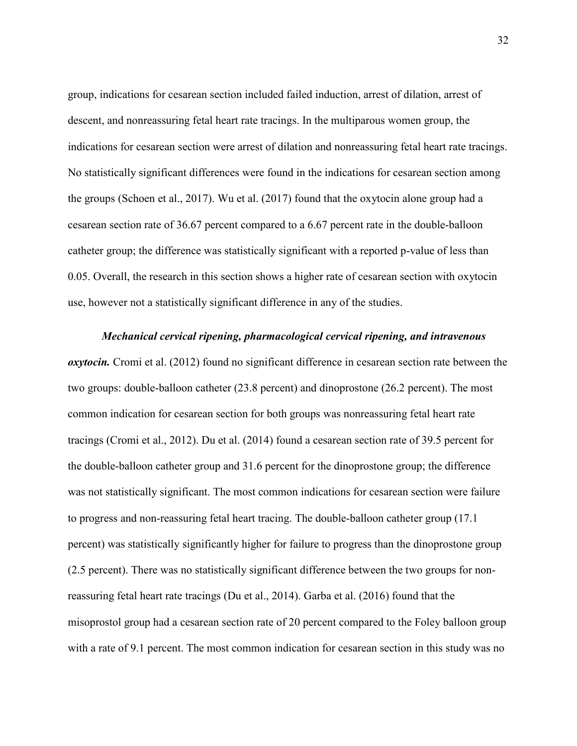group, indications for cesarean section included failed induction, arrest of dilation, arrest of descent, and nonreassuring fetal heart rate tracings. In the multiparous women group, the indications for cesarean section were arrest of dilation and nonreassuring fetal heart rate tracings. No statistically significant differences were found in the indications for cesarean section among the groups (Schoen et al., 2017). Wu et al. (2017) found that the oxytocin alone group had a cesarean section rate of 36.67 percent compared to a 6.67 percent rate in the double-balloon catheter group; the difference was statistically significant with a reported p-value of less than 0.05. Overall, the research in this section shows a higher rate of cesarean section with oxytocin use, however not a statistically significant difference in any of the studies.

***Mechanical cervical ripening, pharmacological cervical ripening, and intravenous oxytocin.*** Cromi et al. (2012) found no significant difference in cesarean section rate between the two groups: double-balloon catheter (23.8 percent) and dinoprostone (26.2 percent). The most common indication for cesarean section for both groups was nonreassuring fetal heart rate tracings (Cromi et al., 2012). Du et al. (2014) found a cesarean section rate of 39.5 percent for the double-balloon catheter group and 31.6 percent for the dinoprostone group; the difference was not statistically significant. The most common indications for cesarean section were failure to progress and non-reassuring fetal heart tracing. The double-balloon catheter group (17.1 percent) was statistically significantly higher for failure to progress than the dinoprostone group (2.5 percent). There was no statistically significant difference between the two groups for non-reassuring fetal heart rate tracings (Du et al., 2014). Garba et al. (2016) found that the misoprostol group had a cesarean section rate of 20 percent compared to the Foley balloon group with a rate of 9.1 percent. The most common indication for cesarean section in this study was no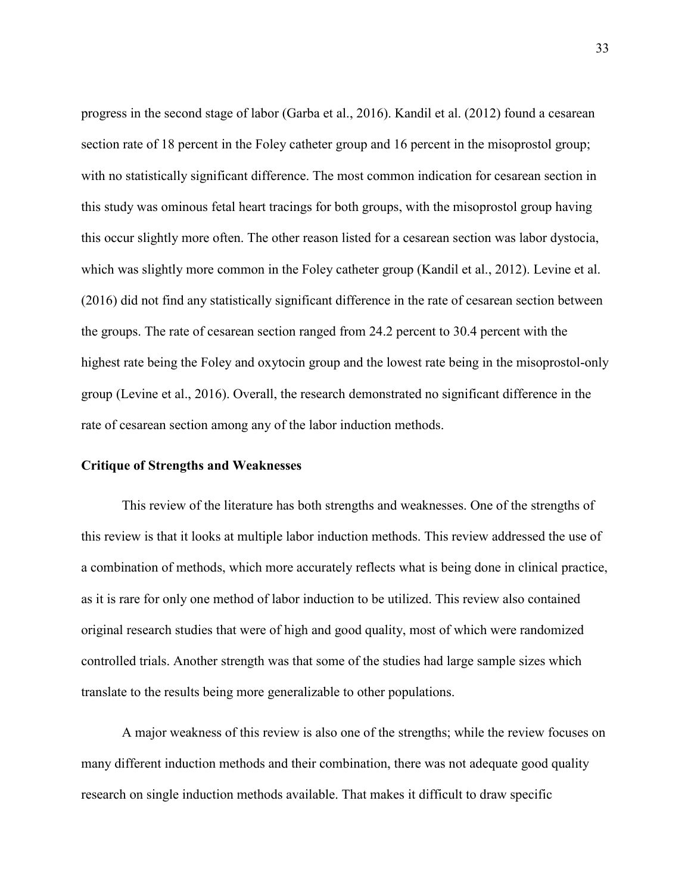progress in the second stage of labor (Garba et al., 2016). Kandil et al. (2012) found a cesarean section rate of 18 percent in the Foley catheter group and 16 percent in the misoprostol group; with no statistically significant difference. The most common indication for cesarean section in this study was ominous fetal heart tracings for both groups, with the misoprostol group having this occur slightly more often. The other reason listed for a cesarean section was labor dystocia, which was slightly more common in the Foley catheter group (Kandil et al., 2012). Levine et al. (2016) did not find any statistically significant difference in the rate of cesarean section between the groups. The rate of cesarean section ranged from 24.2 percent to 30.4 percent with the highest rate being the Foley and oxytocin group and the lowest rate being in the misoprostol-only group (Levine et al., 2016). Overall, the research demonstrated no significant difference in the rate of cesarean section among any of the labor induction methods.

### Critique of Strengths and Weaknesses

This review of the literature has both strengths and weaknesses. One of the strengths of this review is that it looks at multiple labor induction methods. This review addressed the use of a combination of methods, which more accurately reflects what is being done in clinical practice, as it is rare for only one method of labor induction to be utilized. This review also contained original research studies that were of high and good quality, most of which were randomized controlled trials. Another strength was that some of the studies had large sample sizes which translate to the results being more generalizable to other populations.

A major weakness of this review is also one of the strengths; while the review focuses on many different induction methods and their combination, there was not adequate good quality research on single induction methods available. That makes it difficult to draw specific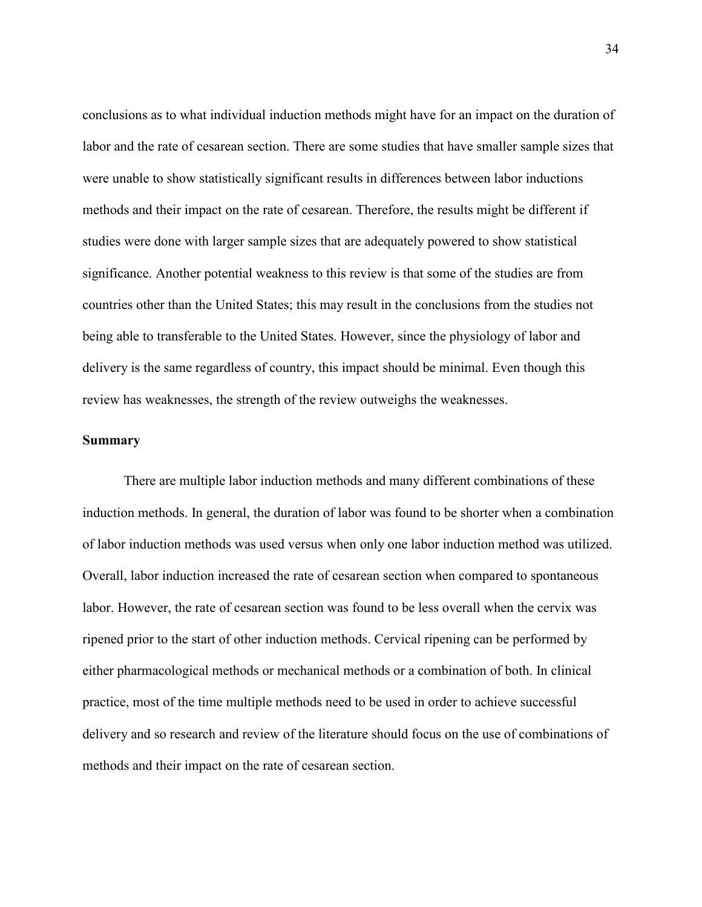conclusions as to what individual induction methods might have for an impact on the duration of labor and the rate of cesarean section. There are some studies that have smaller sample sizes that were unable to show statistically significant results in differences between labor inductions methods and their impact on the rate of cesarean. Therefore, the results might be different if studies were done with larger sample sizes that are adequately powered to show statistical significance. Another potential weakness to this review is that some of the studies are from countries other than the United States; this may result in the conclusions from the studies not being able to transferable to the United States. However, since the physiology of labor and delivery is the same regardless of country, this impact should be minimal. Even though this review has weaknesses, the strength of the review outweighs the weaknesses.

**Summary**

There are multiple labor induction methods and many different combinations of these induction methods. In general, the duration of labor was found to be shorter when a combination of labor induction methods was used versus when only one labor induction method was utilized. Overall, labor induction increased the rate of cesarean section when compared to spontaneous labor. However, the rate of cesarean section was found to be less overall when the cervix was ripened prior to the start of other induction methods. Cervical ripening can be performed by either pharmacological methods or mechanical methods or a combination of both. In clinical practice, most of the time multiple methods need to be used in order to achieve successful delivery and so research and review of the literature should focus on the use of combinations of methods and their impact on the rate of cesarean section.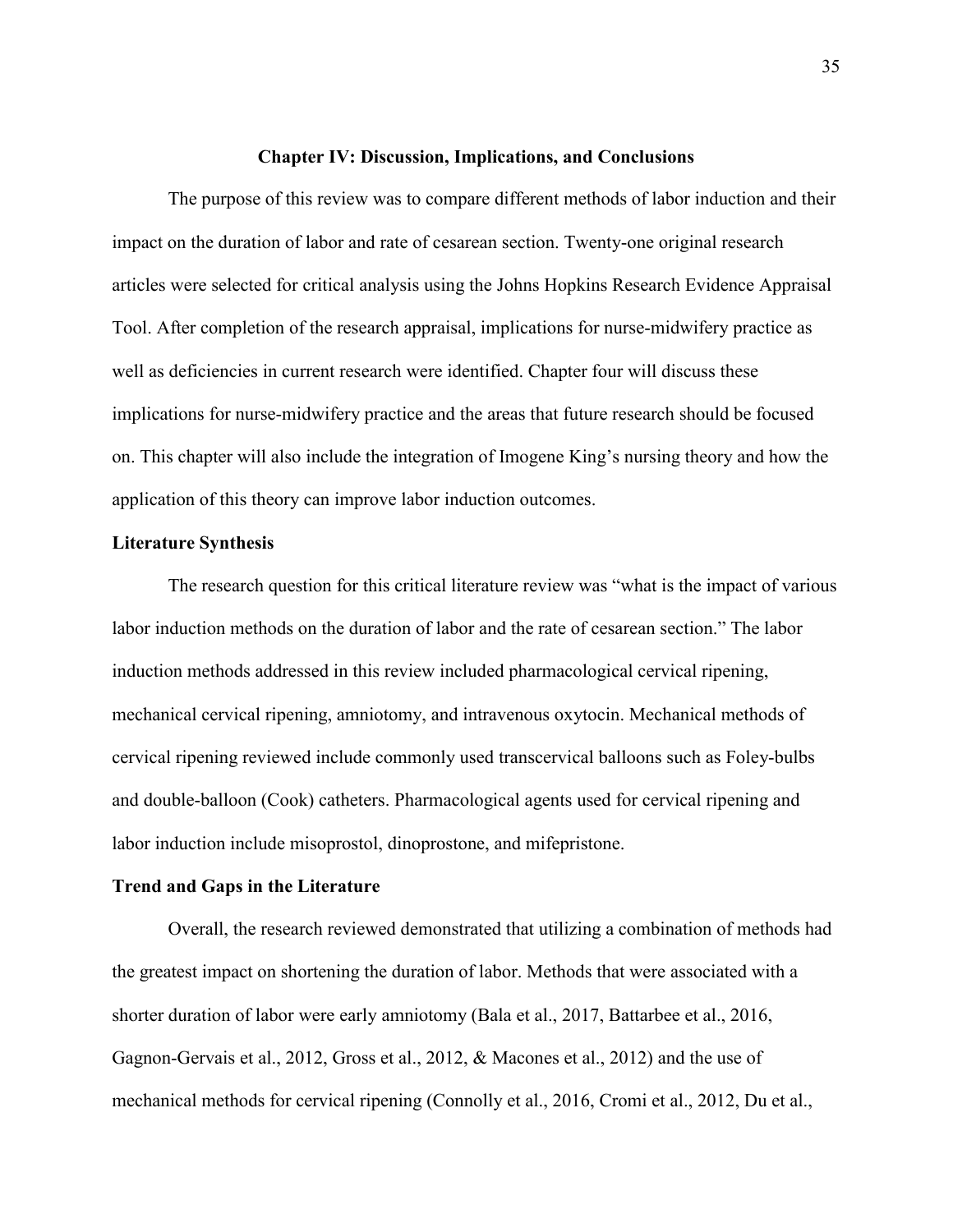## Chapter IV: Discussion, Implications, and Conclusions

The purpose of this review was to compare different methods of labor induction and their impact on the duration of labor and rate of cesarean section. Twenty-one original research articles were selected for critical analysis using the Johns Hopkins Research Evidence Appraisal Tool. After completion of the research appraisal, implications for nurse-midwifery practice as well as deficiencies in current research were identified. Chapter four will discuss these implications for nurse-midwifery practice and the areas that future research should be focused on. This chapter will also include the integration of Imogene King's nursing theory and how the application of this theory can improve labor induction outcomes.

### Literature Synthesis

The research question for this critical literature review was "what is the impact of various labor induction methods on the duration of labor and the rate of cesarean section." The labor induction methods addressed in this review included pharmacological cervical ripening, mechanical cervical ripening, amniotomy, and intravenous oxytocin. Mechanical methods of cervical ripening reviewed include commonly used transcervical balloons such as Foley-bulbs and double-balloon (Cook) catheters. Pharmacological agents used for cervical ripening and labor induction include misoprostol, dinoprostone, and mifepristone.

### Trend and Gaps in the Literature

Overall, the research reviewed demonstrated that utilizing a combination of methods had the greatest impact on shortening the duration of labor. Methods that were associated with a shorter duration of labor were early amniotomy (Bala et al., 2017, Battarbee et al., 2016, Gagnon-Gervais et al., 2012, Gross et al., 2012, & Macones et al., 2012) and the use of mechanical methods for cervical ripening (Connolly et al., 2016, Cromi et al., 2012, Du et al.,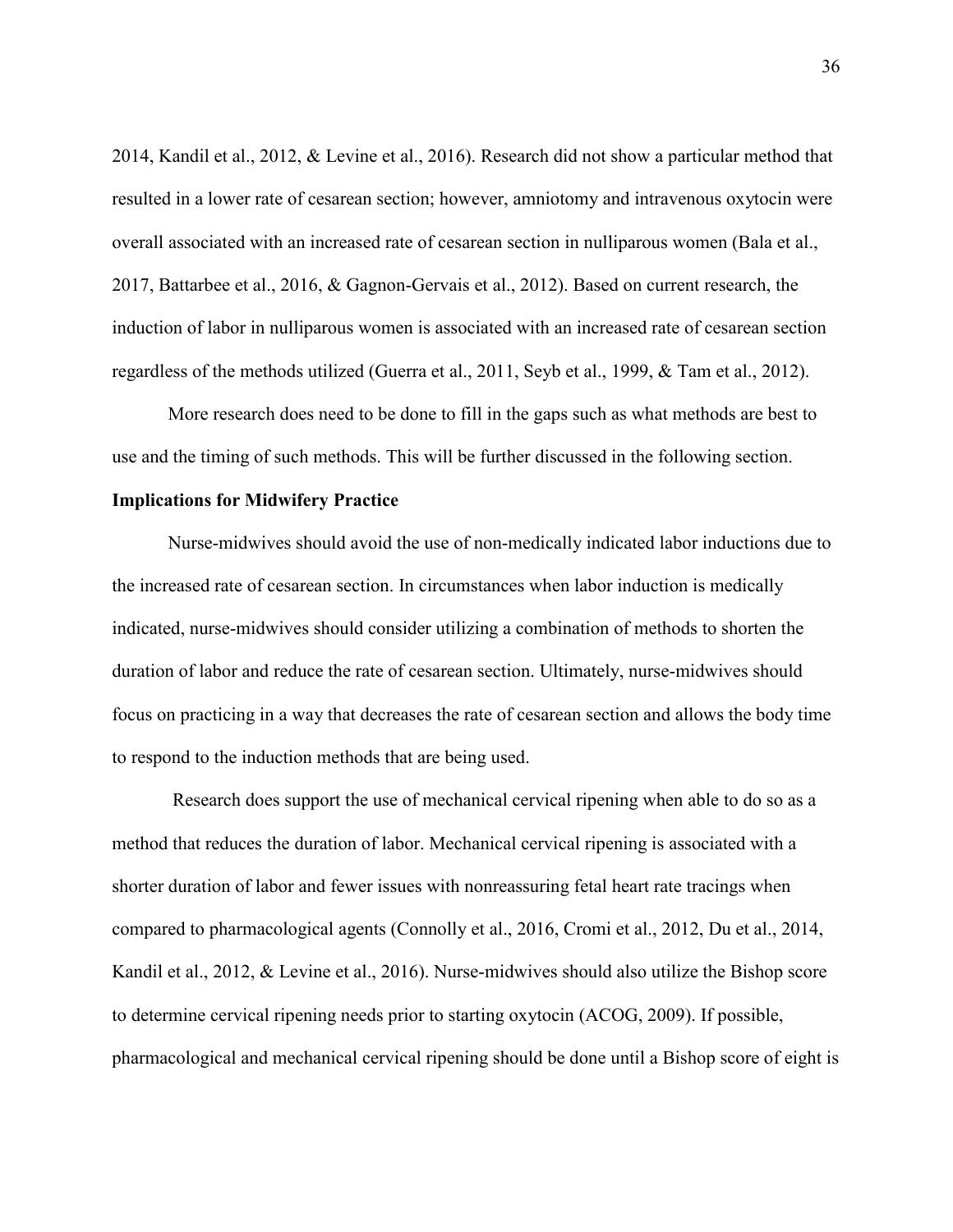2014, Kandil et al., 2012, & Levine et al., 2016). Research did not show a particular method that resulted in a lower rate of cesarean section; however, amniotomy and intravenous oxytocin were overall associated with an increased rate of cesarean section in nulliparous women (Bala et al., 2017, Battarbee et al., 2016, & Gagnon-Gervais et al., 2012). Based on current research, the induction of labor in nulliparous women is associated with an increased rate of cesarean section regardless of the methods utilized (Guerra et al., 2011, Seyb et al., 1999, & Tam et al., 2012).

More research does need to be done to fill in the gaps such as what methods are best to use and the timing of such methods. This will be further discussed in the following section.

**Implications for Midwifery Practice**

Nurse-midwives should avoid the use of non-medically indicated labor inductions due to the increased rate of cesarean section. In circumstances when labor induction is medically indicated, nurse-midwives should consider utilizing a combination of methods to shorten the duration of labor and reduce the rate of cesarean section. Ultimately, nurse-midwives should focus on practicing in a way that decreases the rate of cesarean section and allows the body time to respond to the induction methods that are being used.

Research does support the use of mechanical cervical ripening when able to do so as a method that reduces the duration of labor. Mechanical cervical ripening is associated with a shorter duration of labor and fewer issues with nonreassuring fetal heart rate tracings when compared to pharmacological agents (Connolly et al., 2016, Cromi et al., 2012, Du et al., 2014, Kandil et al., 2012, & Levine et al., 2016). Nurse-midwives should also utilize the Bishop score to determine cervical ripening needs prior to starting oxytocin (ACOG, 2009). If possible, pharmacological and mechanical cervical ripening should be done until a Bishop score of eight is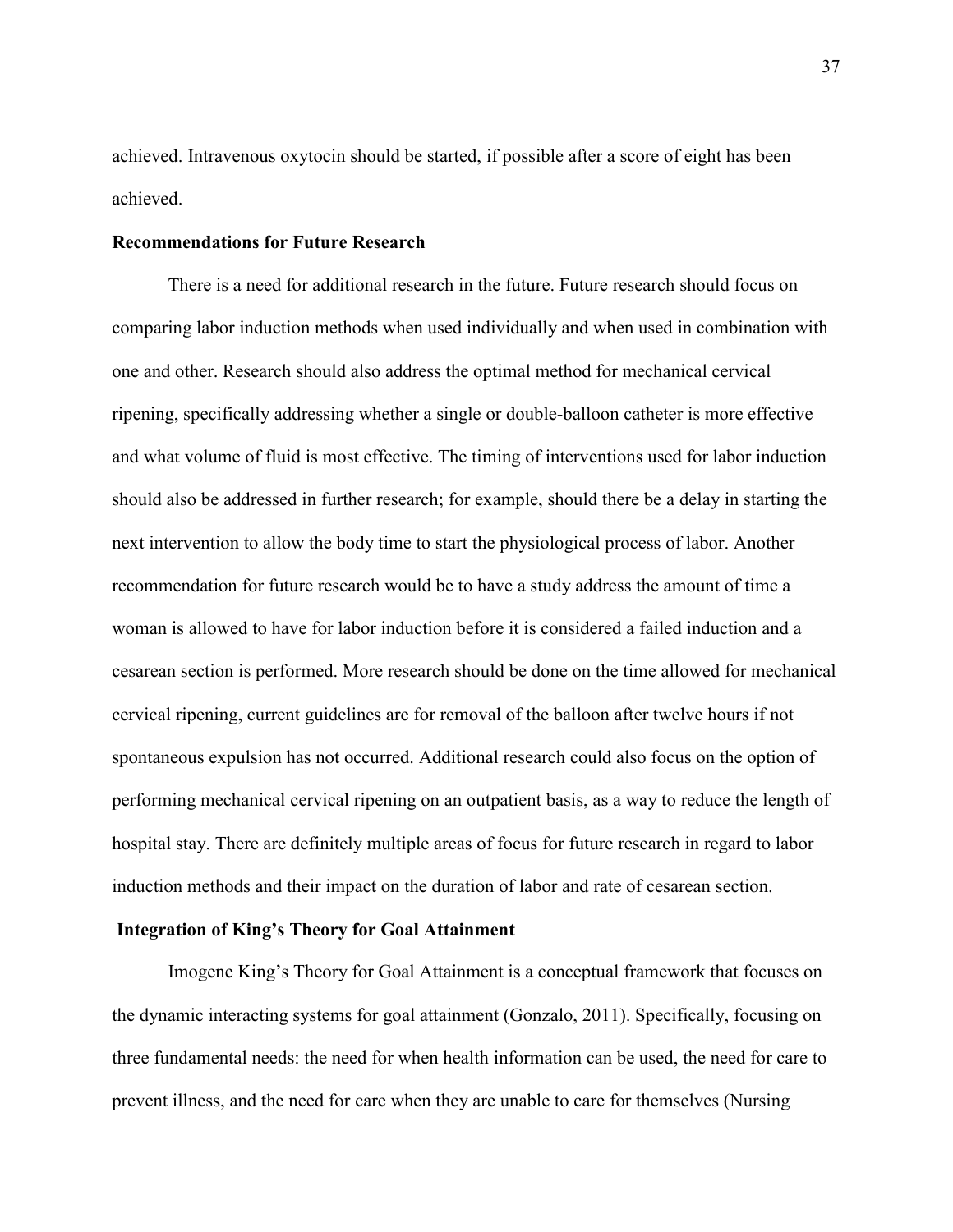achieved. Intravenous oxytocin should be started, if possible after a score of eight has been achieved.

## Recommendations for Future Research

There is a need for additional research in the future. Future research should focus on comparing labor induction methods when used individually and when used in combination with one and other. Research should also address the optimal method for mechanical cervical ripening, specifically addressing whether a single or double-balloon catheter is more effective and what volume of fluid is most effective. The timing of interventions used for labor induction should also be addressed in further research; for example, should there be a delay in starting the next intervention to allow the body time to start the physiological process of labor. Another recommendation for future research would be to have a study address the amount of time a woman is allowed to have for labor induction before it is considered a failed induction and a cesarean section is performed. More research should be done on the time allowed for mechanical cervical ripening, current guidelines are for removal of the balloon after twelve hours if not spontaneous expulsion has not occurred. Additional research could also focus on the option of performing mechanical cervical ripening on an outpatient basis, as a way to reduce the length of hospital stay. There are definitely multiple areas of focus for future research in regard to labor induction methods and their impact on the duration of labor and rate of cesarean section.

## Integration of King's Theory for Goal Attainment

Imogene King's Theory for Goal Attainment is a conceptual framework that focuses on the dynamic interacting systems for goal attainment (Gonzalo, 2011). Specifically, focusing on three fundamental needs: the need for when health information can be used, the need for care to prevent illness, and the need for care when they are unable to care for themselves (Nursing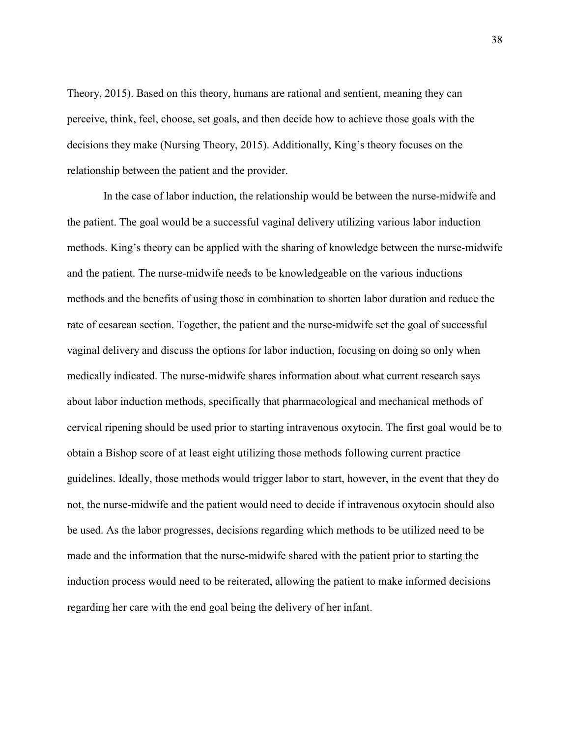Theory, 2015). Based on this theory, humans are rational and sentient, meaning they can perceive, think, feel, choose, set goals, and then decide how to achieve those goals with the decisions they make (Nursing Theory, 2015). Additionally, King's theory focuses on the relationship between the patient and the provider.

In the case of labor induction, the relationship would be between the nurse-midwife and the patient. The goal would be a successful vaginal delivery utilizing various labor induction methods. King's theory can be applied with the sharing of knowledge between the nurse-midwife and the patient. The nurse-midwife needs to be knowledgeable on the various inductions methods and the benefits of using those in combination to shorten labor duration and reduce the rate of cesarean section. Together, the patient and the nurse-midwife set the goal of successful vaginal delivery and discuss the options for labor induction, focusing on doing so only when medically indicated. The nurse-midwife shares information about what current research says about labor induction methods, specifically that pharmacological and mechanical methods of cervical ripening should be used prior to starting intravenous oxytocin. The first goal would be to obtain a Bishop score of at least eight utilizing those methods following current practice guidelines. Ideally, those methods would trigger labor to start, however, in the event that they do not, the nurse-midwife and the patient would need to decide if intravenous oxytocin should also be used. As the labor progresses, decisions regarding which methods to be utilized need to be made and the information that the nurse-midwife shared with the patient prior to starting the induction process would need to be reiterated, allowing the patient to make informed decisions regarding her care with the end goal being the delivery of her infant.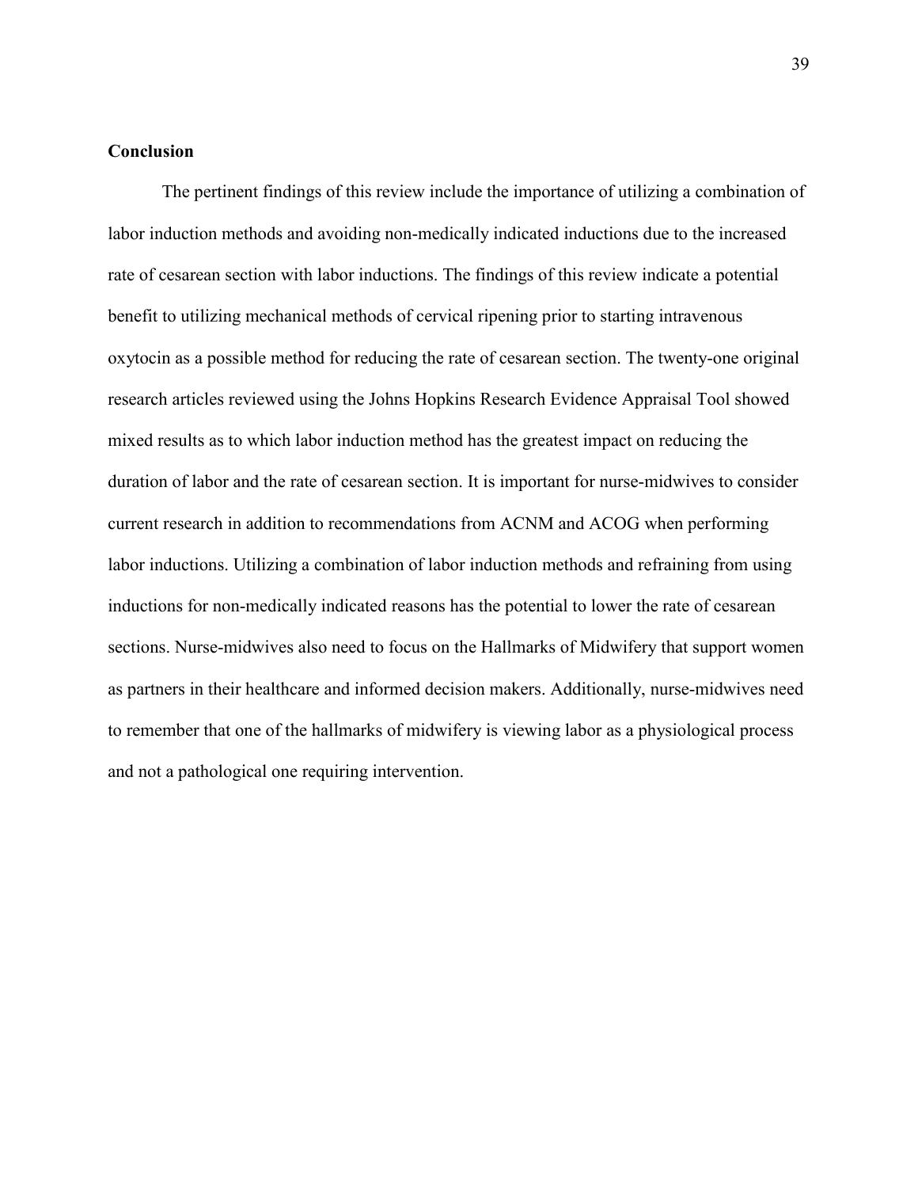## Conclusion

The pertinent findings of this review include the importance of utilizing a combination of labor induction methods and avoiding non-medically indicated inductions due to the increased rate of cesarean section with labor inductions. The findings of this review indicate a potential benefit to utilizing mechanical methods of cervical ripening prior to starting intravenous oxytocin as a possible method for reducing the rate of cesarean section. The twenty-one original research articles reviewed using the Johns Hopkins Research Evidence Appraisal Tool showed mixed results as to which labor induction method has the greatest impact on reducing the duration of labor and the rate of cesarean section. It is important for nurse-midwives to consider current research in addition to recommendations from ACNM and ACOG when performing labor inductions. Utilizing a combination of labor induction methods and refraining from using inductions for non-medically indicated reasons has the potential to lower the rate of cesarean sections. Nurse-midwives also need to focus on the Hallmarks of Midwifery that support women as partners in their healthcare and informed decision makers. Additionally, nurse-midwives need to remember that one of the hallmarks of midwifery is viewing labor as a physiological process and not a pathological one requiring intervention.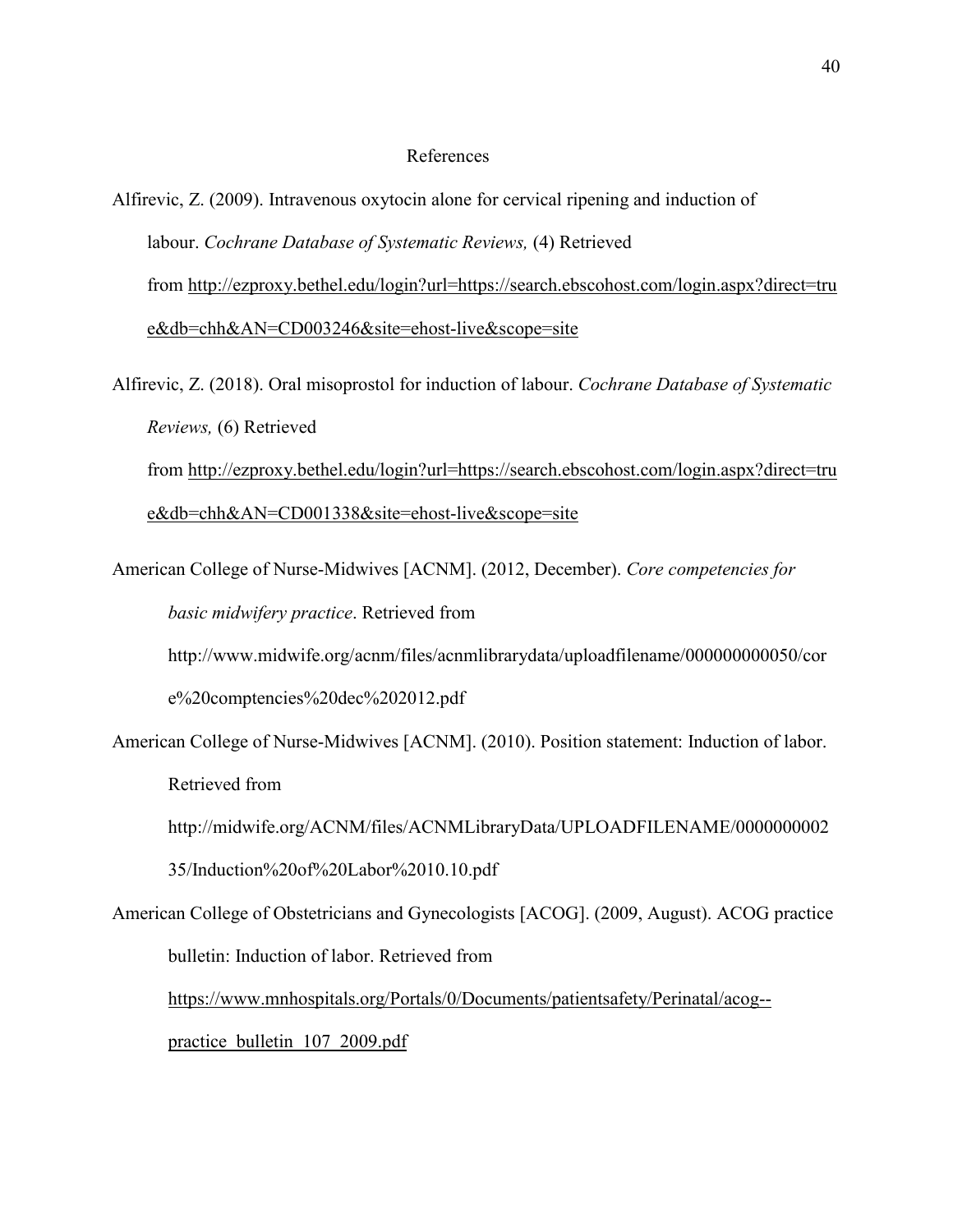# References

Alfirevic, Z. (2009). Intravenous oxytocin alone for cervical ripening and induction of labour. *Cochrane Database of Systematic Reviews,* (4) Retrieved from http://ezproxy.bethel.edu/login?url=https://search.ebscohost.com/login.aspx?direct=true&db=chh&AN=CD003246&site=ehost-live&scope=site

Alfirevic, Z. (2018). Oral misoprostol for induction of labour. *Cochrane Database of Systematic Reviews,* (6) Retrieved from http://ezproxy.bethel.edu/login?url=https://search.ebscohost.com/login.aspx?direct=true&db=chh&AN=CD001338&site=ehost-live&scope=site

American College of Nurse-Midwives [ACNM]. (2012, December). *Core competencies for basic midwifery practice*. Retrieved from http://www.midwife.org/acnm/files/acnmlibrarydata/uploadfilename/000000000050/core%20comptencies%20dec%202012.pdf

American College of Nurse-Midwives [ACNM]. (2010). Position statement: Induction of labor. Retrieved from http://midwife.org/ACNM/files/ACNMLibraryData/UPLOADFILENAME/000000000235/Induction%20of%20Labor%2010.10.pdf

American College of Obstetricians and Gynecologists [ACOG]. (2009, August). ACOG practice bulletin: Induction of labor. Retrieved from https://www.mnhospitals.org/Portals/0/Documents/patientsafety/Perinatal/acog--practice_bulletin_107_2009.pdf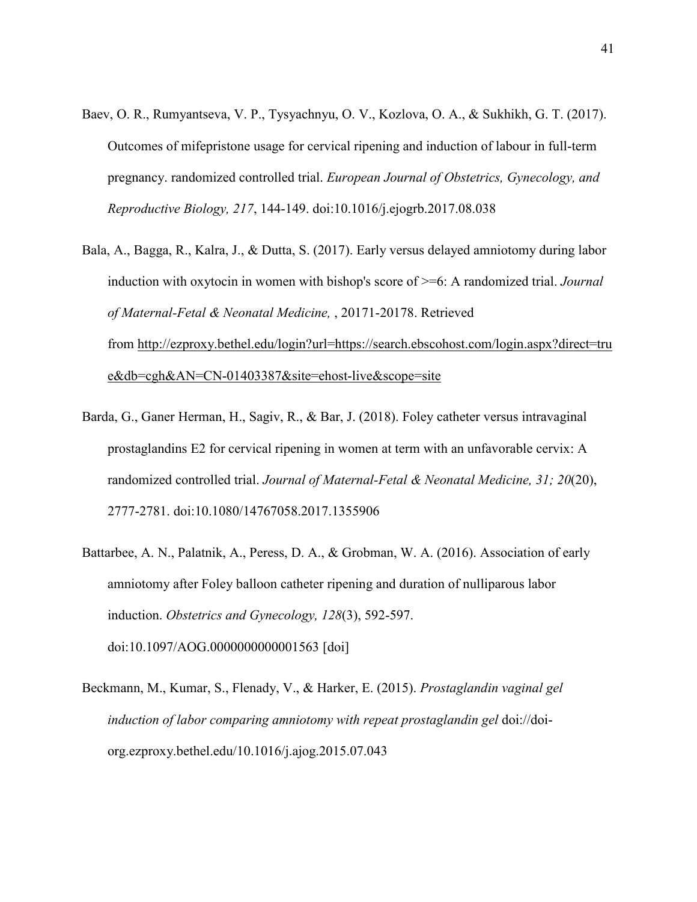Baev, O. R., Rumyantseva, V. P., Tysyachnyu, O. V., Kozlova, O. A., & Sukhikh, G. T. (2017). Outcomes of mifepristone usage for cervical ripening and induction of labour in full-term pregnancy. randomized controlled trial. *European Journal of Obstetrics, Gynecology, and Reproductive Biology, 217*, 144-149. doi:10.1016/j.ejogrb.2017.08.038

Bala, A., Bagga, R., Kalra, J., & Dutta, S. (2017). Early versus delayed amniotomy during labor induction with oxytocin in women with bishop's score of >=6: A randomized trial. *Journal of Maternal-Fetal & Neonatal Medicine,* , 20171-20178. Retrieved from http://ezproxy.bethel.edu/login?url=https://search.ebscohost.com/login.aspx?direct=true&db=cgh&AN=CN-01403387&site=ehost-live&scope=site

Barda, G., Ganer Herman, H., Sagiv, R., & Bar, J. (2018). Foley catheter versus intravaginal prostaglandins E2 for cervical ripening in women at term with an unfavorable cervix: A randomized controlled trial. *Journal of Maternal-Fetal & Neonatal Medicine, 31; 20*(20), 2777-2781. doi:10.1080/14767058.2017.1355906

Battarbee, A. N., Palatnik, A., Peress, D. A., & Grobman, W. A. (2016). Association of early amniotomy after Foley balloon catheter ripening and duration of nulliparous labor induction. *Obstetrics and Gynecology, 128*(3), 592-597. doi:10.1097/AOG.0000000000001563 [doi]

Beckmann, M., Kumar, S., Flenady, V., & Harker, E. (2015). *Prostaglandin vaginal gel induction of labor comparing amniotomy with repeat prostaglandin gel* doi://doi-org.ezproxy.bethel.edu/10.1016/j.ajog.2015.07.043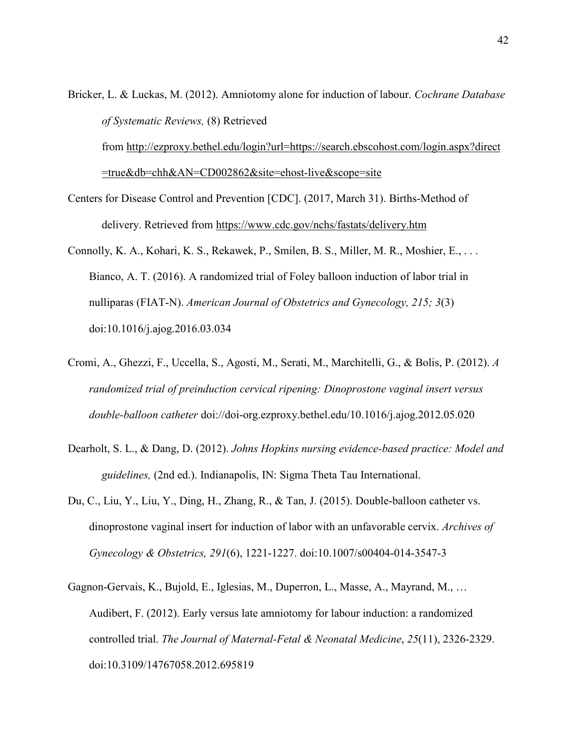Bricker, L. & Luckas, M. (2012). Amniotomy alone for induction of labour. *Cochrane Database of Systematic Reviews,* (8) Retrieved from http://ezproxy.bethel.edu/login?url=https://search.ebscohost.com/login.aspx?direct=true&db=chh&AN=CD002862&site=ehost-live&scope=site

Centers for Disease Control and Prevention [CDC]. (2017, March 31). Births-Method of delivery. Retrieved from https://www.cdc.gov/nchs/fastats/delivery.htm

Connolly, K. A., Kohari, K. S., Rekawek, P., Smilen, B. S., Miller, M. R., Moshier, E., . . . Bianco, A. T. (2016). A randomized trial of Foley balloon induction of labor trial in nulliparas (FIAT-N). *American Journal of Obstetrics and Gynecology, 215; 3*(3) doi:10.1016/j.ajog.2016.03.034

Cromi, A., Ghezzi, F., Uccella, S., Agosti, M., Serati, M., Marchitelli, G., & Bolis, P. (2012). *A randomized trial of preinduction cervical ripening: Dinoprostone vaginal insert versus double-balloon catheter* doi://doi-org.ezproxy.bethel.edu/10.1016/j.ajog.2012.05.020

Dearholt, S. L., & Dang, D. (2012). *Johns Hopkins nursing evidence-based practice: Model and guidelines,* (2nd ed.). Indianapolis, IN: Sigma Theta Tau International.

Du, C., Liu, Y., Liu, Y., Ding, H., Zhang, R., & Tan, J. (2015). Double-balloon catheter vs. dinoprostone vaginal insert for induction of labor with an unfavorable cervix. *Archives of Gynecology & Obstetrics, 291*(6), 1221-1227. doi:10.1007/s00404-014-3547-3

Gagnon-Gervais, K., Bujold, E., Iglesias, M., Duperron, L., Masse, A., Mayrand, M., … Audibert, F. (2012). Early versus late amniotomy for labour induction: a randomized controlled trial. *The Journal of Maternal-Fetal & Neonatal Medicine*, *25*(11), 2326-2329. doi:10.3109/14767058.2012.695819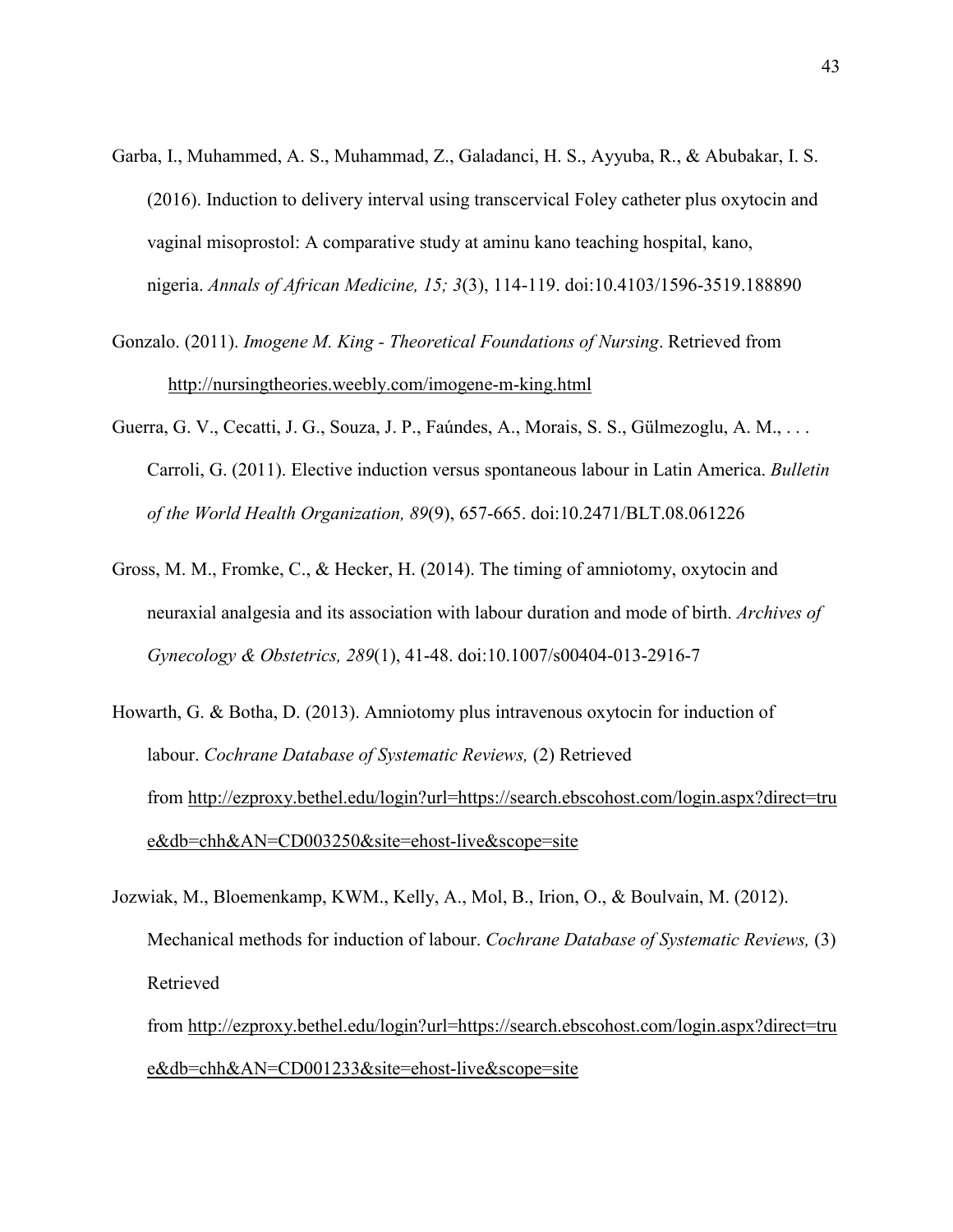Garba, I., Muhammed, A. S., Muhammad, Z., Galadanci, H. S., Ayyuba, R., & Abubakar, I. S. (2016). Induction to delivery interval using transcervical Foley catheter plus oxytocin and vaginal misoprostol: A comparative study at aminu kano teaching hospital, kano, nigeria. *Annals of African Medicine, 15; 3*(3), 114-119. doi:10.4103/1596-3519.188890

Gonzalo. (2011). *Imogene M. King - Theoretical Foundations of Nursing*. Retrieved from http://nursingtheories.weebly.com/imogene-m-king.html

Guerra, G. V., Cecatti, J. G., Souza, J. P., Faúndes, A., Morais, S. S., Gülmezoglu, A. M., . . . Carroli, G. (2011). Elective induction versus spontaneous labour in Latin America. *Bulletin of the World Health Organization, 89*(9), 657-665. doi:10.2471/BLT.08.061226

Gross, M. M., Fromke, C., & Hecker, H. (2014). The timing of amniotomy, oxytocin and neuraxial analgesia and its association with labour duration and mode of birth. *Archives of Gynecology & Obstetrics, 289*(1), 41-48. doi:10.1007/s00404-013-2916-7

Howarth, G. & Botha, D. (2013). Amniotomy plus intravenous oxytocin for induction of labour. *Cochrane Database of Systematic Reviews,* (2) Retrieved from http://ezproxy.bethel.edu/login?url=https://search.ebscohost.com/login.aspx?direct=true&db=chh&AN=CD003250&site=ehost-live&scope=site

Jozwiak, M., Bloemenkamp, KWM., Kelly, A., Mol, B., Irion, O., & Boulvain, M. (2012). Mechanical methods for induction of labour. *Cochrane Database of Systematic Reviews,* (3) Retrieved from http://ezproxy.bethel.edu/login?url=https://search.ebscohost.com/login.aspx?direct=true&db=chh&AN=CD001233&site=ehost-live&scope=site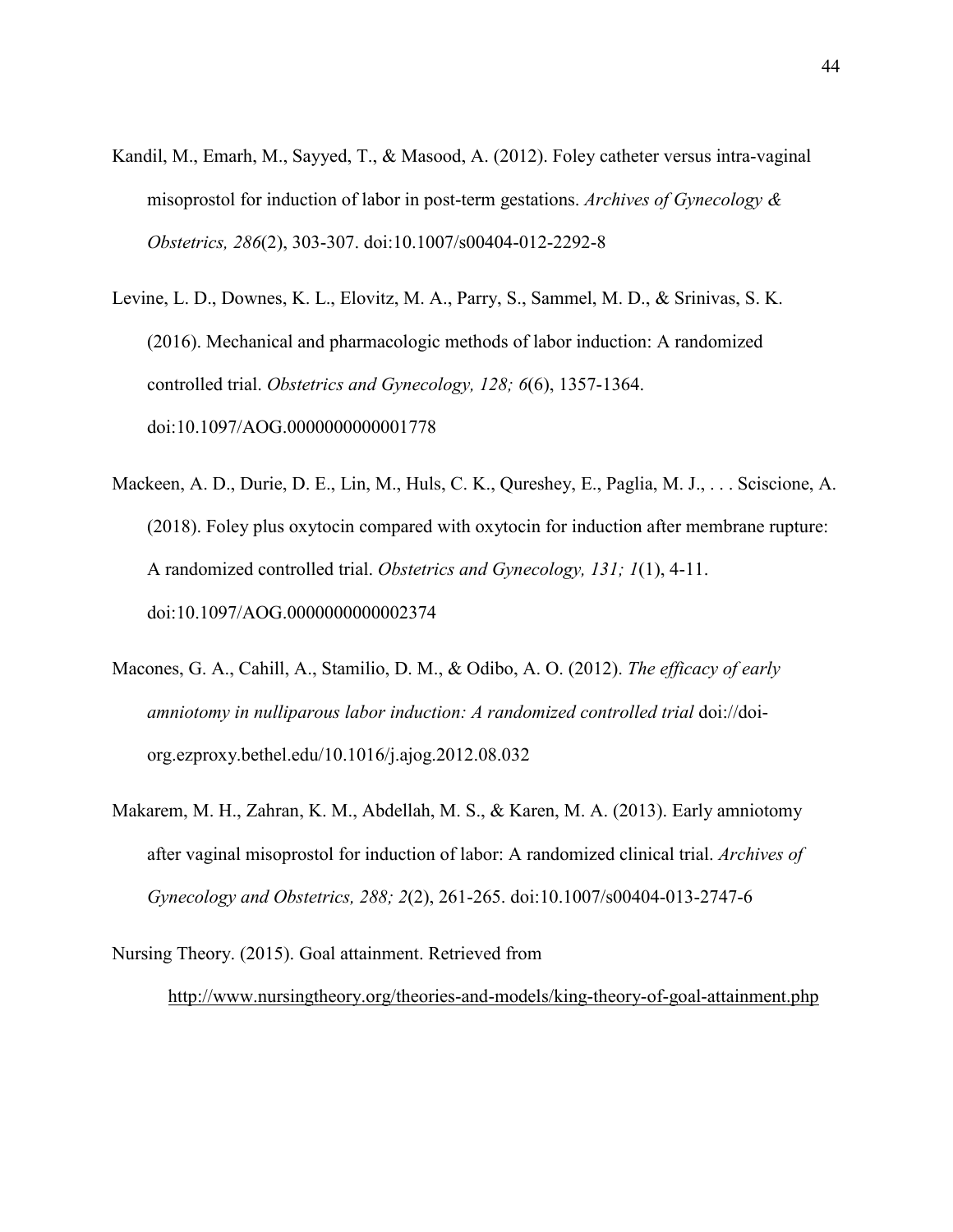Kandil, M., Emarh, M., Sayyed, T., & Masood, A. (2012). Foley catheter versus intra-vaginal misoprostol for induction of labor in post-term gestations. *Archives of Gynecology & Obstetrics, 286*(2), 303-307. doi:10.1007/s00404-012-2292-8

Levine, L. D., Downes, K. L., Elovitz, M. A., Parry, S., Sammel, M. D., & Srinivas, S. K. (2016). Mechanical and pharmacologic methods of labor induction: A randomized controlled trial. *Obstetrics and Gynecology, 128; 6*(6), 1357-1364. doi:10.1097/AOG.0000000000001778

Mackeen, A. D., Durie, D. E., Lin, M., Huls, C. K., Qureshey, E., Paglia, M. J., . . . Sciscione, A. (2018). Foley plus oxytocin compared with oxytocin for induction after membrane rupture: A randomized controlled trial. *Obstetrics and Gynecology, 131; 1*(1), 4-11. doi:10.1097/AOG.0000000000002374

Macones, G. A., Cahill, A., Stamilio, D. M., & Odibo, A. O. (2012). *The efficacy of early amniotomy in nulliparous labor induction: A randomized controlled trial* doi://doi-org.ezproxy.bethel.edu/10.1016/j.ajog.2012.08.032

Makarem, M. H., Zahran, K. M., Abdellah, M. S., & Karen, M. A. (2013). Early amniotomy after vaginal misoprostol for induction of labor: A randomized clinical trial. *Archives of Gynecology and Obstetrics, 288; 2*(2), 261-265. doi:10.1007/s00404-013-2747-6

Nursing Theory. (2015). Goal attainment. Retrieved from http://www.nursingtheory.org/theories-and-models/king-theory-of-goal-attainment.php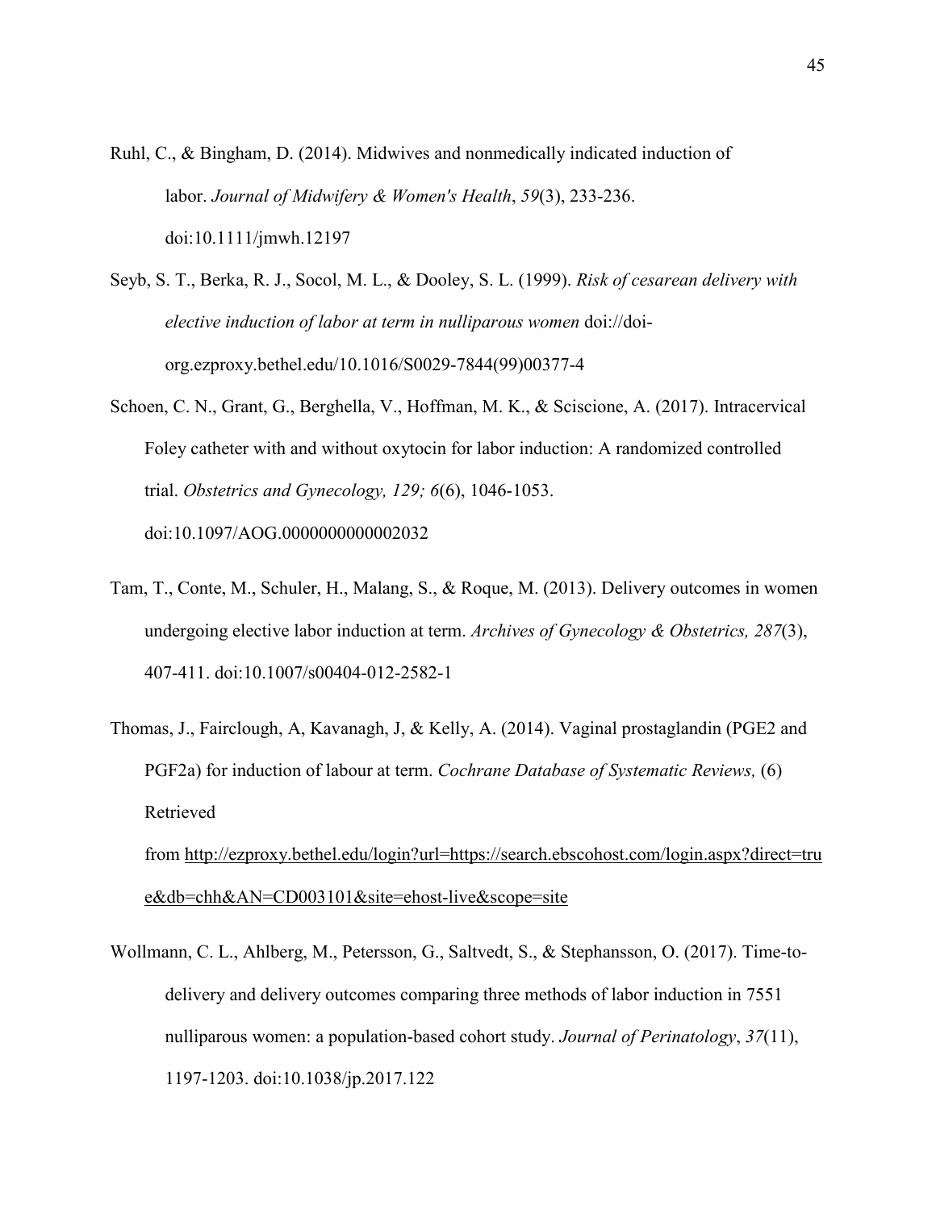Ruhl, C., & Bingham, D. (2014). Midwives and nonmedically indicated induction of labor. *Journal of Midwifery & Women's Health*, *59*(3), 233-236. doi:10.1111/jmwh.12197

Seyb, S. T., Berka, R. J., Socol, M. L., & Dooley, S. L. (1999). *Risk of cesarean delivery with elective induction of labor at term in nulliparous women* doi://doi-org.ezproxy.bethel.edu/10.1016/S0029-7844(99)00377-4

Schoen, C. N., Grant, G., Berghella, V., Hoffman, M. K., & Sciscione, A. (2017). Intracervical Foley catheter with and without oxytocin for labor induction: A randomized controlled trial. *Obstetrics and Gynecology, 129; 6*(6), 1046-1053. doi:10.1097/AOG.0000000000002032

Tam, T., Conte, M., Schuler, H., Malang, S., & Roque, M. (2013). Delivery outcomes in women undergoing elective labor induction at term. *Archives of Gynecology & Obstetrics, 287*(3), 407-411. doi:10.1007/s00404-012-2582-1

Thomas, J., Fairclough, A, Kavanagh, J, & Kelly, A. (2014). Vaginal prostaglandin (PGE2 and PGF2a) for induction of labour at term. *Cochrane Database of Systematic Reviews,* (6) Retrieved from http://ezproxy.bethel.edu/login?url=https://search.ebscohost.com/login.aspx?direct=true&db=chh&AN=CD003101&site=ehost-live&scope=site

Wollmann, C. L., Ahlberg, M., Petersson, G., Saltvedt, S., & Stephansson, O. (2017). Time-to-delivery and delivery outcomes comparing three methods of labor induction in 7551 nulliparous women: a population-based cohort study. *Journal of Perinatology*, *37*(11), 1197-1203. doi:10.1038/jp.2017.122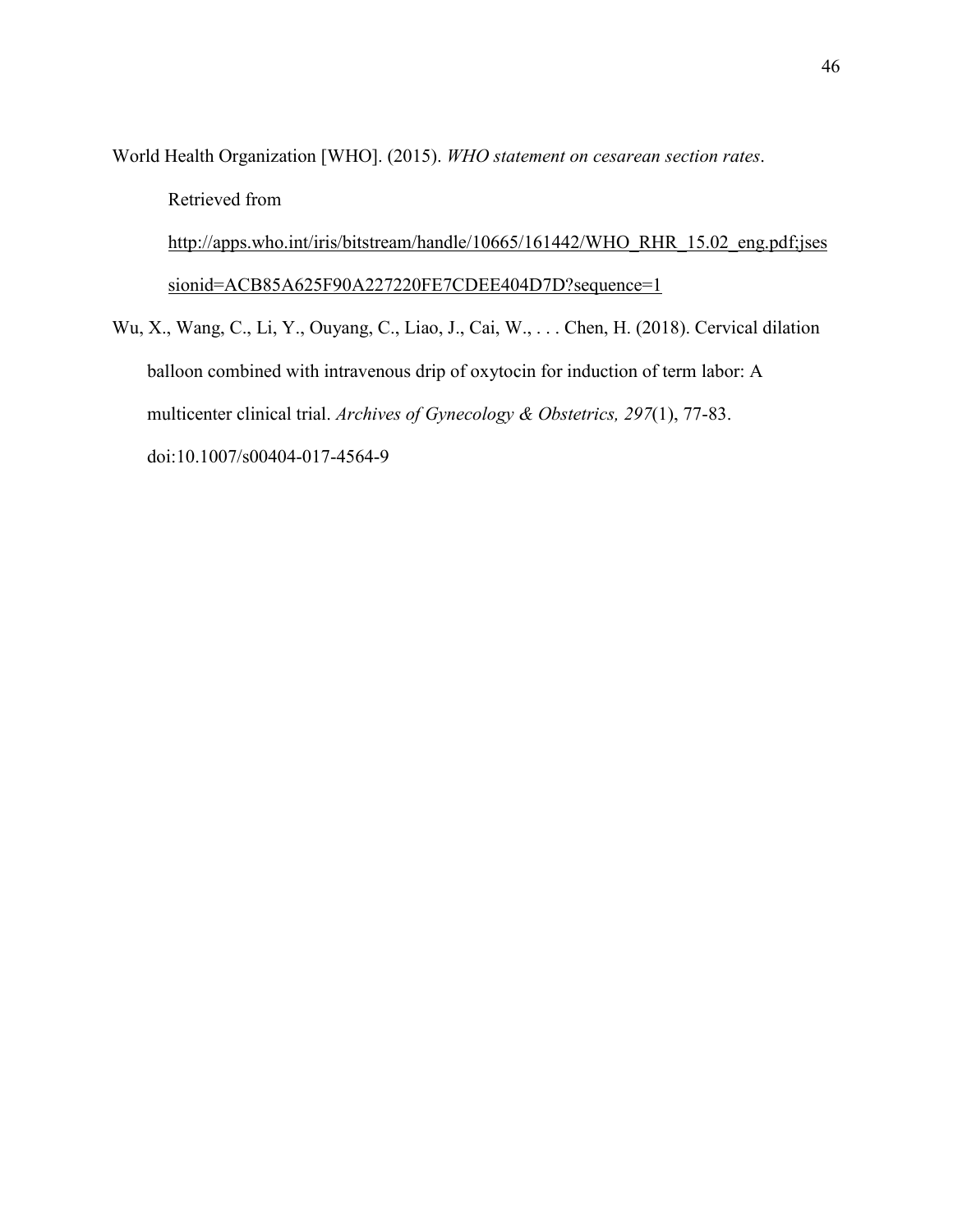World Health Organization [WHO]. (2015). *WHO statement on cesarean section rates*. Retrieved from http://apps.who.int/iris/bitstream/handle/10665/161442/WHO_RHR_15.02_eng.pdf;jsessionid=ACB85A625F90A227220FE7CDEE404D7D?sequence=1

Wu, X., Wang, C., Li, Y., Ouyang, C., Liao, J., Cai, W., . . . Chen, H. (2018). Cervical dilation balloon combined with intravenous drip of oxytocin for induction of term labor: A multicenter clinical trial. *Archives of Gynecology & Obstetrics, 297*(1), 77-83. doi:10.1007/s00404-017-4564-9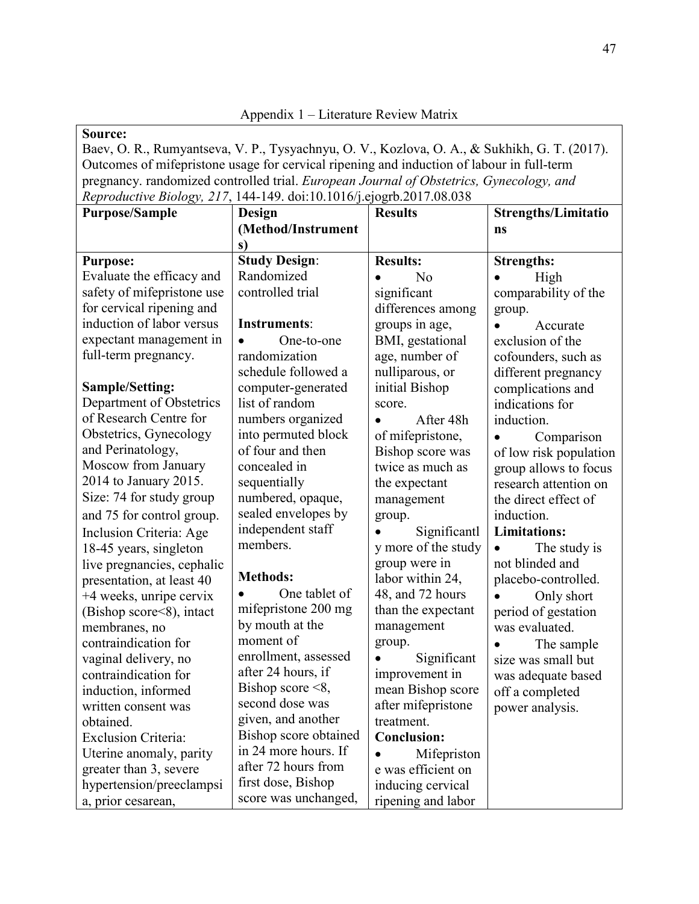Appendix 1 – Literature Review Matrix

| **Source:** Baev, O. R., Rumyantseva, V. P., Tysyachnyu, O. V., Kozlova, O. A., & Sukhikh, G. T. (2017). Outcomes of mifepristone usage for cervical ripening and induction of labour in full-term pregnancy. randomized controlled trial. *European Journal of Obstetrics, Gynecology, and Reproductive Biology, 217*, 144-149. doi:10.1016/j.ejogrb.2017.08.038 | | | |
|---|---|---|---|
| **Purpose/Sample** | **Design (Method/Instruments)** | **Results** | **Strengths/Limitations** |
| **Purpose:**<br>Evaluate the efficacy and safety of mifepristone use for cervical ripening and induction of labor versus expectant management in full-term pregnancy.<br><br>**Sample/Setting:**<br>Department of Obstetrics of Research Centre for Obstetrics, Gynecology and Perinatology, Moscow from January 2014 to January 2015.<br>Size: 74 for study group and 75 for control group.<br>Inclusion Criteria: Age 18-45 years, singleton live pregnancies, cephalic presentation, at least 40 +4 weeks, unripe cervix (Bishop score<8), intact membranes, no contraindication for vaginal delivery, no contraindication for induction, informed written consent was obtained.<br>Exclusion Criteria: Uterine anomaly, parity greater than 3, severe hypertension/preeclampsia, prior cesarean, | **Study Design**: Randomized controlled trial<br><br>**Instruments**:<br>• One-to-one randomization schedule followed a computer-generated list of random numbers organized into permuted block of four and then concealed in sequentially numbered, opaque, sealed envelopes by independent staff members.<br><br>**Methods:**<br>• One tablet of mifepristone 200 mg by mouth at the moment of enrollment, assessed after 24 hours, if Bishop score <8, second dose was given, and another Bishop score obtained in 24 more hours. If after 72 hours from first dose, Bishop score was unchanged, | **Results:**<br>• No significant differences among groups in age, BMI, gestational age, number of nulliparous, or initial Bishop score.<br>• After 48h of mifepristone, Bishop score was twice as much as the expectant management group.<br>• Significantly more of the study group were in labor within 24, 48, and 72 hours than the expectant management group.<br>• Significant improvement in mean Bishop score after mifepristone treatment.<br>**Conclusion:**<br>• Mifepristone was efficient on inducing cervical ripening and labor | **Strengths:**<br>• High comparability of the group.<br>• Accurate exclusion of the cofounders, such as different pregnancy complications and indications for induction.<br>• Comparison of low risk population group allows to focus research attention on the direct effect of induction.<br>**Limitations:**<br>• The study is not blinded and placebo-controlled.<br>• Only short period of gestation was evaluated.<br>• The sample size was small but was adequate based off a completed power analysis. |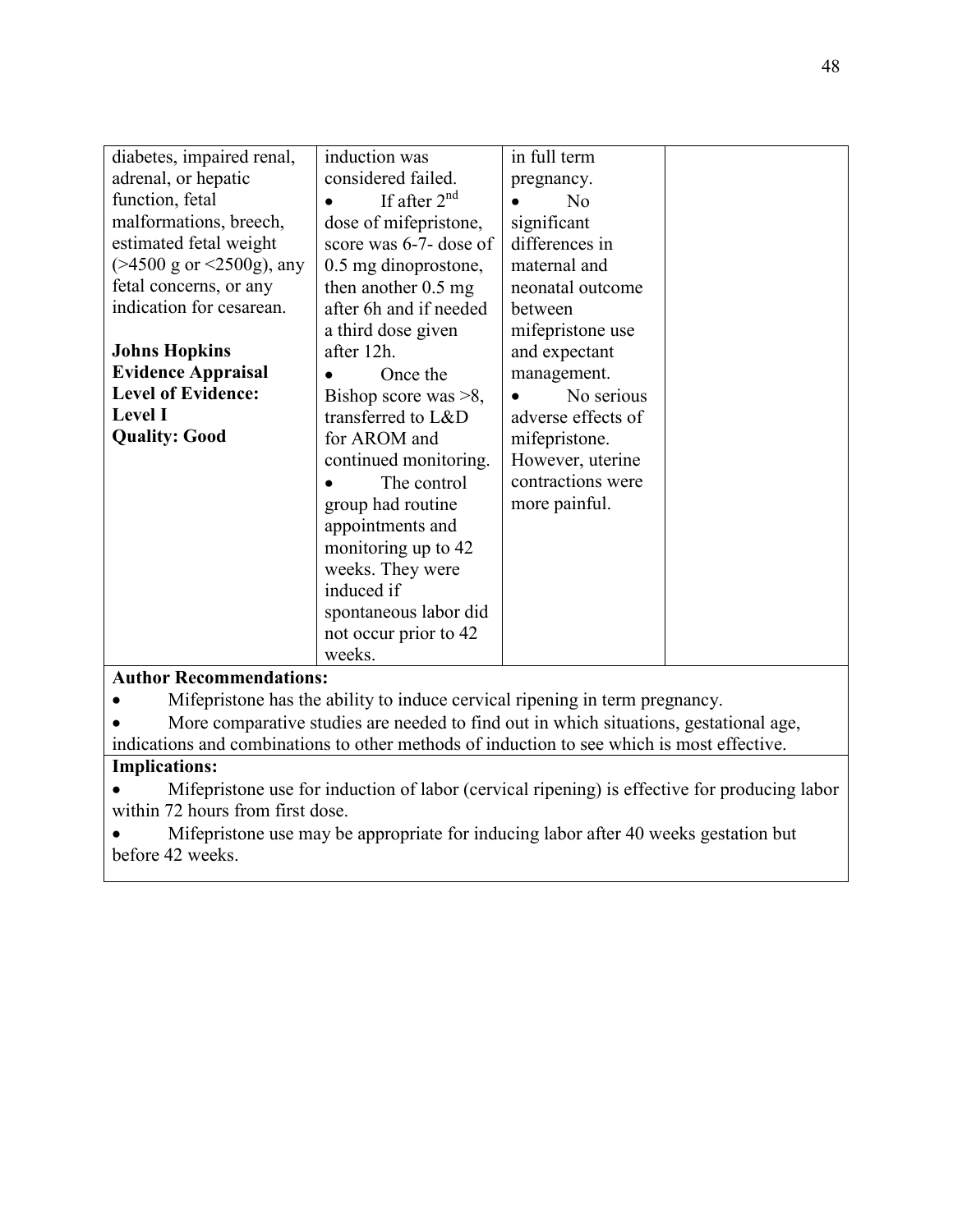| | | | |
|---|---|---|---|
| diabetes, impaired renal, adrenal, or hepatic function, fetal malformations, breech, estimated fetal weight (>4500 g or <2500g), any fetal concerns, or any indication for cesarean.<br><br>**Johns Hopkins Evidence Appraisal Level of Evidence: Level I**<br>**Quality: Good** | induction was considered failed.<br>• If after 2nd dose of mifepristone, score was 6-7- dose of 0.5 mg dinoprostone, then another 0.5 mg after 6h and if needed a third dose given after 12h.<br>• Once the Bishop score was >8, transferred to L&D for AROM and continued monitoring.<br>• The control group had routine appointments and monitoring up to 42 weeks. They were induced if spontaneous labor did not occur prior to 42 weeks. | in full term pregnancy.<br>• No significant differences in maternal and neonatal outcome between mifepristone use and expectant management.<br>• No serious adverse effects of mifepristone. However, uterine contractions were more painful. | |

**Author Recommendations:**

- Mifepristone has the ability to induce cervical ripening in term pregnancy.
- More comparative studies are needed to find out in which situations, gestational age, indications and combinations to other methods of induction to see which is most effective.

**Implications:**

- Mifepristone use for induction of labor (cervical ripening) is effective for producing labor within 72 hours from first dose.
- Mifepristone use may be appropriate for inducing labor after 40 weeks gestation but before 42 weeks.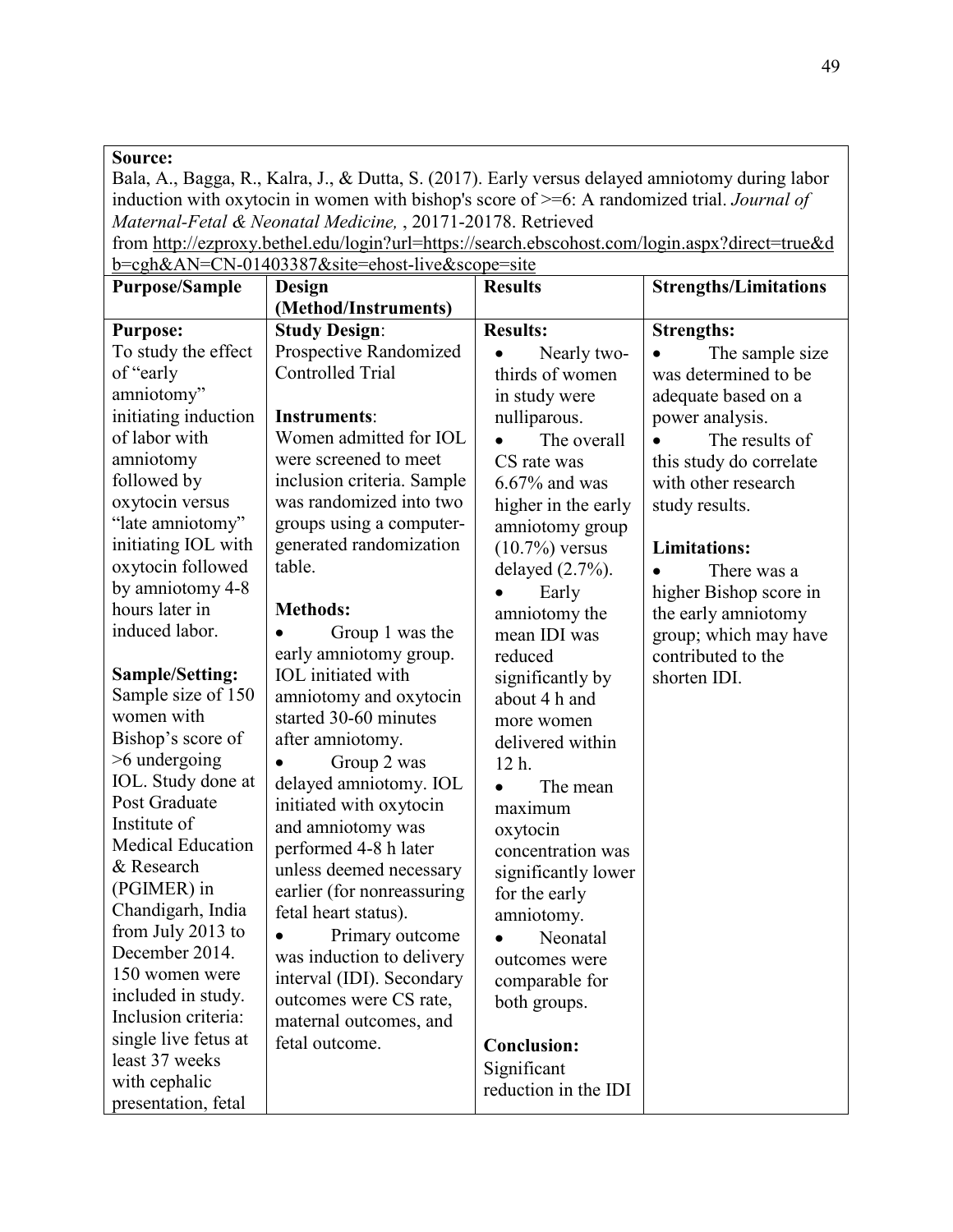**Source:**
Bala, A., Bagga, R., Kalra, J., & Dutta, S. (2017). Early versus delayed amniotomy during labor induction with oxytocin in women with bishop's score of >=6: A randomized trial. *Journal of Maternal-Fetal & Neonatal Medicine,* , 20171-20178. Retrieved from http://ezproxy.bethel.edu/login?url=https://search.ebscohost.com/login.aspx?direct=true&db=cgh&AN=CN-01403387&site=ehost-live&scope=site

| Purpose/Sample | Design (Method/Instruments) | Results | Strengths/Limitations |
|---|---|---|---|
| **Purpose:**<br>To study the effect of "early amniotomy" initiating induction of labor with amniotomy followed by oxytocin versus "late amniotomy" initiating IOL with oxytocin followed by amniotomy 4-8 hours later in induced labor.<br><br>**Sample/Setting:**<br>Sample size of 150 women with Bishop's score of >6 undergoing IOL. Study done at Post Graduate Institute of Medical Education & Research (PGIMER) in Chandigarh, India from July 2013 to December 2014. 150 women were included in study. Inclusion criteria: single live fetus at least 37 weeks with cephalic presentation, fetal | **Study Design**:<br>Prospective Randomized Controlled Trial<br><br>**Instruments**:<br>Women admitted for IOL were screened to meet inclusion criteria. Sample was randomized into two groups using a computer-generated randomization table.<br><br>**Methods:**<br>• Group 1 was the early amniotomy group. IOL initiated with amniotomy and oxytocin started 30-60 minutes after amniotomy.<br>• Group 2 was delayed amniotomy. IOL initiated with oxytocin and amniotomy was performed 4-8 h later unless deemed necessary earlier (for nonreassuring fetal heart status).<br>• Primary outcome was induction to delivery interval (IDI). Secondary outcomes were CS rate, maternal outcomes, and fetal outcome. | **Results:**<br>• Nearly two-thirds of women in study were nulliparous.<br>• The overall CS rate was 6.67% and was higher in the early amniotomy group (10.7%) versus delayed (2.7%).<br>• Early amniotomy the mean IDI was reduced significantly by about 4 h and more women delivered within 12 h.<br>• The mean maximum oxytocin concentration was significantly lower for the early amniotomy.<br>• Neonatal outcomes were comparable for both groups.<br><br>**Conclusion:**<br>Significant reduction in the IDI | **Strengths:**<br>• The sample size was determined to be adequate based on a power analysis.<br>• The results of this study do correlate with other research study results.<br><br>**Limitations:**<br>• There was a higher Bishop score in the early amniotomy group; which may have contributed to the shorten IDI. |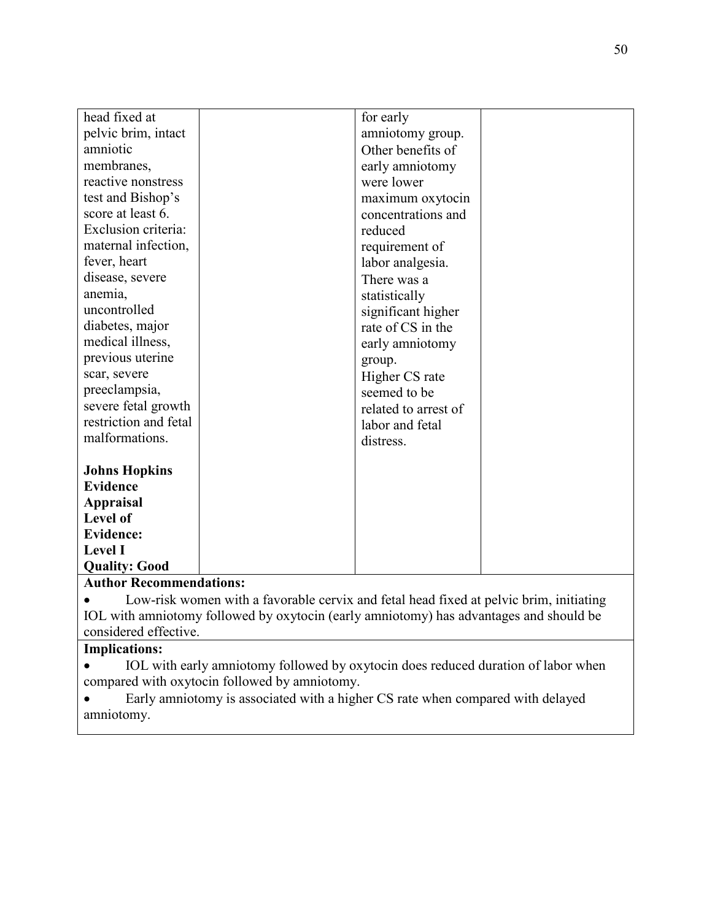| | | | |
|---|---|---|---|
| head fixed at pelvic brim, intact amniotic membranes, reactive nonstress test and Bishop's score at least 6.<br>Exclusion criteria: maternal infection, fever, heart disease, severe anemia, uncontrolled diabetes, major medical illness, previous uterine scar, severe preeclampsia, severe fetal growth restriction and fetal malformations.<br><br>**Johns Hopkins Evidence Appraisal Level of Evidence: Level I Quality: Good** | | for early amniotomy group.<br>Other benefits of early amniotomy were lower maximum oxytocin concentrations and reduced requirement of labor analgesia.<br>There was a statistically significant higher rate of CS in the early amniotomy group.<br>Higher CS rate seemed to be related to arrest of labor and fetal distress. | |

**Author Recommendations:**

- Low-risk women with a favorable cervix and fetal head fixed at pelvic brim, initiating IOL with amniotomy followed by oxytocin (early amniotomy) has advantages and should be considered effective.

**Implications:**

- IOL with early amniotomy followed by oxytocin does reduced duration of labor when compared with oxytocin followed by amniotomy.
- Early amniotomy is associated with a higher CS rate when compared with delayed amniotomy.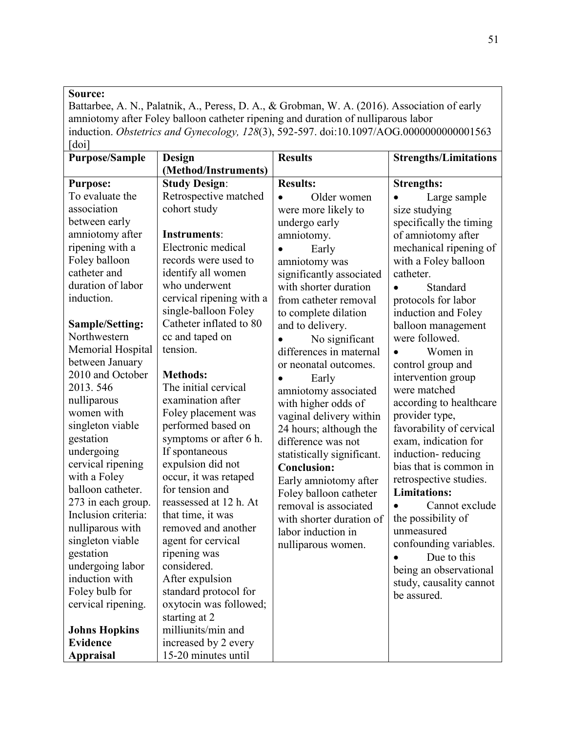| **Source:** Battarbee, A. N., Palatnik, A., Peress, D. A., & Grobman, W. A. (2016). Association of early amniotomy after Foley balloon catheter ripening and duration of nulliparous labor induction. *Obstetrics and Gynecology, 128*(3), 592-597. doi:10.1097/AOG.0000000000001563 [doi] | | | |
|---|---|---|---|
| **Purpose/Sample** | **Design (Method/Instruments)** | **Results** | **Strengths/Limitations** |
| **Purpose:**<br>To evaluate the association between early amniotomy after ripening with a Foley balloon catheter and duration of labor induction.<br><br>**Sample/Setting:**<br>Northwestern Memorial Hospital between January 2010 and October 2013. 546 nulliparous women with singleton viable gestation undergoing cervical ripening with a Foley balloon catheter. 273 in each group. Inclusion criteria: nulliparous with singleton viable gestation undergoing labor induction with Foley bulb for cervical ripening.<br><br>**Johns Hopkins Evidence Appraisal** | **Study Design**:<br>Retrospective matched cohort study<br><br>**Instruments**:<br>Electronic medical records were used to identify all women who underwent cervical ripening with a single-balloon Foley Catheter inflated to 80 cc and taped on tension.<br><br>**Methods:**<br>The initial cervical examination after Foley placement was performed based on symptoms or after 6 h. If spontaneous expulsion did not occur, it was retaped for tension and reassessed at 12 h. At that time, it was removed and another agent for cervical ripening was considered.<br>After expulsion standard protocol for oxytocin was followed; starting at 2 milliunits/min and increased by 2 every 15-20 minutes until | **Results:**<br>• Older women were more likely to undergo early amniotomy.<br>• Early amniotomy was significantly associated with shorter duration from catheter removal to complete dilation and to delivery.<br>• No significant differences in maternal or neonatal outcomes.<br>• Early amniotomy associated with higher odds of vaginal delivery within 24 hours; although the difference was not statistically significant.<br>**Conclusion:**<br>Early amniotomy after Foley balloon catheter removal is associated with shorter duration of labor induction in nulliparous women. | **Strengths:**<br>• Large sample size studying specifically the timing of amniotomy after mechanical ripening of with a Foley balloon catheter.<br>• Standard protocols for labor induction and Foley balloon management were followed.<br>• Women in control group and intervention group were matched according to healthcare provider type, favorability of cervical exam, indication for induction- reducing bias that is common in retrospective studies.<br>**Limitations:**<br>• Cannot exclude the possibility of unmeasured confounding variables.<br>• Due to this being an observational study, causality cannot be assured. |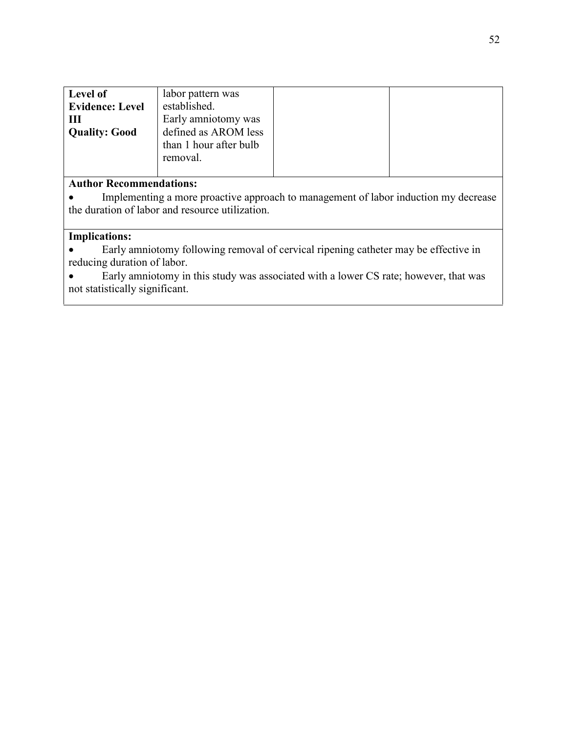| | | | |
|---|---|---|---|
| **Level of Evidence: Level III** **Quality: Good** | labor pattern was established. Early amniotomy was defined as AROM less than 1 hour after bulb removal. | | |

**Author Recommendations:**

- Implementing a more proactive approach to management of labor induction my decrease the duration of labor and resource utilization.

**Implications:**

- Early amniotomy following removal of cervical ripening catheter may be effective in reducing duration of labor.
- Early amniotomy in this study was associated with a lower CS rate; however, that was not statistically significant.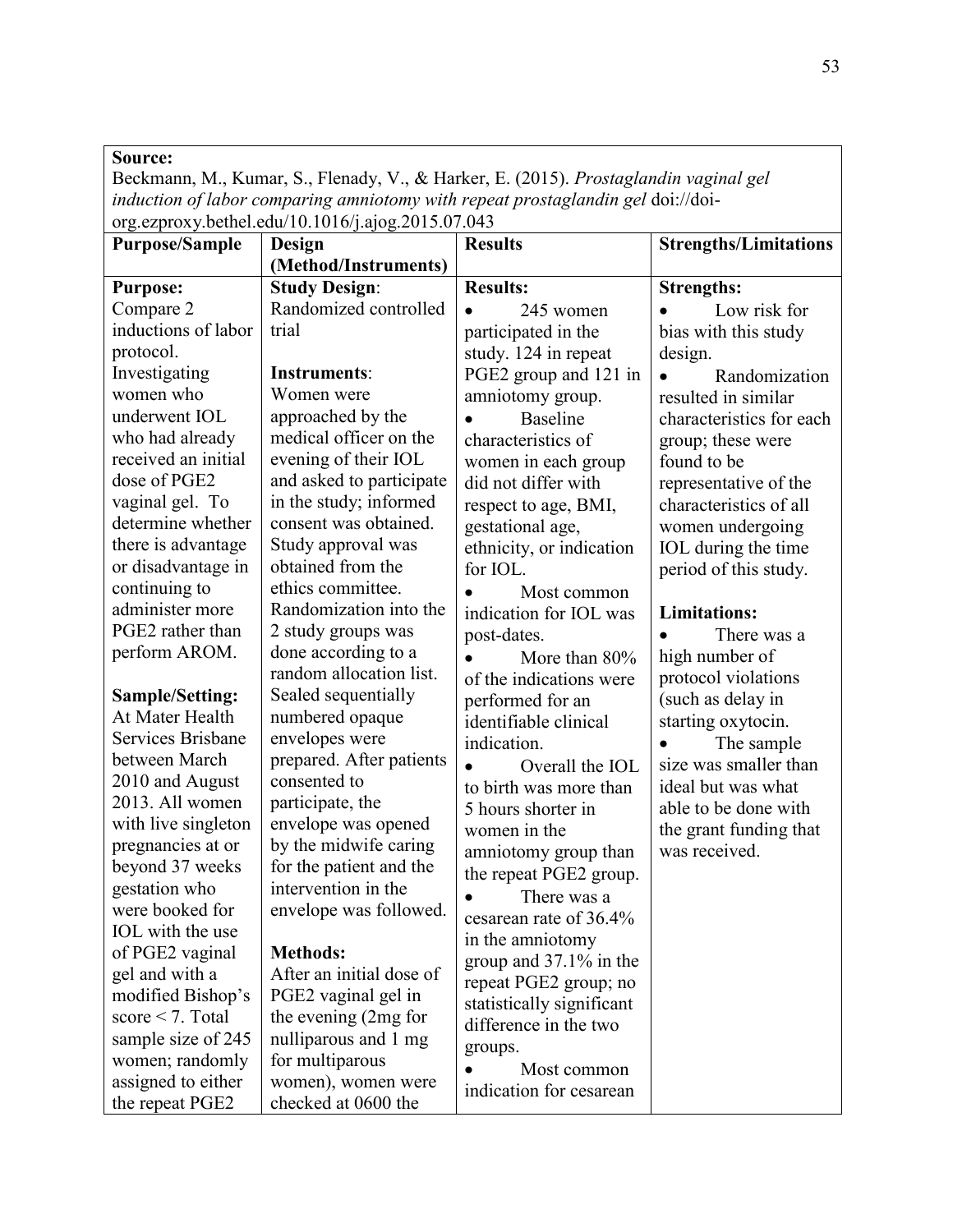| **Source:** Beckmann, M., Kumar, S., Flenady, V., & Harker, E. (2015). *Prostaglandin vaginal gel induction of labor comparing amniotomy with repeat prostaglandin gel* doi://doi-org.ezproxy.bethel.edu/10.1016/j.ajog.2015.07.043 | | | |
|---|---|---|---|
| **Purpose/Sample** | **Design (Method/Instruments)** | **Results** | **Strengths/Limitations** |
| **Purpose:** Compare 2 inductions of labor protocol. Investigating women who underwent IOL who had already received an initial dose of PGE2 vaginal gel. To determine whether there is advantage or disadvantage in continuing to administer more PGE2 rather than perform AROM. <br><br> **Sample/Setting:** At Mater Health Services Brisbane between March 2010 and August 2013. All women with live singleton pregnancies at or beyond 37 weeks gestation who were booked for IOL with the use of PGE2 vaginal gel and with a modified Bishop's score < 7. Total sample size of 245 women; randomly assigned to either the repeat PGE2 | **Study Design**: Randomized controlled trial <br><br> **Instruments**: Women were approached by the medical officer on the evening of their IOL and asked to participate in the study; informed consent was obtained. Study approval was obtained from the ethics committee. Randomization into the 2 study groups was done according to a random allocation list. Sealed sequentially numbered opaque envelopes were prepared. After patients consented to participate, the envelope was opened by the midwife caring for the patient and the intervention in the envelope was followed. <br><br> **Methods:** After an initial dose of PGE2 vaginal gel in the evening (2mg for nulliparous and 1 mg for multiparous women), women were checked at 0600 the | **Results:** <br>• 245 women participated in the study. 124 in repeat PGE2 group and 121 in amniotomy group. <br>• Baseline characteristics of women in each group did not differ with respect to age, BMI, gestational age, ethnicity, or indication for IOL. <br>• Most common indication for IOL was post-dates. <br>• More than 80% of the indications were performed for an identifiable clinical indication. <br>• Overall the IOL to birth was more than 5 hours shorter in women in the amniotomy group than the repeat PGE2 group. <br>• There was a cesarean rate of 36.4% in the amniotomy group and 37.1% in the repeat PGE2 group; no statistically significant difference in the two groups. <br>• Most common indication for cesarean | **Strengths:** <br>• Low risk for bias with this study design. <br>• Randomization resulted in similar characteristics for each group; these were found to be representative of the characteristics of all women undergoing IOL during the time period of this study. <br><br> **Limitations:** <br>• There was a high number of protocol violations (such as delay in starting oxytocin. <br>• The sample size was smaller than ideal but was what able to be done with the grant funding that was received. |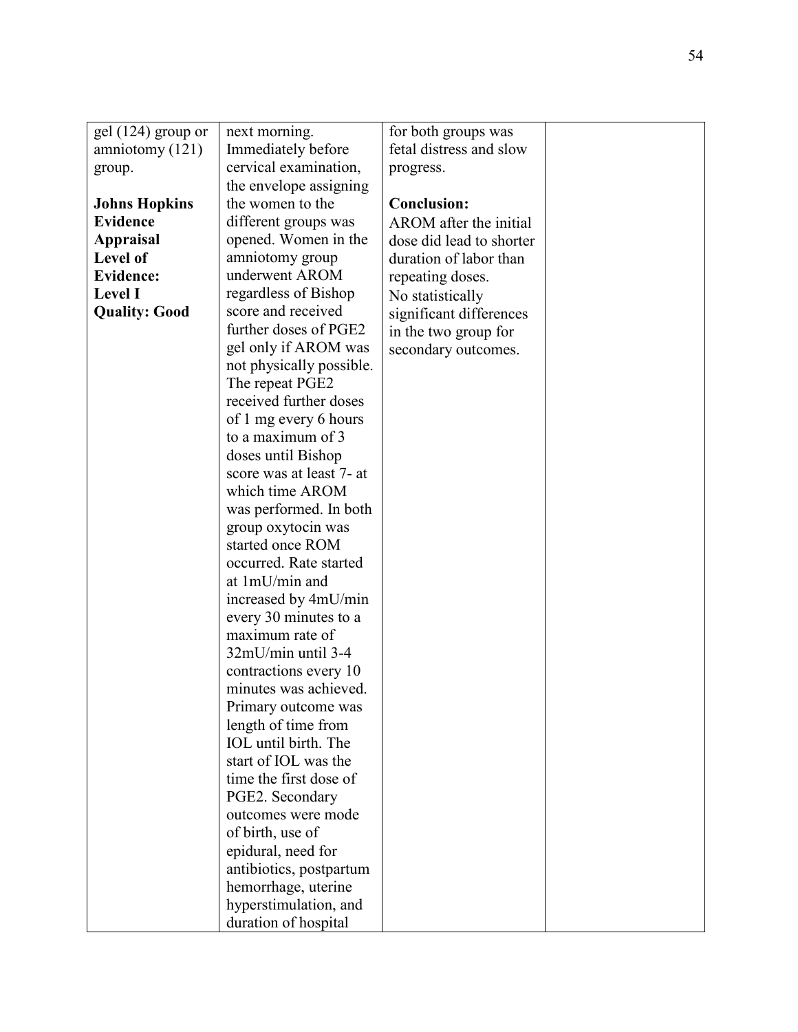| | | | |
|---|---|---|---|
| gel (124) group or amniotomy (121) group.<br><br>**Johns Hopkins Evidence Appraisal Level of Evidence: Level I Quality: Good** | next morning. Immediately before cervical examination, the envelope assigning the women to the different groups was opened. Women in the amniotomy group underwent AROM regardless of Bishop score and received further doses of PGE2 gel only if AROM was not physically possible. The repeat PGE2 received further doses of 1 mg every 6 hours to a maximum of 3 doses until Bishop score was at least 7- at which time AROM was performed. In both group oxytocin was started once ROM occurred. Rate started at 1mU/min and increased by 4mU/min every 30 minutes to a maximum rate of 32mU/min until 3-4 contractions every 10 minutes was achieved. Primary outcome was length of time from IOL until birth. The start of IOL was the time the first dose of PGE2. Secondary outcomes were mode of birth, use of epidural, need for antibiotics, postpartum hemorrhage, uterine hyperstimulation, and duration of hospital | for both groups was fetal distress and slow progress.<br><br>**Conclusion:**<br>AROM after the initial dose did lead to shorter duration of labor than repeating doses.<br>No statistically significant differences in the two group for secondary outcomes. | |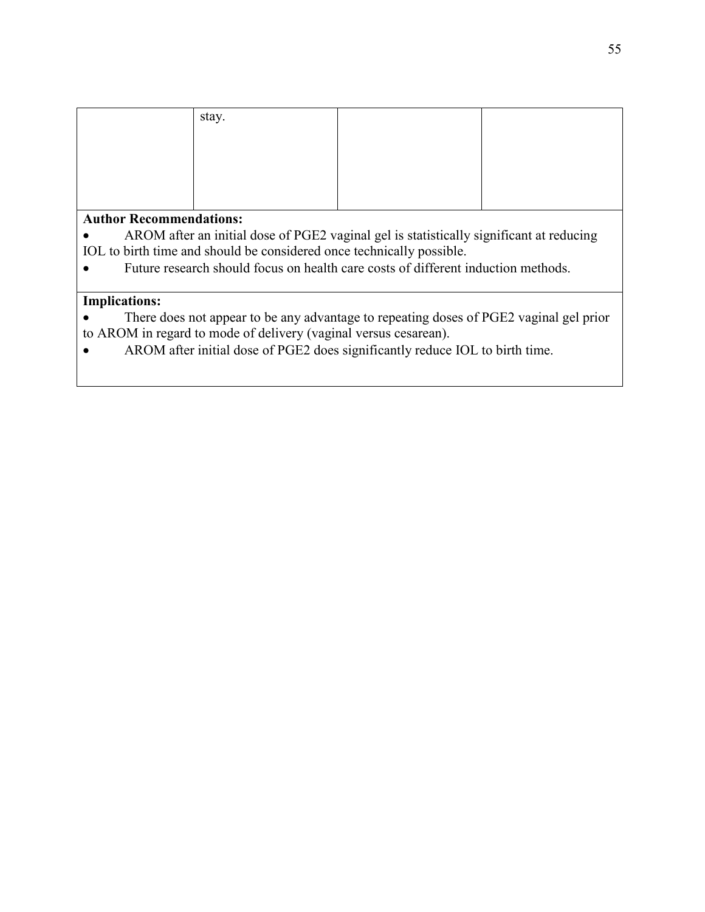| | | | |
|---|---|---|---|
| | stay. | | |

**Author Recommendations:**

- AROM after an initial dose of PGE2 vaginal gel is statistically significant at reducing IOL to birth time and should be considered once technically possible.
- Future research should focus on health care costs of different induction methods.

**Implications:**

- There does not appear to be any advantage to repeating doses of PGE2 vaginal gel prior to AROM in regard to mode of delivery (vaginal versus cesarean).
- AROM after initial dose of PGE2 does significantly reduce IOL to birth time.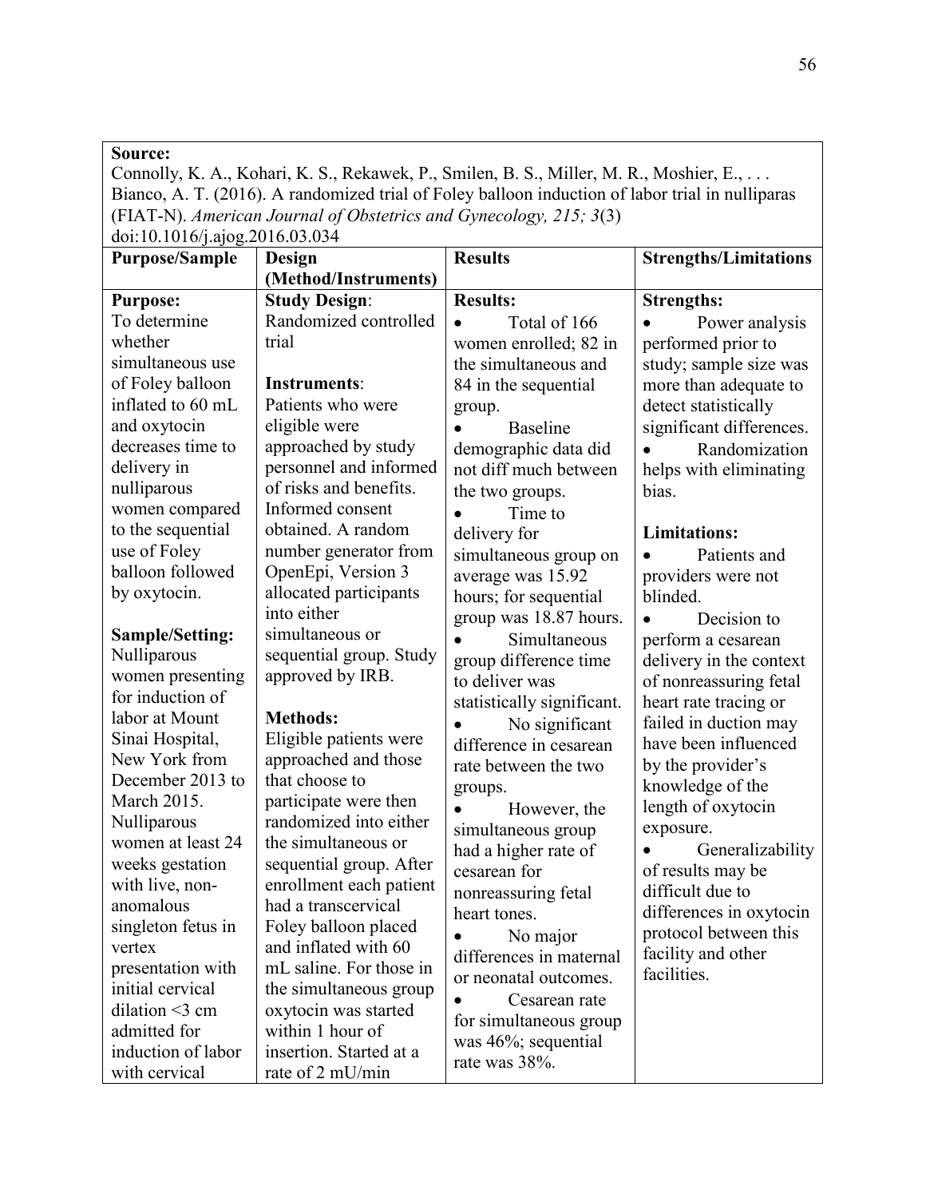| **Source:** Connolly, K. A., Kohari, K. S., Rekawek, P., Smilen, B. S., Miller, M. R., Moshier, E., . . . Bianco, A. T. (2016). A randomized trial of Foley balloon induction of labor trial in nulliparas (FIAT-N). *American Journal of Obstetrics and Gynecology, 215; 3*(3) doi:10.1016/j.ajog.2016.03.034 | | | |
|---|---|---|---|
| **Purpose/Sample** | **Design (Method/Instruments)** | **Results** | **Strengths/Limitations** |
| **Purpose:** To determine whether simultaneous use of Foley balloon inflated to 60 mL and oxytocin decreases time to delivery in nulliparous women compared to the sequential use of Foley balloon followed by oxytocin.<br><br>**Sample/Setting:** Nulliparous women presenting for induction of labor at Mount Sinai Hospital, New York from December 2013 to March 2015. Nulliparous women at least 24 weeks gestation with live, non-anomalous singleton fetus in vertex presentation with initial cervical dilation <3 cm admitted for induction of labor with cervical | **Study Design**: Randomized controlled trial<br><br>**Instruments**: Patients who were eligible were approached by study personnel and informed of risks and benefits. Informed consent obtained. A random number generator from OpenEpi, Version 3 allocated participants into either simultaneous or sequential group. Study approved by IRB.<br><br>**Methods:** Eligible patients were approached and those that choose to participate were then randomized into either the simultaneous or sequential group. After enrollment each patient had a transcervical Foley balloon placed and inflated with 60 mL saline. For those in the simultaneous group oxytocin was started within 1 hour of insertion. Started at a rate of 2 mU/min | **Results:**<br>• Total of 166 women enrolled; 82 in the simultaneous and 84 in the sequential group.<br>• Baseline demographic data did not diff much between the two groups.<br>• Time to delivery for simultaneous group on average was 15.92 hours; for sequential group was 18.87 hours.<br>• Simultaneous group difference time to deliver was statistically significant.<br>• No significant difference in cesarean rate between the two groups.<br>• However, the simultaneous group had a higher rate of cesarean for nonreassuring fetal heart tones.<br>• No major differences in maternal or neonatal outcomes.<br>• Cesarean rate for simultaneous group was 46%; sequential rate was 38%. | **Strengths:**<br>• Power analysis performed prior to study; sample size was more than adequate to detect statistically significant differences.<br>• Randomization helps with eliminating bias.<br><br>**Limitations:**<br>• Patients and providers were not blinded.<br>• Decision to perform a cesarean delivery in the context of nonreassuring fetal heart rate tracing or failed in duction may have been influenced by the provider's knowledge of the length of oxytocin exposure.<br>• Generalizability of results may be difficult due to differences in oxytocin protocol between this facility and other facilities. |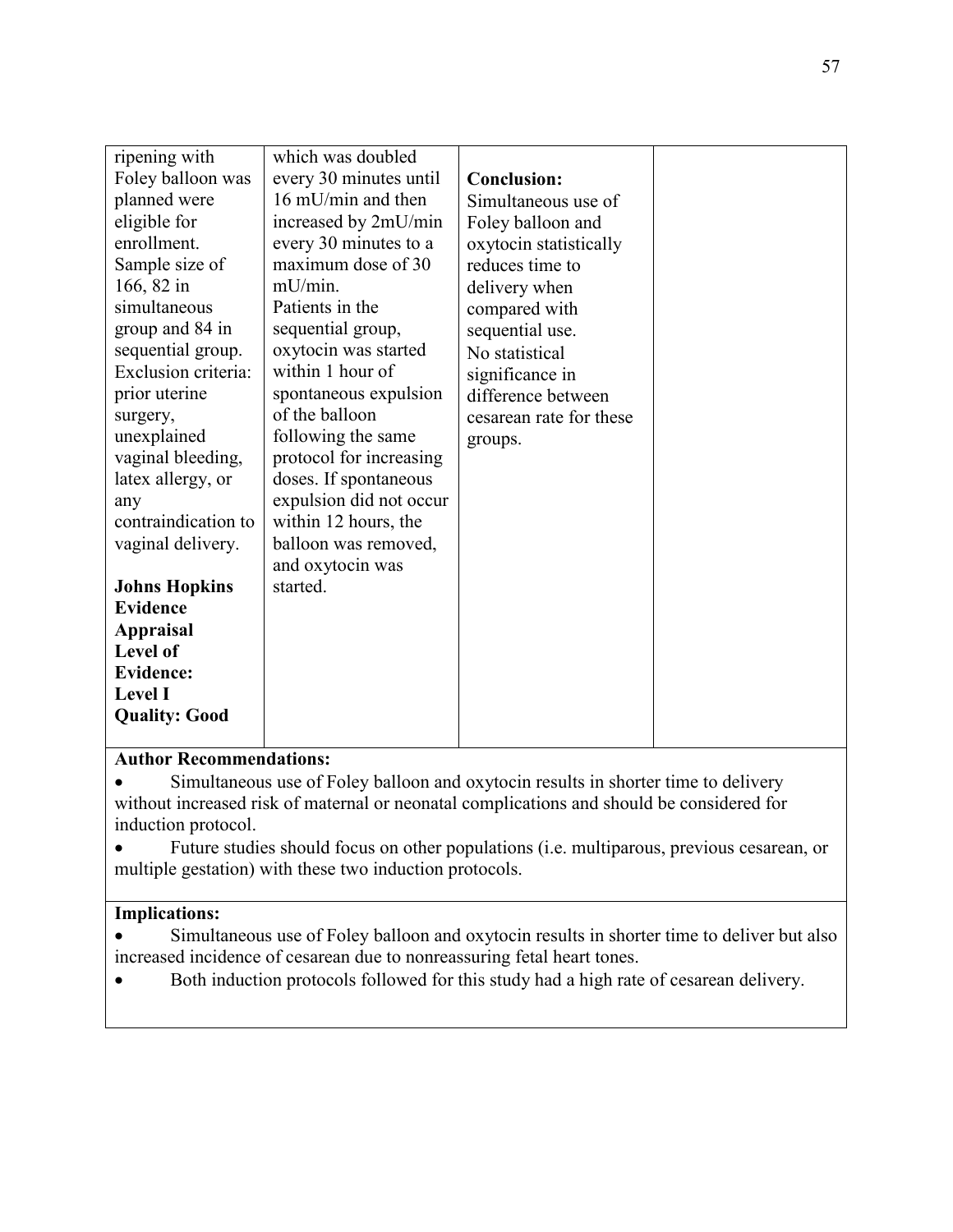| | | | |
|---|---|---|---|
| ripening with Foley balloon was planned were eligible for enrollment. Sample size of 166, 82 in simultaneous group and 84 in sequential group. Exclusion criteria: prior uterine surgery, unexplained vaginal bleeding, latex allergy, or any contraindication to vaginal delivery.<br><br>**Johns Hopkins Evidence Appraisal Level of Evidence: Level I Quality: Good** | which was doubled every 30 minutes until 16 mU/min and then increased by 2mU/min every 30 minutes to a maximum dose of 30 mU/min.<br>Patients in the sequential group, oxytocin was started within 1 hour of spontaneous expulsion of the balloon following the same protocol for increasing doses. If spontaneous expulsion did not occur within 12 hours, the balloon was removed, and oxytocin was started. | **Conclusion:**<br>Simultaneous use of Foley balloon and oxytocin statistically reduces time to delivery when compared with sequential use.<br>No statistical significance in difference between cesarean rate for these groups. | |

**Author Recommendations:**

- Simultaneous use of Foley balloon and oxytocin results in shorter time to delivery without increased risk of maternal or neonatal complications and should be considered for induction protocol.
- Future studies should focus on other populations (i.e. multiparous, previous cesarean, or multiple gestation) with these two induction protocols.

**Implications:**

- Simultaneous use of Foley balloon and oxytocin results in shorter time to deliver but also increased incidence of cesarean due to nonreassuring fetal heart tones.
- Both induction protocols followed for this study had a high rate of cesarean delivery.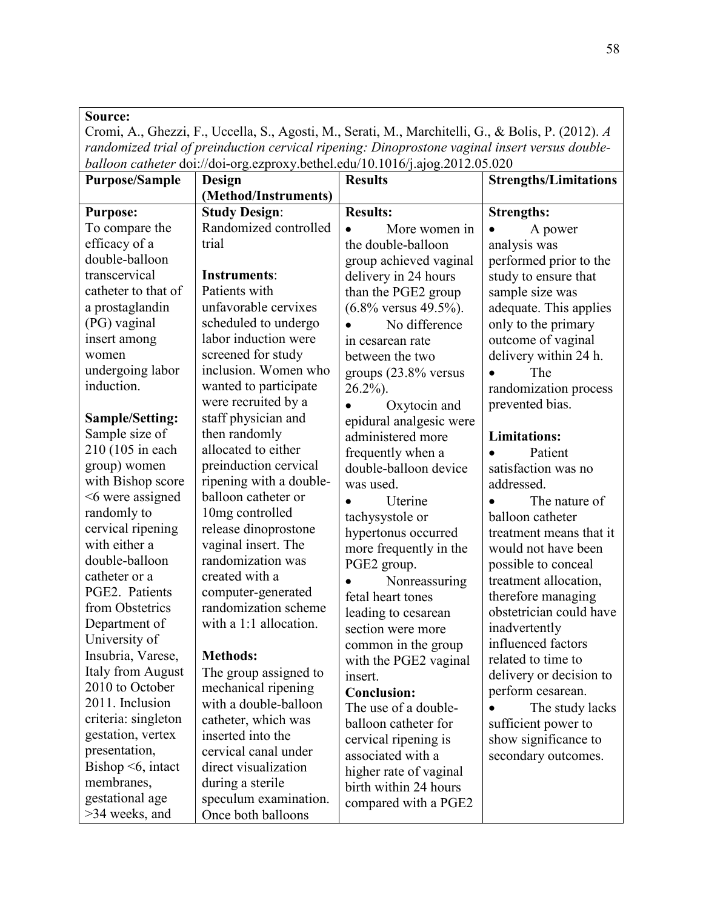| **Source:** Cromi, A., Ghezzi, F., Uccella, S., Agosti, M., Serati, M., Marchitelli, G., & Bolis, P. (2012). *A randomized trial of preinduction cervical ripening: Dinoprostone vaginal insert versus double-balloon catheter* doi://doi-org.ezproxy.bethel.edu/10.1016/j.ajog.2012.05.020 | | | |
|---|---|---|---|
| **Purpose/Sample** | **Design (Method/Instruments)** | **Results** | **Strengths/Limitations** |
| **Purpose:**<br>To compare the efficacy of a double-balloon transcervical catheter to that of a prostaglandin (PG) vaginal insert among women undergoing labor induction.<br><br>**Sample/Setting:**<br>Sample size of 210 (105 in each group) women with Bishop score <6 were assigned randomly to cervical ripening with either a double-balloon catheter or a PGE2. Patients from Obstetrics Department of University of Insubria, Varese, Italy from August 2010 to October 2011. Inclusion criteria: singleton gestation, vertex presentation, Bishop <6, intact membranes, gestational age >34 weeks, and | **Study Design**:<br>Randomized controlled trial<br><br>**Instruments**:<br>Patients with unfavorable cervixes scheduled to undergo labor induction were screened for study inclusion. Women who wanted to participate were recruited by a staff physician and then randomly allocated to either preinduction cervical ripening with a double-balloon catheter or 10mg controlled release dinoprostone vaginal insert. The randomization was created with a computer-generated randomization scheme with a 1:1 allocation.<br><br>**Methods:**<br>The group assigned to mechanical ripening with a double-balloon catheter, which was inserted into the cervical canal under direct visualization during a sterile speculum examination. Once both balloons | **Results:**<br>• More women in the double-balloon group achieved vaginal delivery in 24 hours than the PGE2 group (6.8% versus 49.5%).<br>• No difference in cesarean rate between the two groups (23.8% versus 26.2%).<br>• Oxytocin and epidural analgesic were administered more frequently when a double-balloon device was used.<br>• Uterine tachysystole or hypertonus occurred more frequently in the PGE2 group.<br>• Nonreassuring fetal heart tones leading to cesarean section were more common in the group with the PGE2 vaginal insert.<br>**Conclusion:**<br>The use of a double-balloon catheter for cervical ripening is associated with a higher rate of vaginal birth within 24 hours compared with a PGE2 | **Strengths:**<br>• A power analysis was performed prior to the study to ensure that sample size was adequate. This applies only to the primary outcome of vaginal delivery within 24 h.<br>• The randomization process prevented bias.<br><br>**Limitations:**<br>• Patient satisfaction was no addressed.<br>• The nature of balloon catheter treatment means that it would not have been possible to conceal treatment allocation, therefore managing obstetrician could have inadvertently influenced factors related to time to delivery or decision to perform cesarean.<br>• The study lacks sufficient power to show significance to secondary outcomes. |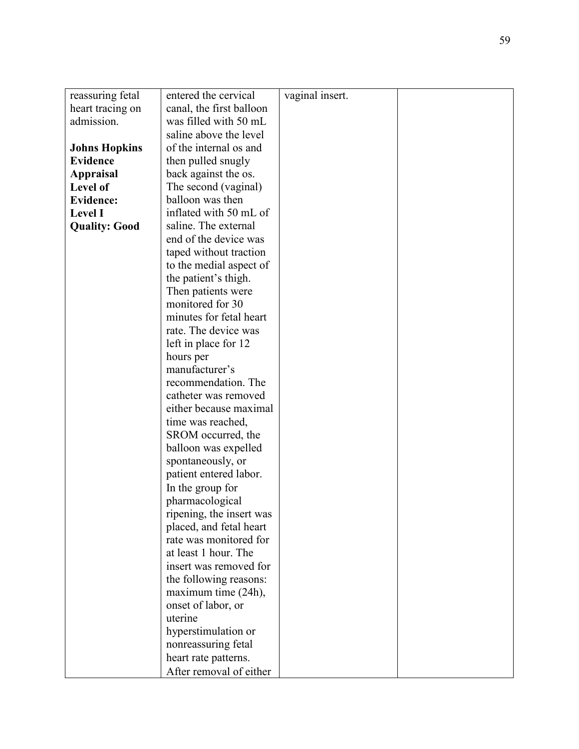| | | | |
|---|---|---|---|
| reassuring fetal heart tracing on admission.<br><br>**Johns Hopkins Evidence Appraisal Level of Evidence: Level I Quality: Good** | entered the cervical canal, the first balloon was filled with 50 mL saline above the level of the internal os and then pulled snugly back against the os. The second (vaginal) balloon was then inflated with 50 mL of saline. The external end of the device was taped without traction to the medial aspect of the patient's thigh. Then patients were monitored for 30 minutes for fetal heart rate. The device was left in place for 12 hours per manufacturer's recommendation. The catheter was removed either because maximal time was reached, SROM occurred, the balloon was expelled spontaneously, or patient entered labor. In the group for pharmacological ripening, the insert was placed, and fetal heart rate was monitored for at least 1 hour. The insert was removed for the following reasons: maximum time (24h), onset of labor, or uterine hyperstimulation or nonreassuring fetal heart rate patterns. After removal of either | vaginal insert. | |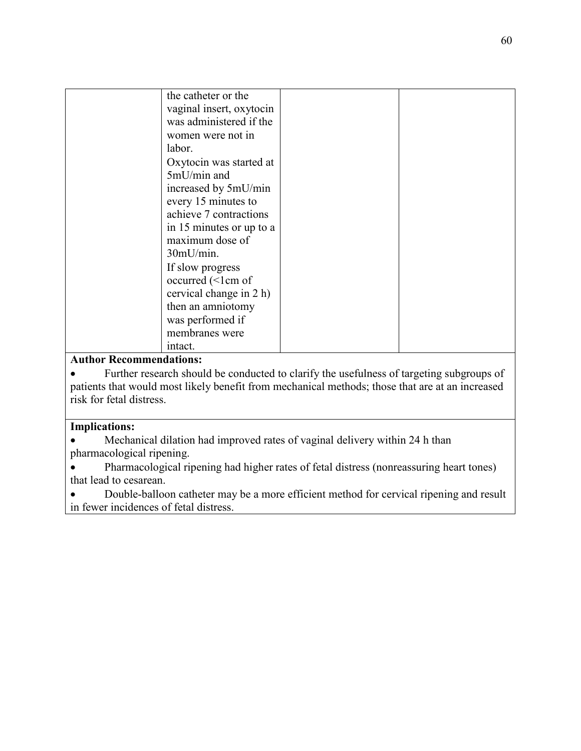| | | | |
|---|---|---|---|
| | the catheter or the vaginal insert, oxytocin was administered if the women were not in labor.<br>Oxytocin was started at 5mU/min and increased by 5mU/min every 15 minutes to achieve 7 contractions in 15 minutes or up to a maximum dose of 30mU/min.<br>If slow progress occurred (<1cm of cervical change in 2 h) then an amniotomy was performed if membranes were intact. | | |

**Author Recommendations:**

- Further research should be conducted to clarify the usefulness of targeting subgroups of patients that would most likely benefit from mechanical methods; those that are at an increased risk for fetal distress.

**Implications:**

- Mechanical dilation had improved rates of vaginal delivery within 24 h than pharmacological ripening.
- Pharmacological ripening had higher rates of fetal distress (nonreassuring heart tones) that lead to cesarean.
- Double-balloon catheter may be a more efficient method for cervical ripening and result in fewer incidences of fetal distress.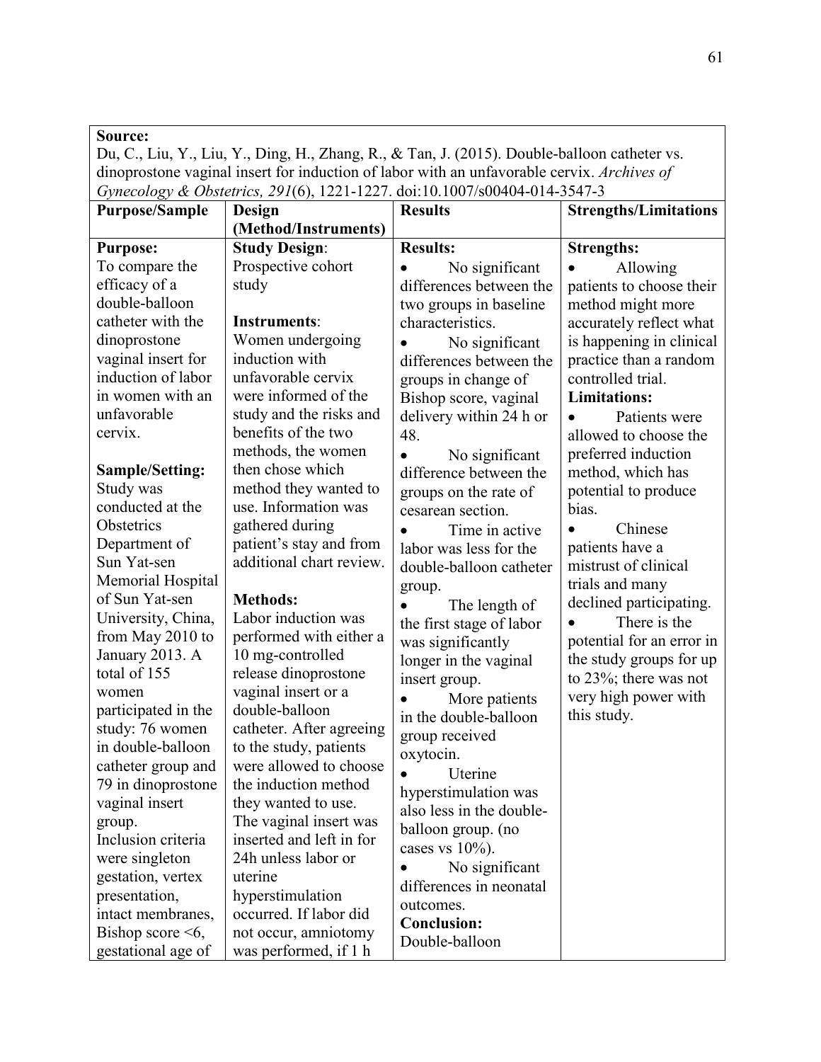| **Source:** Du, C., Liu, Y., Liu, Y., Ding, H., Zhang, R., & Tan, J. (2015). Double-balloon catheter vs. dinoprostone vaginal insert for induction of labor with an unfavorable cervix. *Archives of Gynecology & Obstetrics, 291*(6), 1221-1227. doi:10.1007/s00404-014-3547-3 | | | |
|---|---|---|---|
| **Purpose/Sample** | **Design (Method/Instruments)** | **Results** | **Strengths/Limitations** |
| **Purpose:** To compare the efficacy of a double-balloon catheter with the dinoprostone vaginal insert for induction of labor in women with an unfavorable cervix.<br><br>**Sample/Setting:** Study was conducted at the Obstetrics Department of Sun Yat-sen Memorial Hospital of Sun Yat-sen University, China, from May 2010 to January 2013. A total of 155 women participated in the study: 76 women in double-balloon catheter group and 79 in dinoprostone vaginal insert group. Inclusion criteria were singleton gestation, vertex presentation, intact membranes, Bishop score <6, gestational age of | **Study Design**: Prospective cohort study<br><br>**Instruments**: Women undergoing induction with unfavorable cervix were informed of the study and the risks and benefits of the two methods, the women then chose which method they wanted to use. Information was gathered during patient's stay and from additional chart review.<br><br>**Methods:** Labor induction was performed with either a 10 mg-controlled release dinoprostone vaginal insert or a double-balloon catheter. After agreeing to the study, patients were allowed to choose the induction method they wanted to use. The vaginal insert was inserted and left in for 24h unless labor or uterine hyperstimulation occurred. If labor did not occur, amniotomy was performed, if 1 h | **Results:**<br>• No significant differences between the two groups in baseline characteristics.<br>• No significant differences between the groups in change of Bishop score, vaginal delivery within 24 h or 48.<br>• No significant difference between the groups on the rate of cesarean section.<br>• Time in active labor was less for the double-balloon catheter group.<br>• The length of the first stage of labor was significantly longer in the vaginal insert group.<br>• More patients in the double-balloon group received oxytocin.<br>• Uterine hyperstimulation was also less in the double-balloon group. (no cases vs 10%).<br>• No significant differences in neonatal outcomes.<br>**Conclusion:** Double-balloon | **Strengths:**<br>• Allowing patients to choose their method might more accurately reflect what is happening in clinical practice than a random controlled trial.<br>**Limitations:**<br>• Patients were allowed to choose the preferred induction method, which has potential to produce bias.<br>• Chinese patients have a mistrust of clinical trials and many declined participating.<br>• There is the potential for an error in the study groups for up to 23%; there was not very high power with this study. |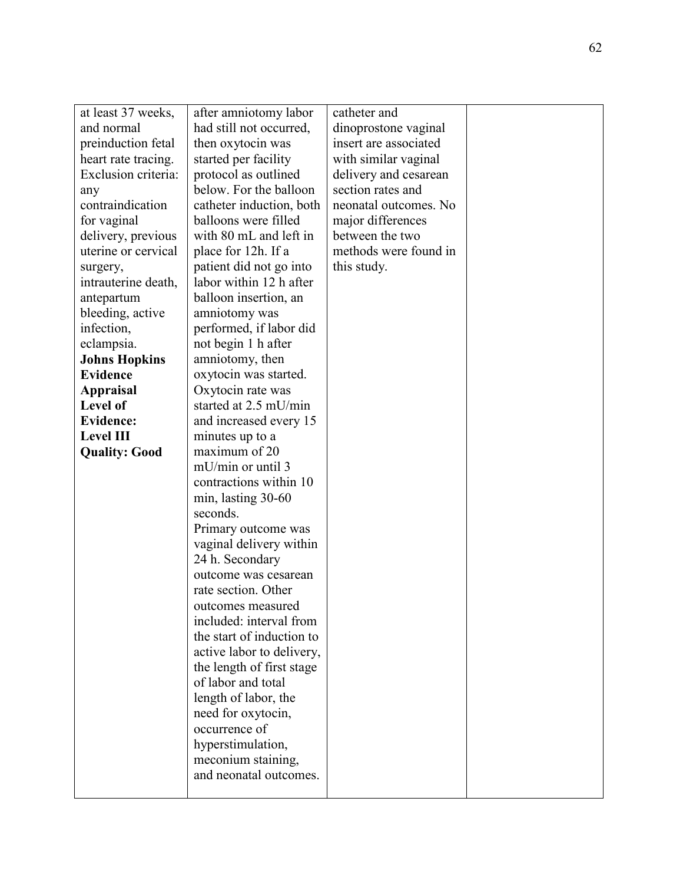| | | | |
|---|---|---|---|
| at least 37 weeks, and normal preinduction fetal heart rate tracing. Exclusion criteria: any contraindication for vaginal delivery, previous uterine or cervical surgery, intrauterine death, antepartum bleeding, active infection, eclampsia. **Johns Hopkins Evidence Appraisal Level of Evidence: Level III Quality: Good** | after amniotomy labor had still not occurred, then oxytocin was started per facility protocol as outlined below. For the balloon catheter induction, both balloons were filled with 80 mL and left in place for 12h. If a patient did not go into labor within 12 h after balloon insertion, an amniotomy was performed, if labor did not begin 1 h after amniotomy, then oxytocin was started. Oxytocin rate was started at 2.5 mU/min and increased every 15 minutes up to a maximum of 20 mU/min or until 3 contractions within 10 min, lasting 30-60 seconds. Primary outcome was vaginal delivery within 24 h. Secondary outcome was cesarean rate section. Other outcomes measured included: interval from the start of induction to active labor to delivery, the length of first stage of labor and total length of labor, the need for oxytocin, occurrence of hyperstimulation, meconium staining, and neonatal outcomes. | catheter and dinoprostone vaginal insert are associated with similar vaginal delivery and cesarean section rates and neonatal outcomes. No major differences between the two methods were found in this study. | |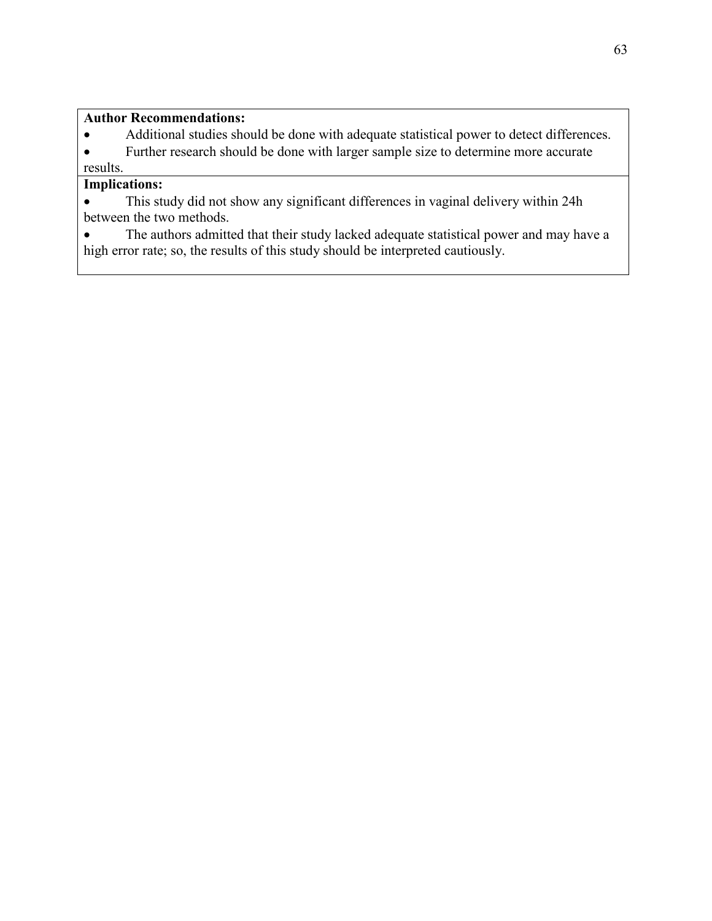**Author Recommendations:**

- Additional studies should be done with adequate statistical power to detect differences.
- Further research should be done with larger sample size to determine more accurate results.

**Implications:**

- This study did not show any significant differences in vaginal delivery within 24h between the two methods.
- The authors admitted that their study lacked adequate statistical power and may have a high error rate; so, the results of this study should be interpreted cautiously.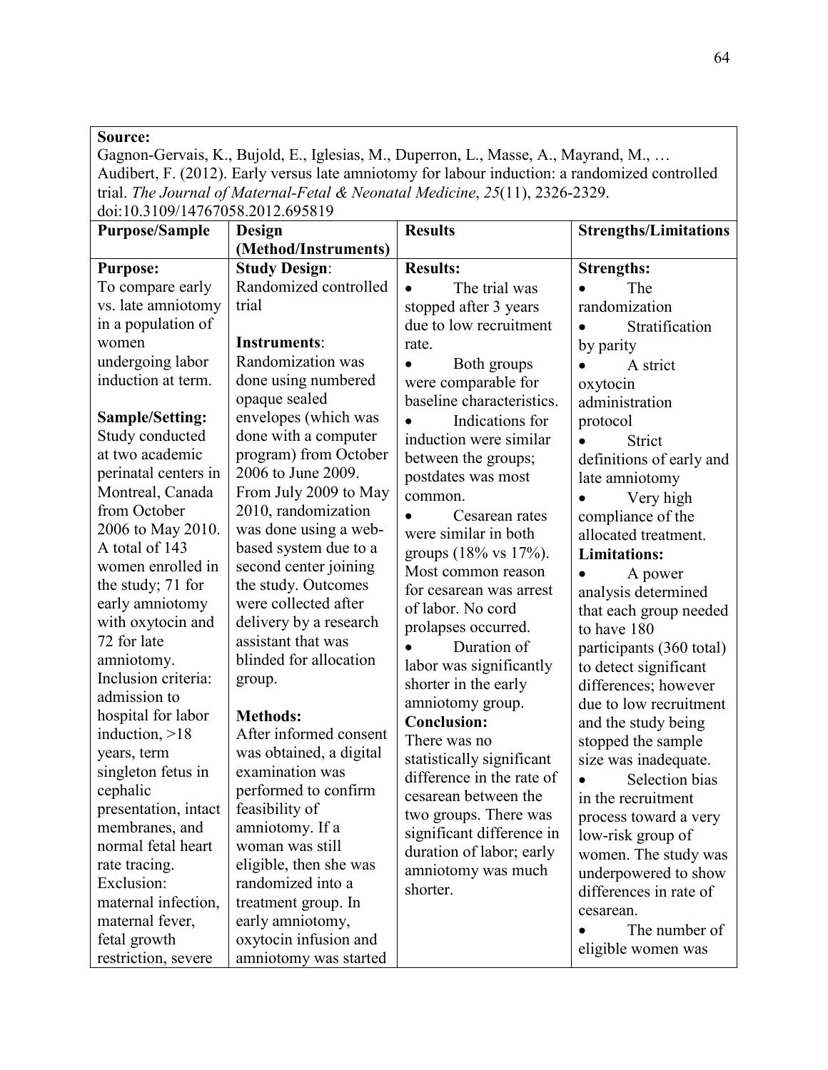| **Source:** Gagnon-Gervais, K., Bujold, E., Iglesias, M., Duperron, L., Masse, A., Mayrand, M., … Audibert, F. (2012). Early versus late amniotomy for labour induction: a randomized controlled trial. *The Journal of Maternal-Fetal & Neonatal Medicine*, *25*(11), 2326-2329. doi:10.3109/14767058.2012.695819 | | | |
|---|---|---|---|
| **Purpose/Sample** | **Design (Method/Instruments)** | **Results** | **Strengths/Limitations** |
| **Purpose:**<br>To compare early vs. late amniotomy in a population of women undergoing labor induction at term.<br><br>**Sample/Setting:**<br>Study conducted at two academic perinatal centers in Montreal, Canada from October 2006 to May 2010. A total of 143 women enrolled in the study; 71 for early amniotomy with oxytocin and 72 for late amniotomy. Inclusion criteria: admission to hospital for labor induction, >18 years, term singleton fetus in cephalic presentation, intact membranes, and normal fetal heart rate tracing. Exclusion: maternal infection, maternal fever, fetal growth restriction, severe | **Study Design**:<br>Randomized controlled trial<br><br>**Instruments**:<br>Randomization was done using numbered opaque sealed envelopes (which was done with a computer program) from October 2006 to June 2009. From July 2009 to May 2010, randomization was done using a web-based system due to a second center joining the study. Outcomes were collected after delivery by a research assistant that was blinded for allocation group.<br><br>**Methods:**<br>After informed consent was obtained, a digital examination was performed to confirm feasibility of amniotomy. If a woman was still eligible, then she was randomized into a treatment group. In early amniotomy, oxytocin infusion and amniotomy was started | **Results:**<br>• The trial was stopped after 3 years due to low recruitment rate.<br>• Both groups were comparable for baseline characteristics.<br>• Indications for induction were similar between the groups; postdates was most common.<br>• Cesarean rates were similar in both groups (18% vs 17%). Most common reason for cesarean was arrest of labor. No cord prolapses occurred.<br>• Duration of labor was significantly shorter in the early amniotomy group.<br>**Conclusion:**<br>There was no statistically significant difference in the rate of cesarean between the two groups. There was significant difference in duration of labor; early amniotomy was much shorter. | **Strengths:**<br>• The randomization<br>• Stratification by parity<br>• A strict oxytocin administration protocol<br>• Strict definitions of early and late amniotomy<br>• Very high compliance of the allocated treatment.<br>**Limitations:**<br>• A power analysis determined that each group needed to have 180 participants (360 total) to detect significant differences; however due to low recruitment and the study being stopped the sample size was inadequate.<br>• Selection bias in the recruitment process toward a very low-risk group of women. The study was underpowered to show differences in rate of cesarean.<br>• The number of eligible women was |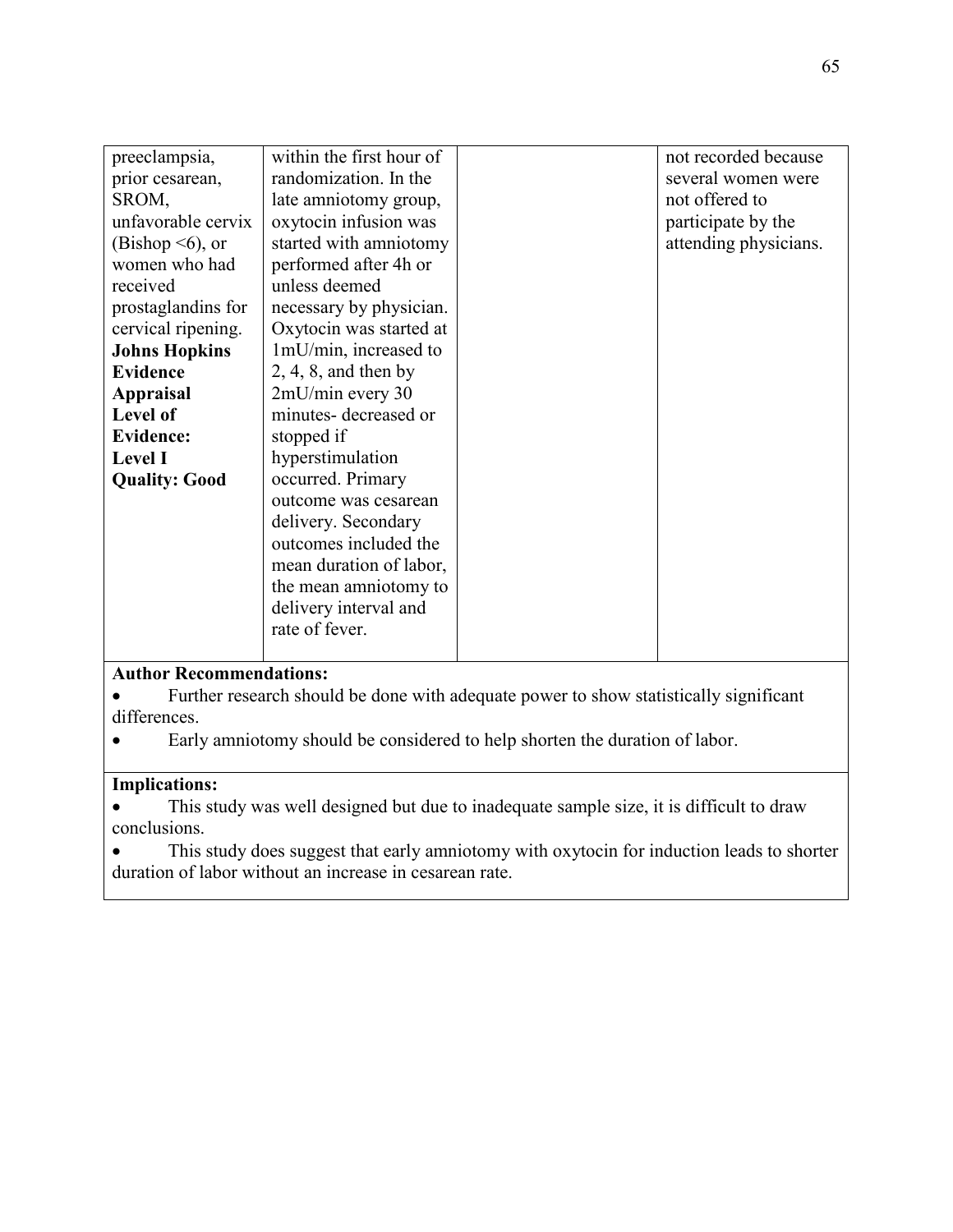| | | | |
|---|---|---|---|
| preeclampsia, prior cesarean, SROM, unfavorable cervix (Bishop <6), or women who had received prostaglandins for cervical ripening. **Johns Hopkins Evidence Appraisal Level of Evidence: Level I Quality: Good** | within the first hour of randomization. In the late amniotomy group, oxytocin infusion was started with amniotomy performed after 4h or unless deemed necessary by physician. Oxytocin was started at 1mU/min, increased to 2, 4, 8, and then by 2mU/min every 30 minutes- decreased or stopped if hyperstimulation occurred. Primary outcome was cesarean delivery. Secondary outcomes included the mean duration of labor, the mean amniotomy to delivery interval and rate of fever. | | not recorded because several women were not offered to participate by the attending physicians. |

**Author Recommendations:**

- Further research should be done with adequate power to show statistically significant differences.
- Early amniotomy should be considered to help shorten the duration of labor.

**Implications:**

- This study was well designed but due to inadequate sample size, it is difficult to draw conclusions.
- This study does suggest that early amniotomy with oxytocin for induction leads to shorter duration of labor without an increase in cesarean rate.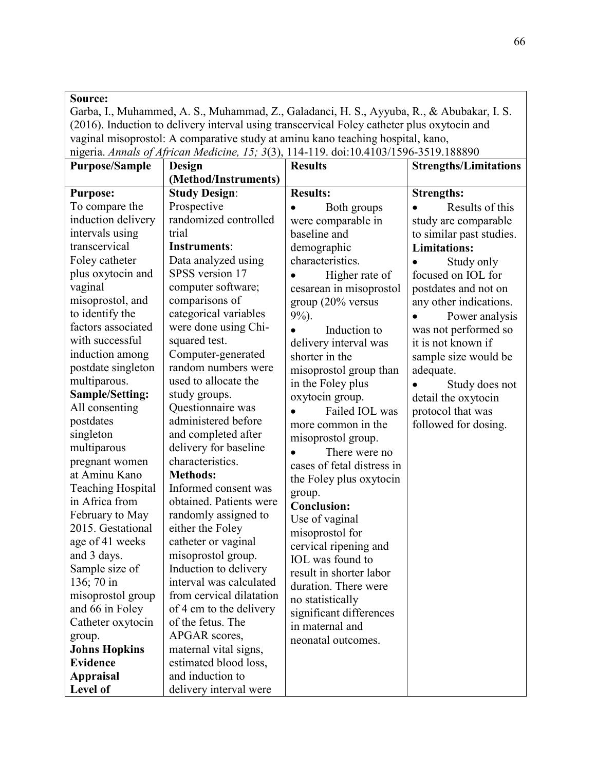| Source: Garba, I., Muhammed, A. S., Muhammad, Z., Galadanci, H. S., Ayyuba, R., & Abubakar, I. S. (2016). Induction to delivery interval using transcervical Foley catheter plus oxytocin and vaginal misoprostol: A comparative study at aminu kano teaching hospital, kano, nigeria. *Annals of African Medicine, 15; 3*(3), 114-119. doi:10.4103/1596-3519.188890 | | | |
|---|---|---|---|
| **Purpose/Sample** | **Design (Method/Instruments)** | **Results** | **Strengths/Limitations** |
| **Purpose:** To compare the induction delivery intervals using transcervical Foley catheter plus oxytocin and vaginal misoprostol, and to identify the factors associated with successful induction among postdate singleton multiparous. **Sample/Setting:** All consenting postdates singleton multiparous pregnant women at Aminu Kano Teaching Hospital in Africa from February to May 2015. Gestational age of 41 weeks and 3 days. Sample size of 136; 70 in misoprostol group and 66 in Foley Catheter oxytocin group. **Johns Hopkins Evidence Appraisal Level of** | **Study Design**: Prospective randomized controlled trial **Instruments**: Data analyzed using SPSS version 17 computer software; comparisons of categorical variables were done using Chi-squared test. Computer-generated random numbers were used to allocate the study groups. Questionnaire was administered before and completed after delivery for baseline characteristics. **Methods:** Informed consent was obtained. Patients were randomly assigned to either the Foley catheter or vaginal misoprostol group. Induction to delivery interval was calculated from cervical dilatation of 4 cm to the delivery of the fetus. The APGAR scores, maternal vital signs, estimated blood loss, and induction to delivery interval were | **Results:** • Both groups were comparable in baseline and demographic characteristics. • Higher rate of cesarean in misoprostol group (20% versus 9%). • Induction to delivery interval was shorter in the misoprostol group than in the Foley plus oxytocin group. • Failed IOL was more common in the misoprostol group. • There were no cases of fetal distress in the Foley plus oxytocin group. **Conclusion:** Use of vaginal misoprostol for cervical ripening and IOL was found to result in shorter labor duration. There were no statistically significant differences in maternal and neonatal outcomes. | **Strengths:** • Results of this study are comparable to similar past studies. **Limitations:** • Study only focused on IOL for postdates and not on any other indications. • Power analysis was not performed so it is not known if sample size would be adequate. • Study does not detail the oxytocin protocol that was followed for dosing. |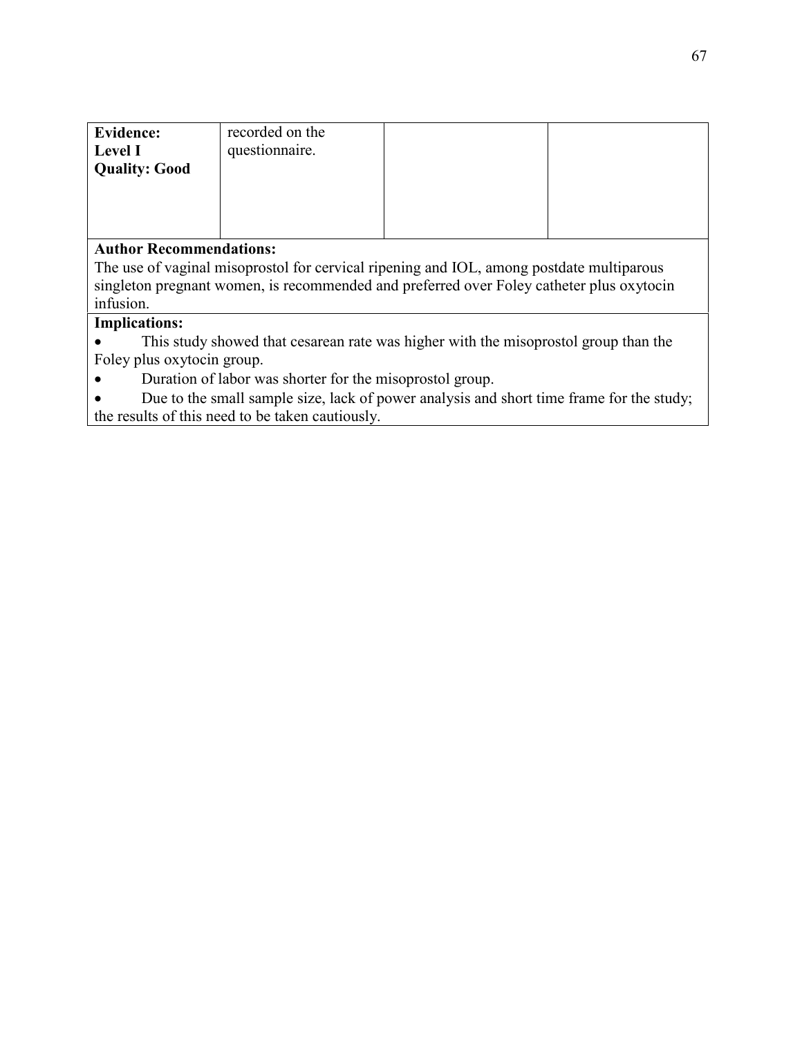| | | | |
|---|---|---|---|
| **Evidence:**<br>**Level I**<br>**Quality: Good** | recorded on the questionnaire. | | |

**Author Recommendations:**

The use of vaginal misoprostol for cervical ripening and IOL, among postdate multiparous singleton pregnant women, is recommended and preferred over Foley catheter plus oxytocin infusion.

**Implications:**

- This study showed that cesarean rate was higher with the misoprostol group than the Foley plus oxytocin group.
- Duration of labor was shorter for the misoprostol group.
- Due to the small sample size, lack of power analysis and short time frame for the study; the results of this need to be taken cautiously.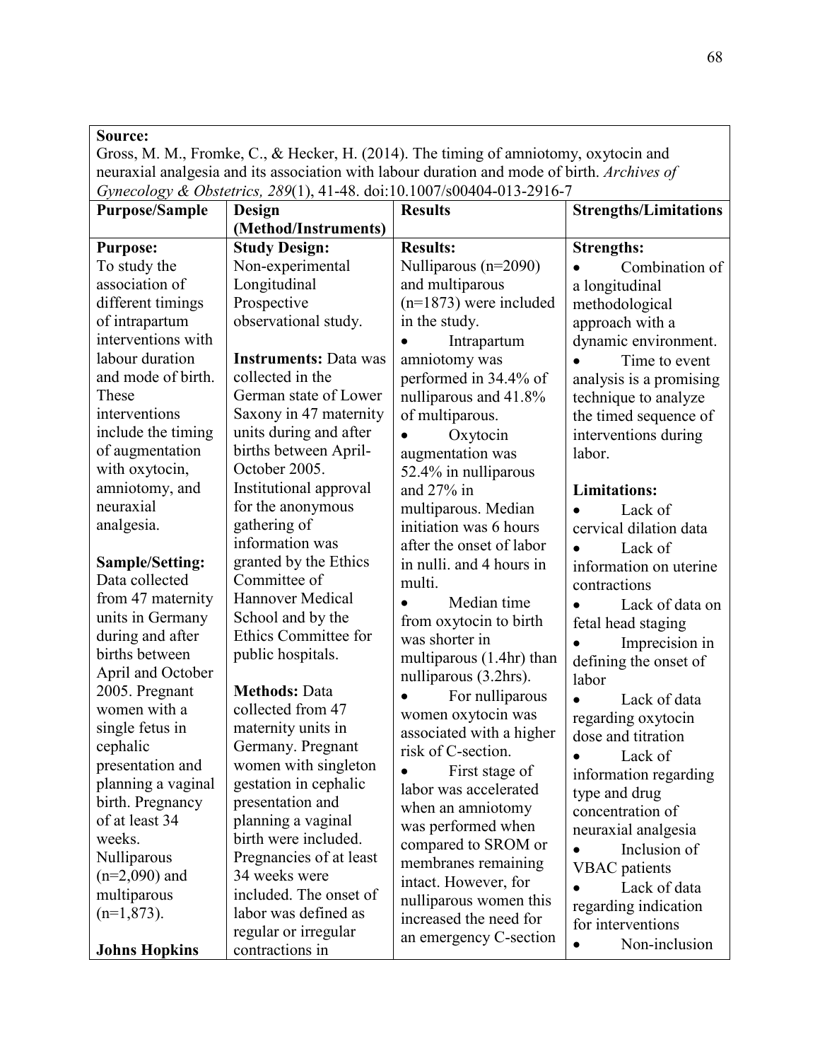| **Source:** Gross, M. M., Fromke, C., & Hecker, H. (2014). The timing of amniotomy, oxytocin and neuraxial analgesia and its association with labour duration and mode of birth. *Archives of Gynecology & Obstetrics, 289*(1), 41-48. doi:10.1007/s00404-013-2916-7 | | | |
|---|---|---|---|
| **Purpose/Sample** | **Design (Method/Instruments)** | **Results** | **Strengths/Limitations** |
| **Purpose:** To study the association of different timings of intrapartum interventions with labour duration and mode of birth. These interventions include the timing of augmentation with oxytocin, amniotomy, and neuraxial analgesia.<br><br>**Sample/Setting:** Data collected from 47 maternity units in Germany during and after births between April and October 2005. Pregnant women with a single fetus in cephalic presentation and planning a vaginal birth. Pregnancy of at least 34 weeks. Nulliparous (n=2,090) and multiparous (n=1,873).<br><br>**Johns Hopkins** | **Study Design:** Non-experimental Longitudinal Prospective observational study.<br><br>**Instruments:** Data was collected in the German state of Lower Saxony in 47 maternity units during and after births between April-October 2005. Institutional approval for the anonymous gathering of information was granted by the Ethics Committee of Hannover Medical School and by the Ethics Committee for public hospitals.<br><br>**Methods:** Data collected from 47 maternity units in Germany. Pregnant women with singleton gestation in cephalic presentation and planning a vaginal birth were included. Pregnancies of at least 34 weeks were included. The onset of labor was defined as regular or irregular contractions in | **Results:** Nulliparous (n=2090) and multiparous (n=1873) were included in the study.<br>• Intrapartum amniotomy was performed in 34.4% of nulliparous and 41.8% of multiparous.<br>• Oxytocin augmentation was 52.4% in nulliparous and 27% in multiparous. Median initiation was 6 hours after the onset of labor in nulli. and 4 hours in multi.<br>• Median time from oxytocin to birth was shorter in multiparous (1.4hr) than nulliparous (3.2hrs).<br>• For nulliparous women oxytocin was associated with a higher risk of C-section.<br>• First stage of labor was accelerated when an amniotomy was performed when compared to SROM or membranes remaining intact. However, for nulliparous women this increased the need for an emergency C-section | **Strengths:**<br>• Combination of a longitudinal methodological approach with a dynamic environment.<br>• Time to event analysis is a promising technique to analyze the timed sequence of interventions during labor.<br><br>**Limitations:**<br>• Lack of cervical dilation data<br>• Lack of information on uterine contractions<br>• Lack of data on fetal head staging<br>• Imprecision in defining the onset of labor<br>• Lack of data regarding oxytocin dose and titration<br>• Lack of information regarding type and drug concentration of neuraxial analgesia<br>• Inclusion of VBAC patients<br>• Lack of data regarding indication for interventions<br>• Non-inclusion |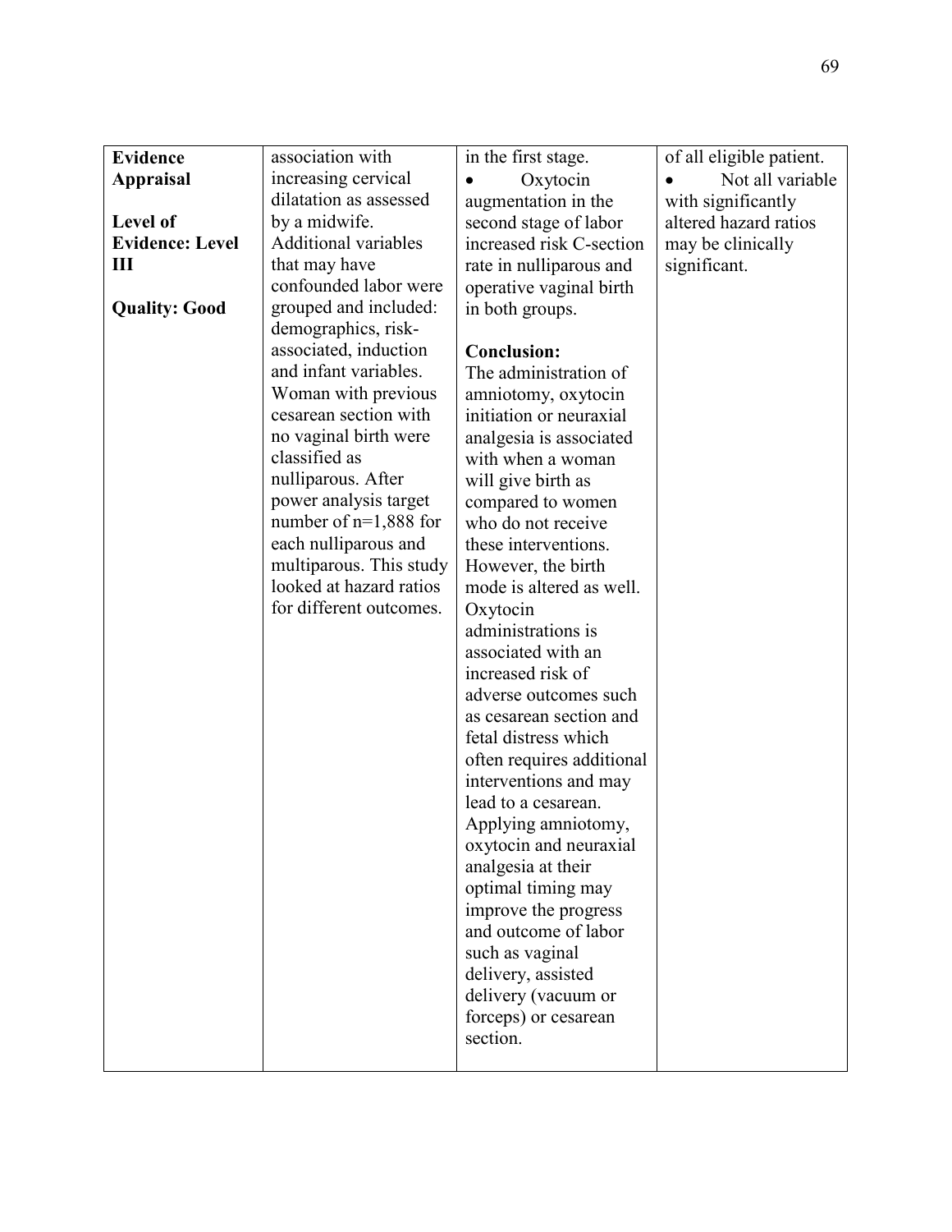| | | | |
|---|---|---|---|
| **Evidence Appraisal**<br><br>**Level of Evidence: Level III**<br><br>**Quality: Good** | association with increasing cervical dilatation as assessed by a midwife. Additional variables that may have confounded labor were grouped and included: demographics, risk-associated, induction and infant variables. Woman with previous cesarean section with no vaginal birth were classified as nulliparous. After power analysis target number of n=1,888 for each nulliparous and multiparous. This study looked at hazard ratios for different outcomes. | in the first stage.<br>• Oxytocin augmentation in the second stage of labor increased risk C-section rate in nulliparous and operative vaginal birth in both groups.<br><br>**Conclusion:**<br>The administration of amniotomy, oxytocin initiation or neuraxial analgesia is associated with when a woman will give birth as compared to women who do not receive these interventions. However, the birth mode is altered as well. Oxytocin administrations is associated with an increased risk of adverse outcomes such as cesarean section and fetal distress which often requires additional interventions and may lead to a cesarean. Applying amniotomy, oxytocin and neuraxial analgesia at their optimal timing may improve the progress and outcome of labor such as vaginal delivery, assisted delivery (vacuum or forceps) or cesarean section. | of all eligible patient.<br>• Not all variable with significantly altered hazard ratios may be clinically significant. |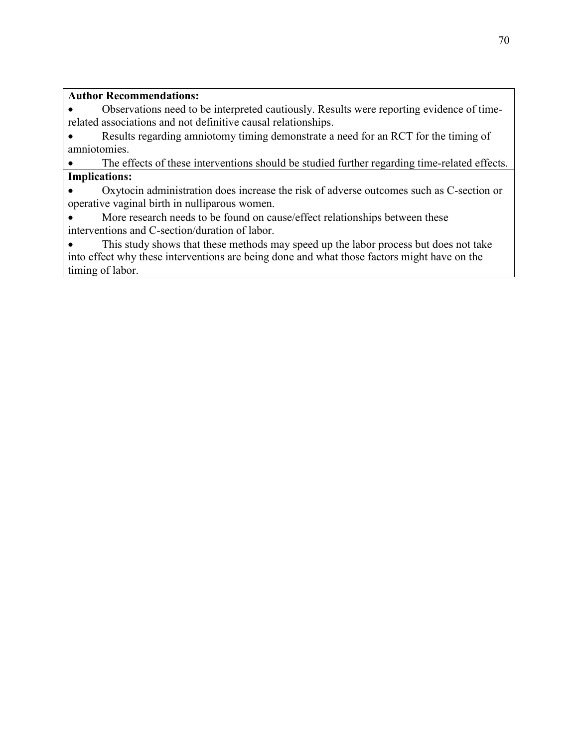**Author Recommendations:**

- Observations need to be interpreted cautiously. Results were reporting evidence of time-related associations and not definitive causal relationships.
- Results regarding amniotomy timing demonstrate a need for an RCT for the timing of amniotomies.
- The effects of these interventions should be studied further regarding time-related effects.

**Implications:**

- Oxytocin administration does increase the risk of adverse outcomes such as C-section or operative vaginal birth in nulliparous women.
- More research needs to be found on cause/effect relationships between these interventions and C-section/duration of labor.
- This study shows that these methods may speed up the labor process but does not take into effect why these interventions are being done and what those factors might have on the timing of labor.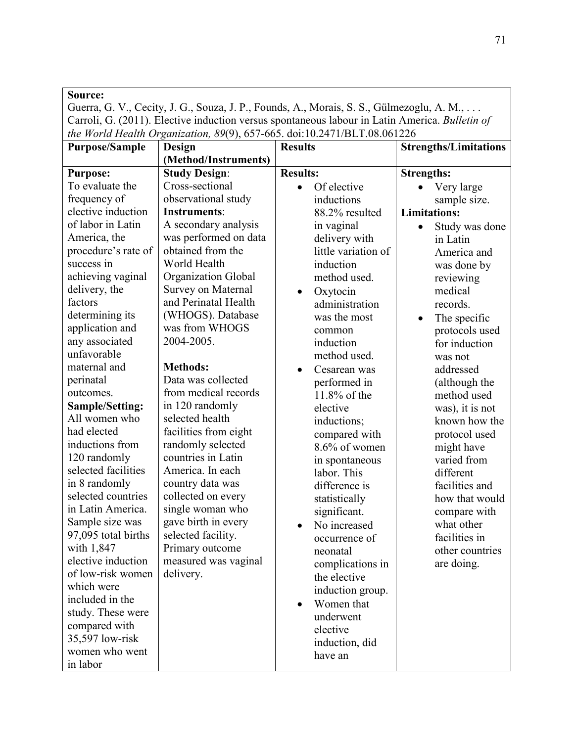| **Source:** Guerra, G. V., Cecity, J. G., Souza, J. P., Founds, A., Morais, S. S., Gülmezoglu, A. M., . . . Carroli, G. (2011). Elective induction versus spontaneous labour in Latin America. *Bulletin of the World Health Organization, 89*(9), 657-665. doi:10.2471/BLT.08.061226 | | | |
|---|---|---|---|
| **Purpose/Sample** | **Design (Method/Instruments)** | **Results** | **Strengths/Limitations** |
| **Purpose:** To evaluate the frequency of elective induction of labor in Latin America, the procedure's rate of success in achieving vaginal delivery, the factors determining its application and any associated unfavorable maternal and perinatal outcomes. **Sample/Setting:** All women who had elected inductions from 120 randomly selected facilities in 8 randomly selected countries in Latin America. Sample size was 97,095 total births with 1,847 elective induction of low-risk women which were included in the study. These were compared with 35,597 low-risk women who went in labor | **Study Design**: Cross-sectional observational study **Instruments**: A secondary analysis was performed on data obtained from the World Health Organization Global Survey on Maternal and Perinatal Health (WHOGS). Database was from WHOGS 2004-2005. **Methods:** Data was collected from medical records in 120 randomly selected health facilities from eight randomly selected countries in Latin America. In each country data was collected on every single woman who gave birth in every selected facility. Primary outcome measured was vaginal delivery. | **Results:** • Of elective inductions 88.2% resulted in vaginal delivery with little variation of induction method used. • Oxytocin administration was the most common induction method used. • Cesarean was performed in 11.8% of the elective inductions; compared with 8.6% of women in spontaneous labor. This difference is statistically significant. • No increased occurrence of neonatal complications in the elective induction group. • Women that underwent elective induction, did have an | **Strengths:** • Very large sample size. **Limitations:** • Study was done in Latin America and was done by reviewing medical records. • The specific protocols used for induction was not addressed (although the method used was), it is not known how the protocol used might have varied from different facilities and how that would compare with what other facilities in other countries are doing. |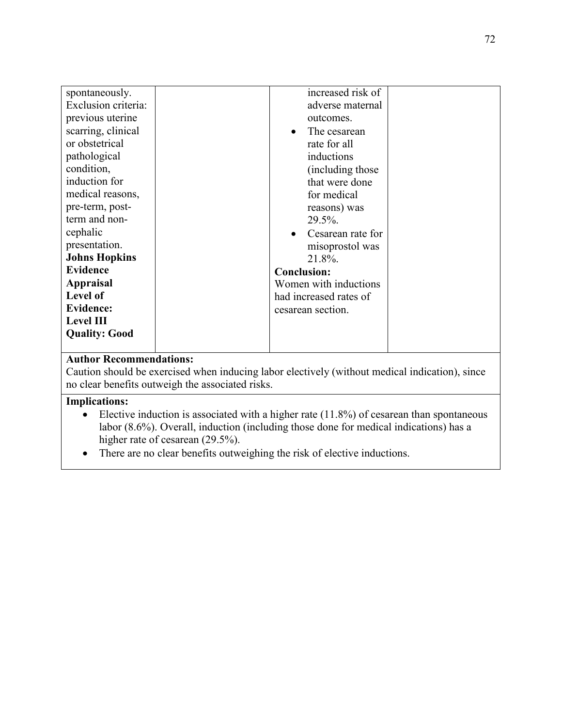| | | | |
|---|---|---|---|
| spontaneously. Exclusion criteria: previous uterine scarring, clinical or obstetrical pathological condition, induction for medical reasons, pre-term, post-term and non-cephalic presentation. **Johns Hopkins Evidence Appraisal Level of Evidence: Level III Quality: Good** | | increased risk of adverse maternal outcomes.<br>• The cesarean rate for all inductions (including those that were done for medical reasons) was 29.5%.<br>• Cesarean rate for misoprostol was 21.8%.<br>**Conclusion:** Women with inductions had increased rates of cesarean section. | |

**Author Recommendations:**
Caution should be exercised when inducing labor electively (without medical indication), since no clear benefits outweigh the associated risks.

**Implications:**

- Elective induction is associated with a higher rate (11.8%) of cesarean than spontaneous labor (8.6%). Overall, induction (including those done for medical indications) has a higher rate of cesarean (29.5%).
- There are no clear benefits outweighing the risk of elective inductions.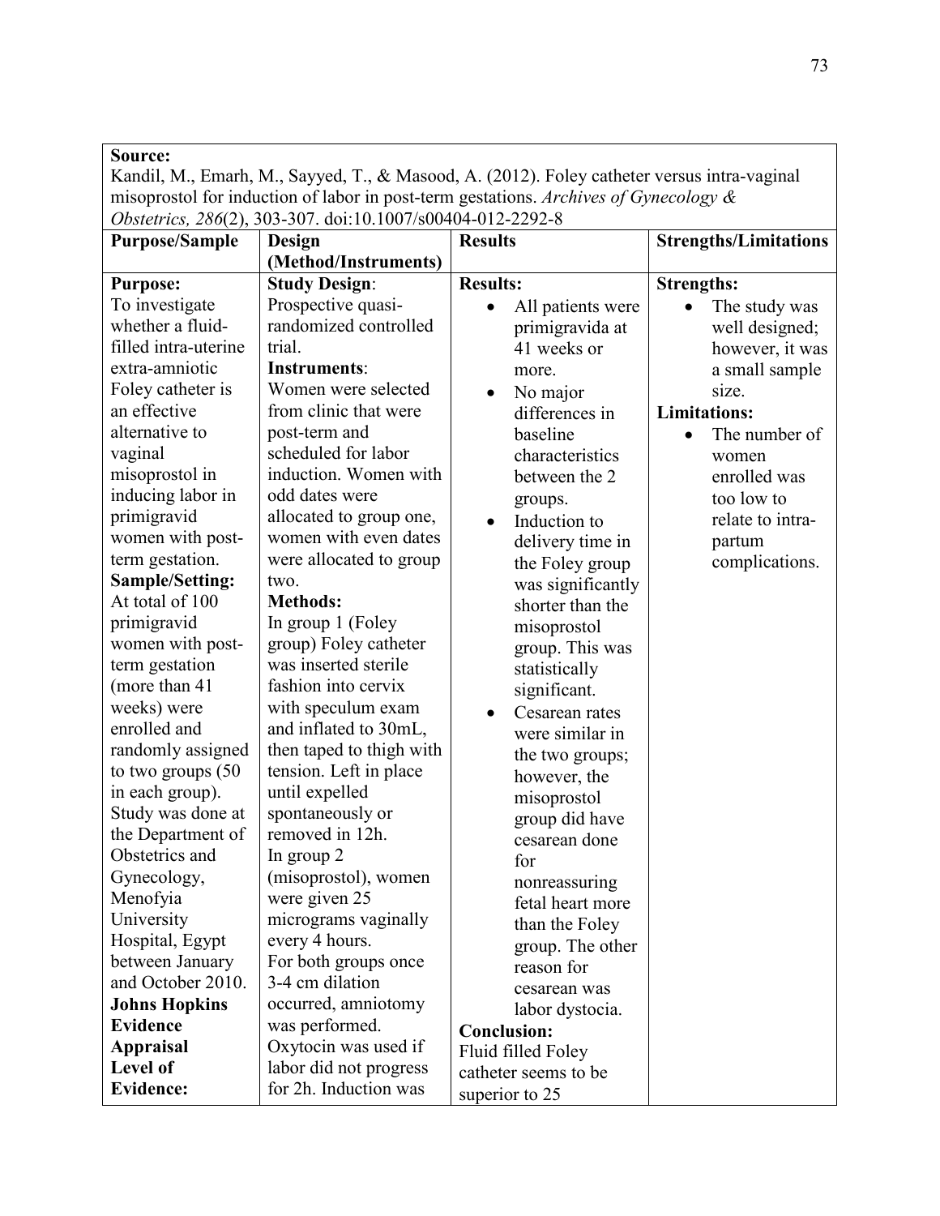| **Source:** Kandil, M., Emarh, M., Sayyed, T., & Masood, A. (2012). Foley catheter versus intra-vaginal misoprostol for induction of labor in post-term gestations. *Archives of Gynecology & Obstetrics, 286*(2), 303-307. doi:10.1007/s00404-012-2292-8 | | | |
|---|---|---|---|
| **Purpose/Sample** | **Design (Method/Instruments)** | **Results** | **Strengths/Limitations** |
| **Purpose:** To investigate whether a fluid-filled intra-uterine extra-amniotic Foley catheter is an effective alternative to vaginal misoprostol in inducing labor in primigravid women with post-term gestation.<br>**Sample/Setting:** At total of 100 primigravid women with post-term gestation (more than 41 weeks) were enrolled and randomly assigned to two groups (50 in each group). Study was done at the Department of Obstetrics and Gynecology, Menofyia University Hospital, Egypt between January and October 2010.<br>**Johns Hopkins Evidence Appraisal Level of Evidence:** | **Study Design**: Prospective quasi-randomized controlled trial.<br>**Instruments**: Women were selected from clinic that were post-term and scheduled for labor induction. Women with odd dates were allocated to group one, women with even dates were allocated to group two.<br>**Methods:** In group 1 (Foley group) Foley catheter was inserted sterile fashion into cervix with speculum exam and inflated to 30mL, then taped to thigh with tension. Left in place until expelled spontaneously or removed in 12h. In group 2 (misoprostol), women were given 25 micrograms vaginally every 4 hours. For both groups once 3-4 cm dilation occurred, amniotomy was performed. Oxytocin was used if labor did not progress for 2h. Induction was | **Results:**<br>• All patients were primigravida at 41 weeks or more.<br>• No major differences in baseline characteristics between the 2 groups.<br>• Induction to delivery time in the Foley group was significantly shorter than the misoprostol group. This was statistically significant.<br>• Cesarean rates were similar in the two groups; however, the misoprostol group did have cesarean done for nonreassuring fetal heart more than the Foley group. The other reason for cesarean was labor dystocia.<br>**Conclusion:** Fluid filled Foley catheter seems to be superior to 25 | **Strengths:**<br>• The study was well designed; however, it was a small sample size.<br>**Limitations:**<br>• The number of women enrolled was too low to relate to intra-partum complications. |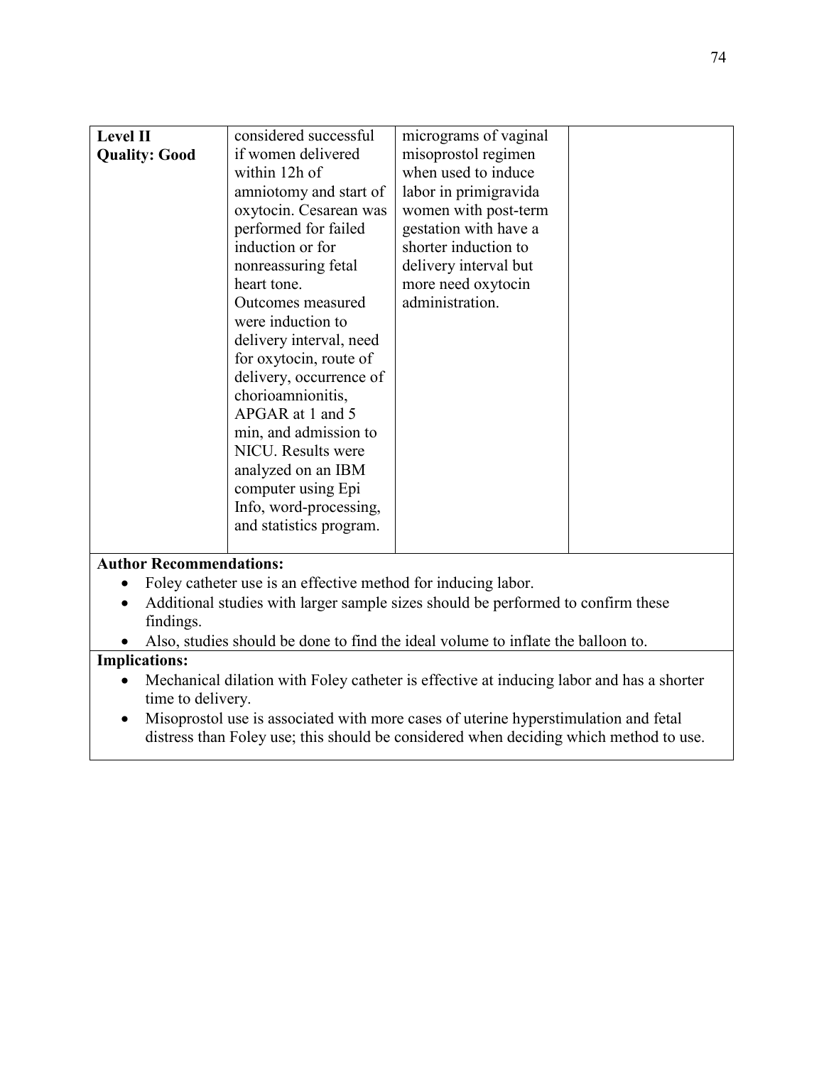| | | | |
|---|---|---|---|
| **Level II** <br> **Quality: Good** | considered successful if women delivered within 12h of amniotomy and start of oxytocin. Cesarean was performed for failed induction or for nonreassuring fetal heart tone. Outcomes measured were induction to delivery interval, need for oxytocin, route of delivery, occurrence of chorioamnionitis, APGAR at 1 and 5 min, and admission to NICU. Results were analyzed on an IBM computer using Epi Info, word-processing, and statistics program. | micrograms of vaginal misoprostol regimen when used to induce labor in primigravida women with post-term gestation with have a shorter induction to delivery interval but more need oxytocin administration. | |

**Author Recommendations:**

- Foley catheter use is an effective method for inducing labor.
- Additional studies with larger sample sizes should be performed to confirm these findings.
- Also, studies should be done to find the ideal volume to inflate the balloon to.

**Implications:**

- Mechanical dilation with Foley catheter is effective at inducing labor and has a shorter time to delivery.
- Misoprostol use is associated with more cases of uterine hyperstimulation and fetal distress than Foley use; this should be considered when deciding which method to use.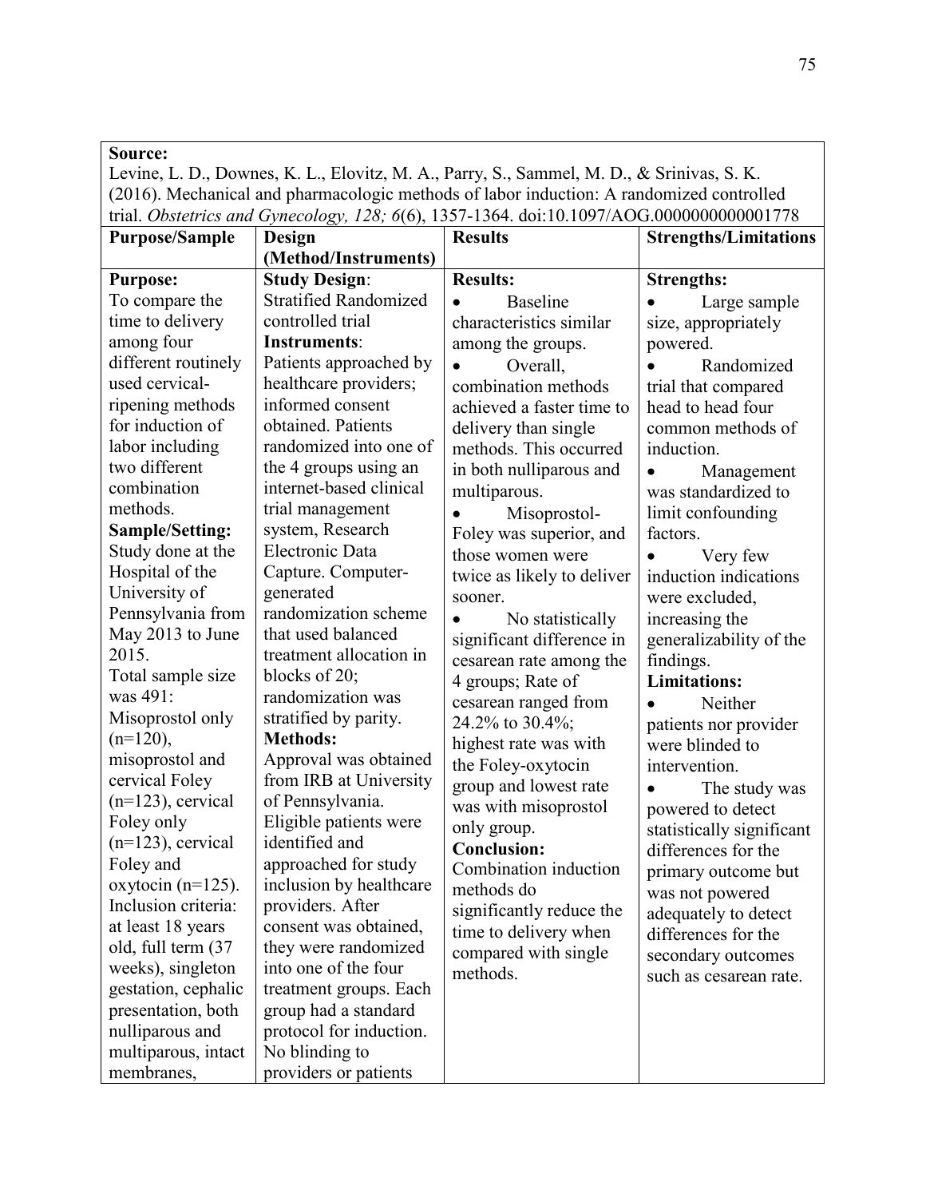| **Source:** Levine, L. D., Downes, K. L., Elovitz, M. A., Parry, S., Sammel, M. D., & Srinivas, S. K. (2016). Mechanical and pharmacologic methods of labor induction: A randomized controlled trial. *Obstetrics and Gynecology, 128; 6*(6), 1357-1364. doi:10.1097/AOG.0000000000001778 | | | |
|---|---|---|---|
| **Purpose/Sample** | **Design (Method/Instruments)** | **Results** | **Strengths/Limitations** |
| **Purpose:** To compare the time to delivery among four different routinely used cervical-ripening methods for induction of labor including two different combination methods. **Sample/Setting:** Study done at the Hospital of the University of Pennsylvania from May 2013 to June 2015. Total sample size was 491: Misoprostol only (n=120), misoprostol and cervical Foley (n=123), cervical Foley only (n=123), cervical Foley and oxytocin (n=125). Inclusion criteria: at least 18 years old, full term (37 weeks), singleton gestation, cephalic presentation, both nulliparous and multiparous, intact membranes, | **Study Design**: Stratified Randomized controlled trial **Instruments**: Patients approached by healthcare providers; informed consent obtained. Patients randomized into one of the 4 groups using an internet-based clinical trial management system, Research Electronic Data Capture. Computer-generated randomization scheme that used balanced treatment allocation in blocks of 20; randomization was stratified by parity. **Methods:** Approval was obtained from IRB at University of Pennsylvania. Eligible patients were identified and approached for study inclusion by healthcare providers. After consent was obtained, they were randomized into one of the four treatment groups. Each group had a standard protocol for induction. No blinding to providers or patients | **Results:** • Baseline characteristics similar among the groups. • Overall, combination methods achieved a faster time to delivery than single methods. This occurred in both nulliparous and multiparous. • Misoprostol-Foley was superior, and those women were twice as likely to deliver sooner. • No statistically significant difference in cesarean rate among the 4 groups; Rate of cesarean ranged from 24.2% to 30.4%; highest rate was with the Foley-oxytocin group and lowest rate was with misoprostol only group. **Conclusion:** Combination induction methods do significantly reduce the time to delivery when compared with single methods. | **Strengths:** • Large sample size, appropriately powered. • Randomized trial that compared head to head four common methods of induction. • Management was standardized to limit confounding factors. • Very few induction indications were excluded, increasing the generalizability of the findings. **Limitations:** • Neither patients nor provider were blinded to intervention. • The study was powered to detect statistically significant differences for the primary outcome but was not powered adequately to detect differences for the secondary outcomes such as cesarean rate. |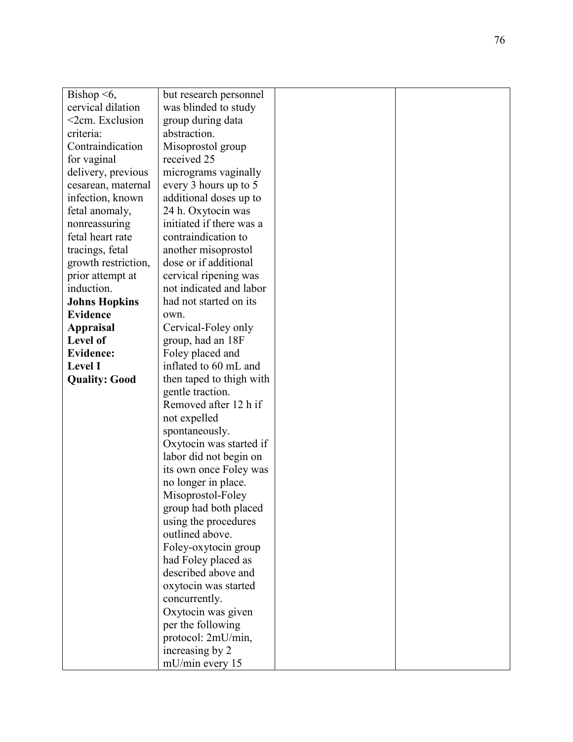| | | | |
|---|---|---|---|
| Bishop <6, cervical dilation <2cm. Exclusion criteria: Contraindication for vaginal delivery, previous cesarean, maternal infection, known fetal anomaly, nonreassuring fetal heart rate tracings, fetal growth restriction, prior attempt at induction. **Johns Hopkins Evidence Appraisal Level of Evidence: Level I Quality: Good** | but research personnel was blinded to study group during data abstraction. Misoprostol group received 25 micrograms vaginally every 3 hours up to 5 additional doses up to 24 h. Oxytocin was initiated if there was a contraindication to another misoprostol dose or if additional cervical ripening was not indicated and labor had not started on its own. Cervical-Foley only group, had an 18F Foley placed and inflated to 60 mL and then taped to thigh with gentle traction. Removed after 12 h if not expelled spontaneously. Oxytocin was started if labor did not begin on its own once Foley was no longer in place. Misoprostol-Foley group had both placed using the procedures outlined above. Foley-oxytocin group had Foley placed as described above and oxytocin was started concurrently. Oxytocin was given per the following protocol: 2mU/min, increasing by 2 mU/min every 15 | | |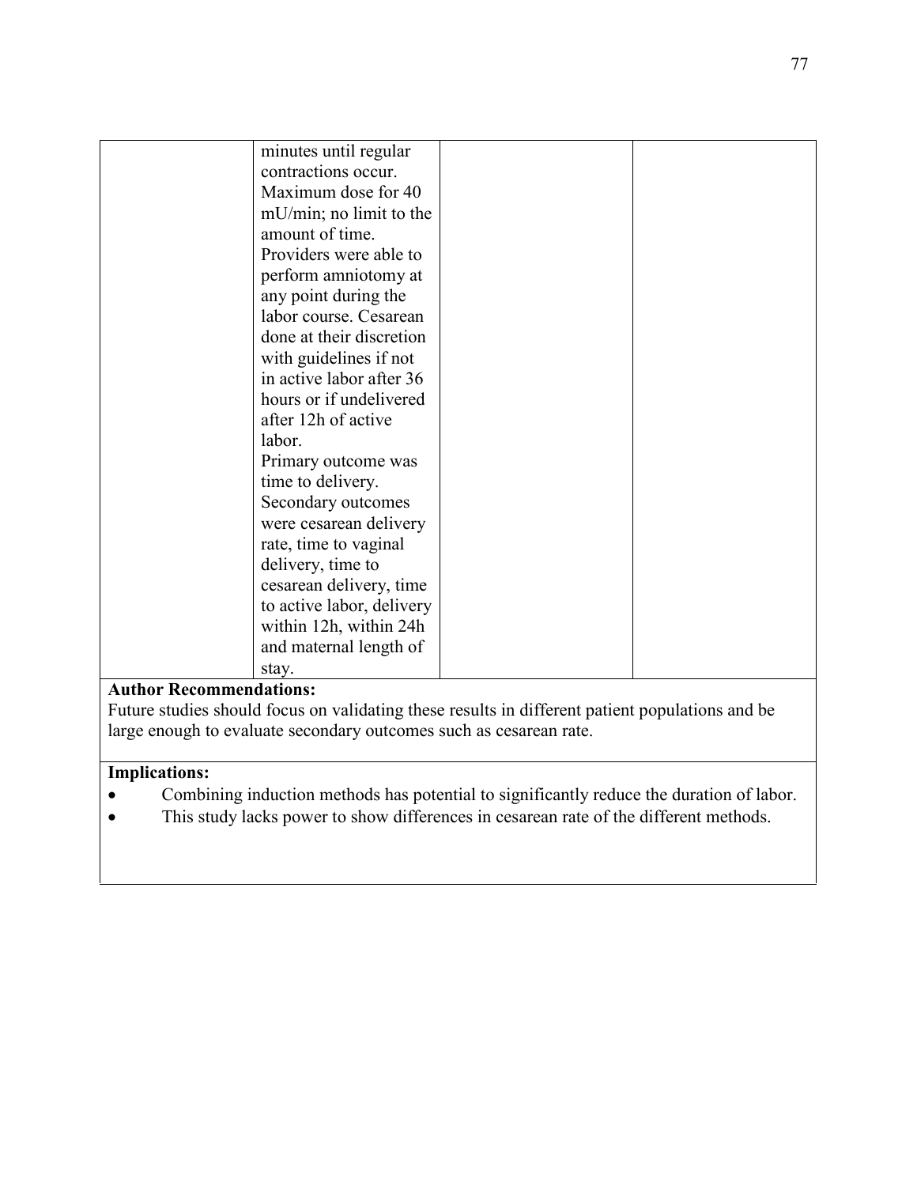| | | | |
|---|---|---|---|
| | minutes until regular contractions occur. Maximum dose for 40 mU/min; no limit to the amount of time. Providers were able to perform amniotomy at any point during the labor course. Cesarean done at their discretion with guidelines if not in active labor after 36 hours or if undelivered after 12h of active labor. Primary outcome was time to delivery. Secondary outcomes were cesarean delivery rate, time to vaginal delivery, time to cesarean delivery, time to active labor, delivery within 12h, within 24h and maternal length of stay. | | |

**Author Recommendations:**

Future studies should focus on validating these results in different patient populations and be large enough to evaluate secondary outcomes such as cesarean rate.

**Implications:**

- Combining induction methods has potential to significantly reduce the duration of labor.
- This study lacks power to show differences in cesarean rate of the different methods.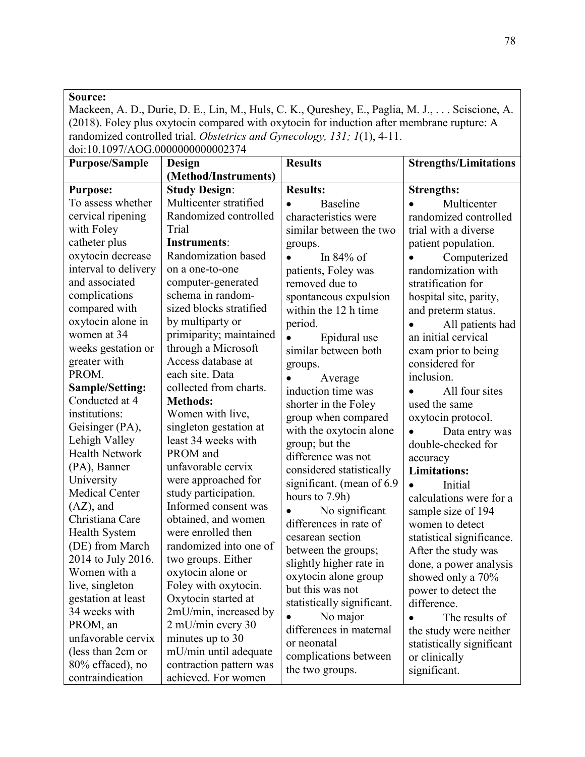**Source:**
Mackeen, A. D., Durie, D. E., Lin, M., Huls, C. K., Qureshey, E., Paglia, M. J., . . . Sciscione, A. (2018). Foley plus oxytocin compared with oxytocin for induction after membrane rupture: A randomized controlled trial. *Obstetrics and Gynecology, 131; 1*(1), 4-11. doi:10.1097/AOG.0000000000002374

| Purpose/Sample | Design (Method/Instruments) | Results | Strengths/Limitations |
|---|---|---|---|
| **Purpose:** To assess whether cervical ripening with Foley catheter plus oxytocin decrease interval to delivery and associated complications compared with oxytocin alone in women at 34 weeks gestation or greater with PROM. **Sample/Setting:** Conducted at 4 institutions: Geisinger (PA), Lehigh Valley Health Network (PA), Banner University Medical Center (AZ), and Christiana Care Health System (DE) from March 2014 to July 2016. Women with a live, singleton gestation at least 34 weeks with PROM, an unfavorable cervix (less than 2cm or 80% effaced), no contraindication | **Study Design**: Multicenter stratified Randomized controlled Trial **Instruments**: Randomization based on a one-to-one computer-generated schema in random-sized blocks stratified by multiparty or primiparity; maintained through a Microsoft Access database at each site. Data collected from charts. **Methods:** Women with live, singleton gestation at least 34 weeks with PROM and unfavorable cervix were approached for study participation. Informed consent was obtained, and women were enrolled then randomized into one of two groups. Either oxytocin alone or Foley with oxytocin. Oxytocin started at 2mU/min, increased by 2 mU/min every 30 minutes up to 30 mU/min until adequate contraction pattern was achieved. For women | **Results:** • Baseline characteristics were similar between the two groups. • In 84% of patients, Foley was removed due to spontaneous expulsion within the 12 h time period. • Epidural use similar between both groups. • Average induction time was shorter in the Foley group when compared with the oxytocin alone group; but the difference was not considered statistically significant. (mean of 6.9 hours to 7.9h) • No significant differences in rate of cesarean section between the groups; slightly higher rate in oxytocin alone group but this was not statistically significant. • No major differences in maternal or neonatal complications between the two groups. | **Strengths:** • Multicenter randomized controlled trial with a diverse patient population. • Computerized randomization with stratification for hospital site, parity, and preterm status. • All patients had an initial cervical exam prior to being considered for inclusion. • All four sites used the same oxytocin protocol. • Data entry was double-checked for accuracy **Limitations:** • Initial calculations were for a sample size of 194 women to detect statistical significance. After the study was done, a power analysis showed only a 70% power to detect the difference. • The results of the study were neither statistically significant or clinically significant. |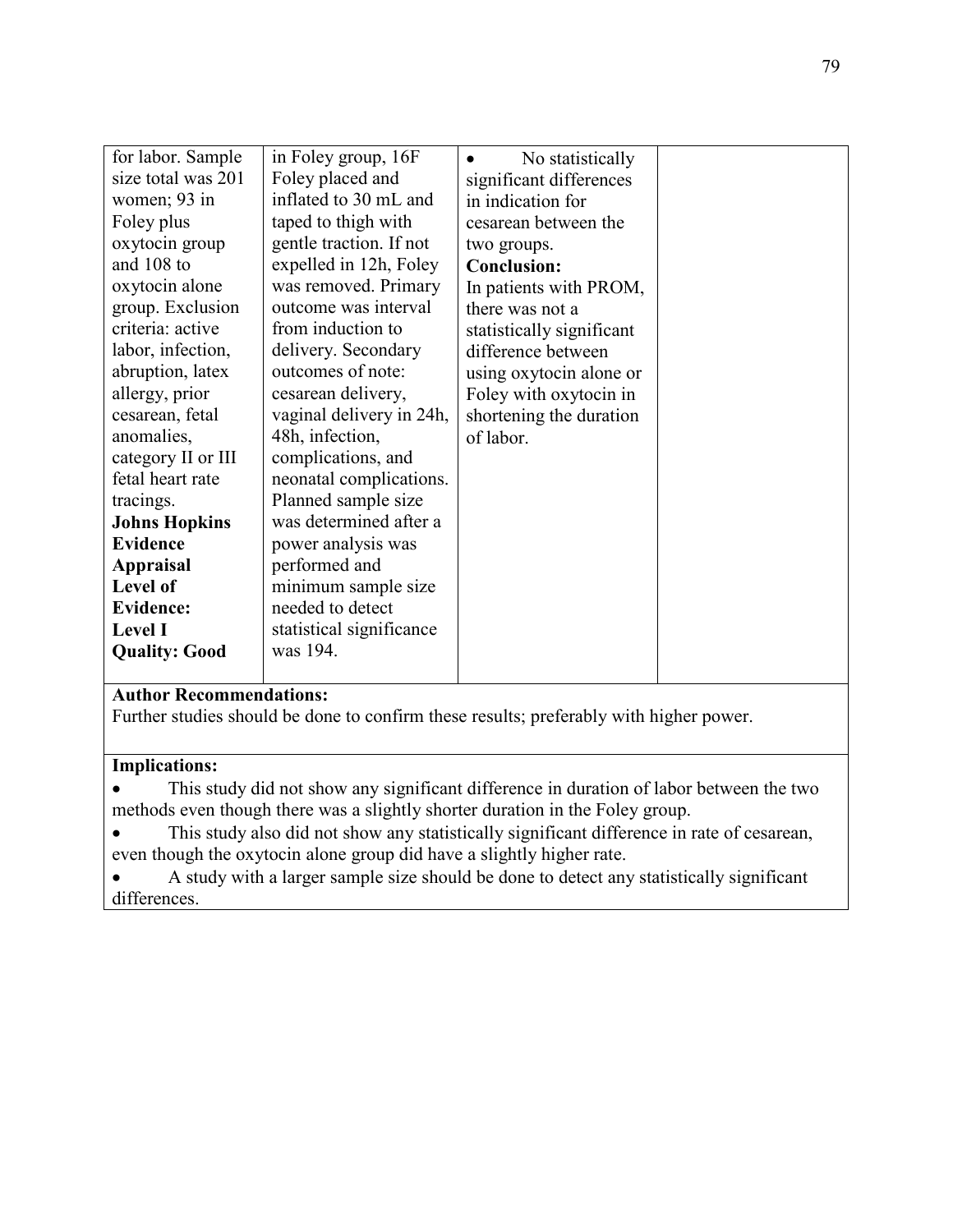| | | | |
|---|---|---|---|
| for labor. Sample size total was 201 women; 93 in Foley plus oxytocin group and 108 to oxytocin alone group. Exclusion criteria: active labor, infection, abruption, latex allergy, prior cesarean, fetal anomalies, category II or III fetal heart rate tracings. **Johns Hopkins Evidence Appraisal Level of Evidence: Level I Quality: Good** | in Foley group, 16F Foley placed and inflated to 30 mL and taped to thigh with gentle traction. If not expelled in 12h, Foley was removed. Primary outcome was interval from induction to delivery. Secondary outcomes of note: cesarean delivery, vaginal delivery in 24h, 48h, infection, complications, and neonatal complications. Planned sample size was determined after a power analysis was performed and minimum sample size needed to detect statistical significance was 194. | • No statistically significant differences in indication for cesarean between the two groups. **Conclusion:** In patients with PROM, there was not a statistically significant difference between using oxytocin alone or Foley with oxytocin in shortening the duration of labor. | |
| **Author Recommendations:** Further studies should be done to confirm these results; preferably with higher power. | | | |
| **Implications:** • This study did not show any significant difference in duration of labor between the two methods even though there was a slightly shorter duration in the Foley group. • This study also did not show any statistically significant difference in rate of cesarean, even though the oxytocin alone group did have a slightly higher rate. • A study with a larger sample size should be done to detect any statistically significant differences. | | | |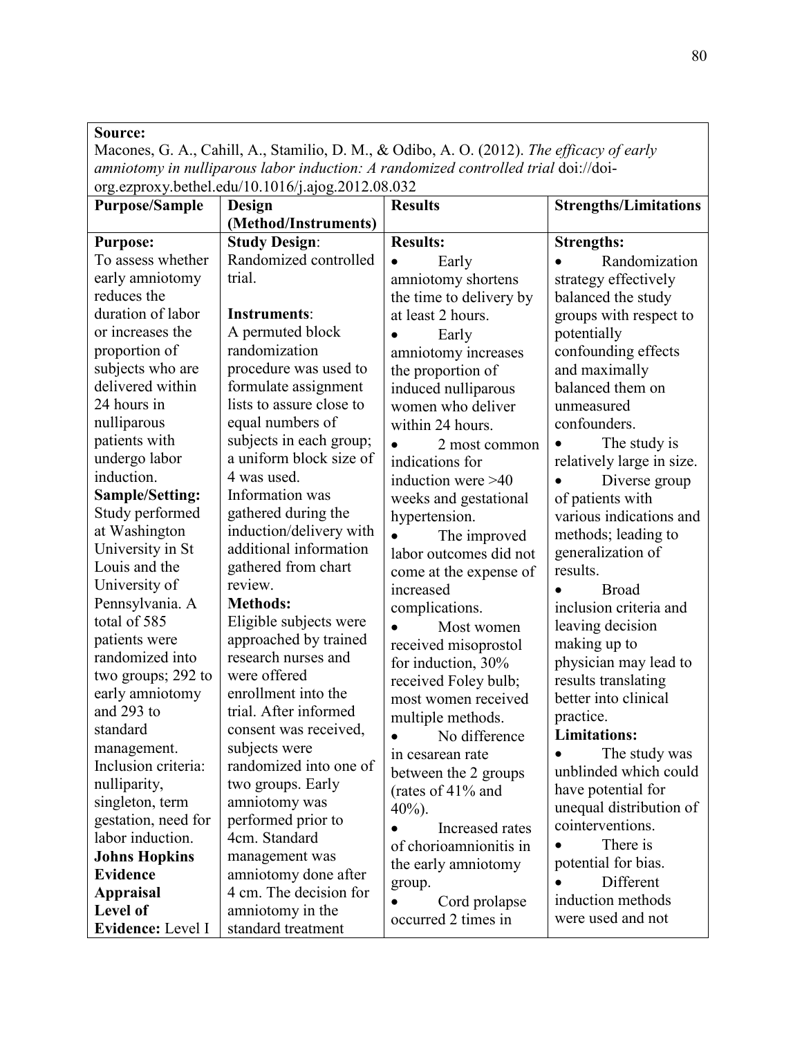| **Source:** Macones, G. A., Cahill, A., Stamilio, D. M., & Odibo, A. O. (2012). *The efficacy of early amniotomy in nulliparous labor induction: A randomized controlled trial* doi://doi-org.ezproxy.bethel.edu/10.1016/j.ajog.2012.08.032 | | | |
|---|---|---|---|
| **Purpose/Sample** | **Design (Method/Instruments)** | **Results** | **Strengths/Limitations** |
| **Purpose:** To assess whether early amniotomy reduces the duration of labor or increases the proportion of subjects who are delivered within 24 hours in nulliparous patients with undergo labor induction. **Sample/Setting:** Study performed at Washington University in St Louis and the University of Pennsylvania. A total of 585 patients were randomized into two groups; 292 to early amniotomy and 293 to standard management. Inclusion criteria: nulliparity, singleton, term gestation, need for labor induction. **Johns Hopkins Evidence Appraisal Level of Evidence:** Level I | **Study Design**: Randomized controlled trial. **Instruments**: A permuted block randomization procedure was used to formulate assignment lists to assure close to equal numbers of subjects in each group; a uniform block size of 4 was used. Information was gathered during the induction/delivery with additional information gathered from chart review. **Methods:** Eligible subjects were approached by trained research nurses and were offered enrollment into the trial. After informed consent was received, subjects were randomized into one of two groups. Early amniotomy was performed prior to 4cm. Standard management was amniotomy done after 4 cm. The decision for amniotomy in the standard treatment | **Results:** • Early amniotomy shortens the time to delivery by at least 2 hours. • Early amniotomy increases the proportion of induced nulliparous women who deliver within 24 hours. • 2 most common indications for induction were >40 weeks and gestational hypertension. • The improved labor outcomes did not come at the expense of increased complications. • Most women received misoprostol for induction, 30% received Foley bulb; most women received multiple methods. • No difference in cesarean rate between the 2 groups (rates of 41% and 40%). • Increased rates of chorioamnionitis in the early amniotomy group. • Cord prolapse occurred 2 times in | **Strengths:** • Randomization strategy effectively balanced the study groups with respect to potentially confounding effects and maximally balanced them on unmeasured confounders. • The study is relatively large in size. • Diverse group of patients with various indications and methods; leading to generalization of results. • Broad inclusion criteria and leaving decision making up to physician may lead to results translating better into clinical practice. **Limitations:** • The study was unblinded which could have potential for unequal distribution of cointerventions. • There is potential for bias. • Different induction methods were used and not |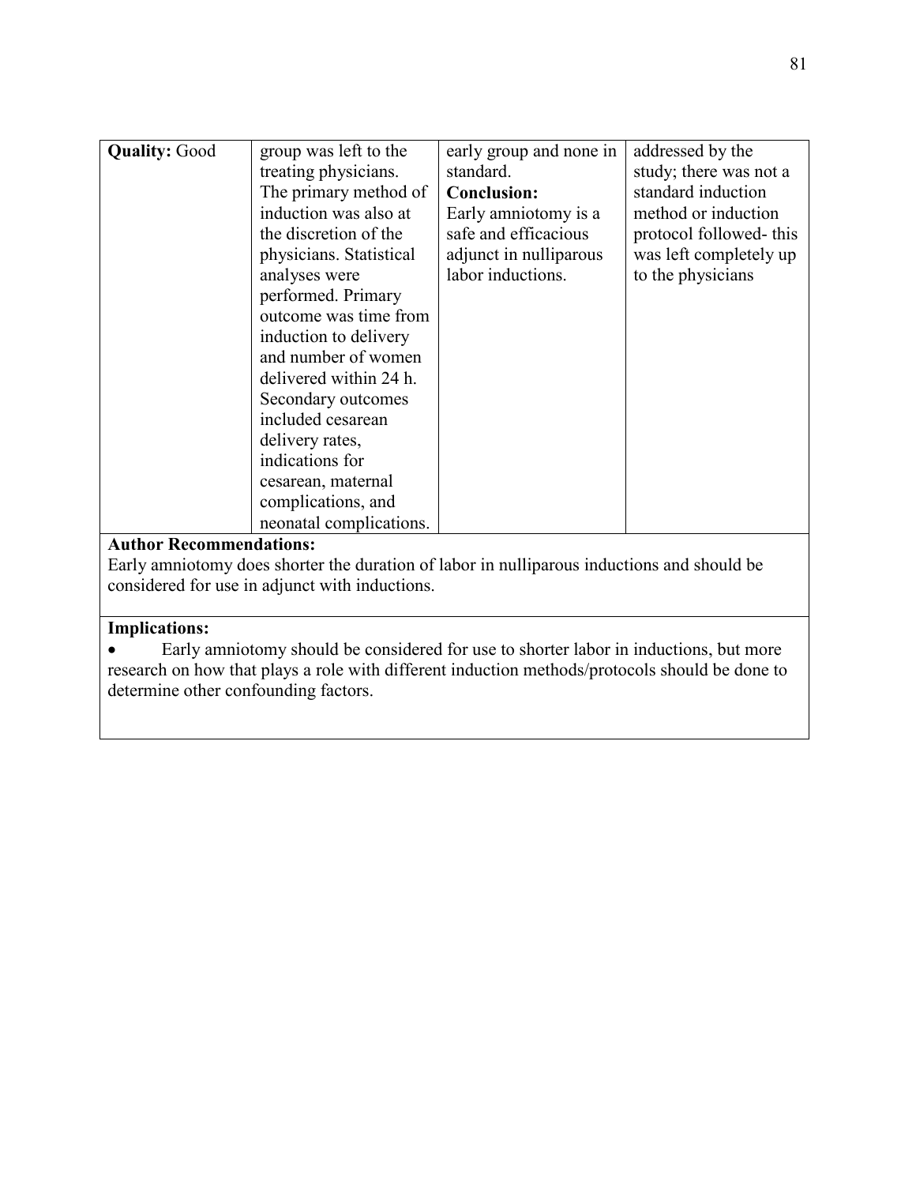| | | | |
|---|---|---|---|
| **Quality:** Good | group was left to the treating physicians. The primary method of induction was also at the discretion of the physicians. Statistical analyses were performed. Primary outcome was time from induction to delivery and number of women delivered within 24 h. Secondary outcomes included cesarean delivery rates, indications for cesarean, maternal complications, and neonatal complications. | early group and none in standard. **Conclusion:** Early amniotomy is a safe and efficacious adjunct in nulliparous labor inductions. | addressed by the study; there was not a standard induction method or induction protocol followed- this was left completely up to the physicians |

**Author Recommendations:**
Early amniotomy does shorter the duration of labor in nulliparous inductions and should be considered for use in adjunct with inductions.

**Implications:**

- Early amniotomy should be considered for use to shorter labor in inductions, but more research on how that plays a role with different induction methods/protocols should be done to determine other confounding factors.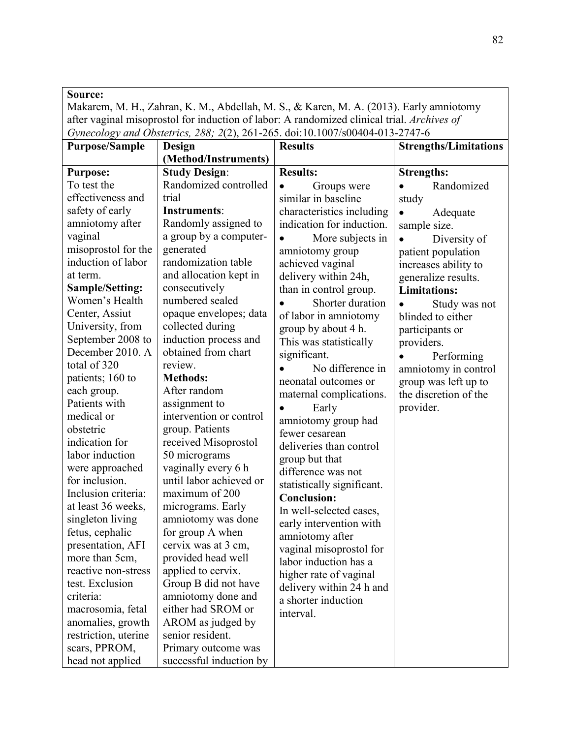| **Source:** Makarem, M. H., Zahran, K. M., Abdellah, M. S., & Karen, M. A. (2013). Early amniotomy after vaginal misoprostol for induction of labor: A randomized clinical trial. *Archives of Gynecology and Obstetrics, 288; 2*(2), 261-265. doi:10.1007/s00404-013-2747-6 | | | |
|---|---|---|---|
| **Purpose/Sample** | **Design (Method/Instruments)** | **Results** | **Strengths/Limitations** |
| **Purpose:** To test the effectiveness and safety of early amniotomy after vaginal misoprostol for the induction of labor at term. **Sample/Setting:** Women's Health Center, Assiut University, from September 2008 to December 2010. A total of 320 patients; 160 to each group. Patients with medical or obstetric indication for labor induction were approached for inclusion. Inclusion criteria: at least 36 weeks, singleton living fetus, cephalic presentation, AFI more than 5cm, reactive non-stress test. Exclusion criteria: macrosomia, fetal anomalies, growth restriction, uterine scars, PPROM, head not applied | **Study Design**: Randomized controlled trial **Instruments**: Randomly assigned to a group by a computer-generated randomization table and allocation kept in consecutively numbered sealed opaque envelopes; data collected during induction process and obtained from chart review. **Methods:** After random assignment to intervention or control group. Patients received Misoprostol 50 micrograms vaginally every 6 h until labor achieved or maximum of 200 micrograms. Early amniotomy was done for group A when cervix was at 3 cm, provided head well applied to cervix. Group B did not have amniotomy done and either had SROM or AROM as judged by senior resident. Primary outcome was successful induction by | **Results:** <br>• Groups were similar in baseline characteristics including indication for induction. <br>• More subjects in amniotomy group achieved vaginal delivery within 24h, than in control group. <br>• Shorter duration of labor in amniotomy group by about 4 h. This was statistically significant. <br>• No difference in neonatal outcomes or maternal complications. <br>• Early amniotomy group had fewer cesarean deliveries than control group but that difference was not statistically significant. <br>**Conclusion:** In well-selected cases, early intervention with amniotomy after vaginal misoprostol for labor induction has a higher rate of vaginal delivery within 24 h and a shorter induction interval. | **Strengths:** <br>• Randomized study <br>• Adequate sample size. <br>• Diversity of patient population increases ability to generalize results. <br>**Limitations:** <br>• Study was not blinded to either participants or providers. <br>• Performing amniotomy in control group was left up to the discretion of the provider. |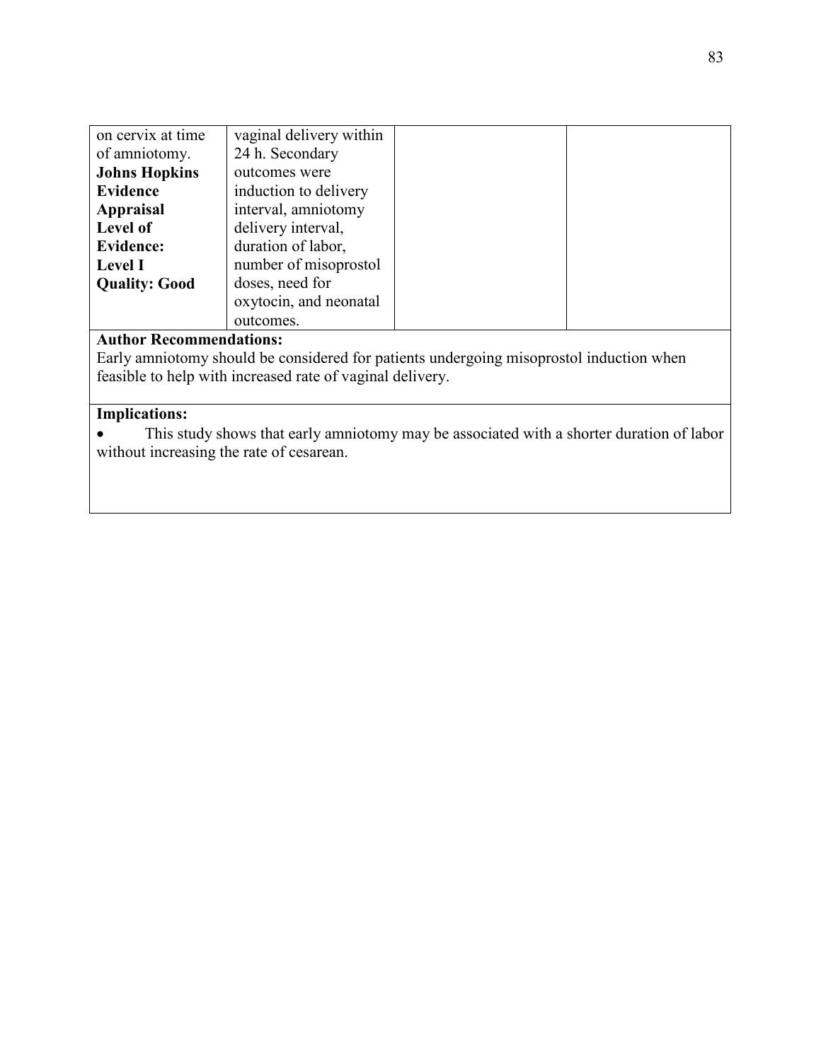| | | | |
|---|---|---|---|
| on cervix at time of amniotomy. **Johns Hopkins Evidence Appraisal Level of Evidence: Level I Quality: Good** | vaginal delivery within 24 h. Secondary outcomes were induction to delivery interval, amniotomy delivery interval, duration of labor, number of misoprostol doses, need for oxytocin, and neonatal outcomes. | | |

**Author Recommendations:**

Early amniotomy should be considered for patients undergoing misoprostol induction when feasible to help with increased rate of vaginal delivery.

**Implications:**

- This study shows that early amniotomy may be associated with a shorter duration of labor without increasing the rate of cesarean.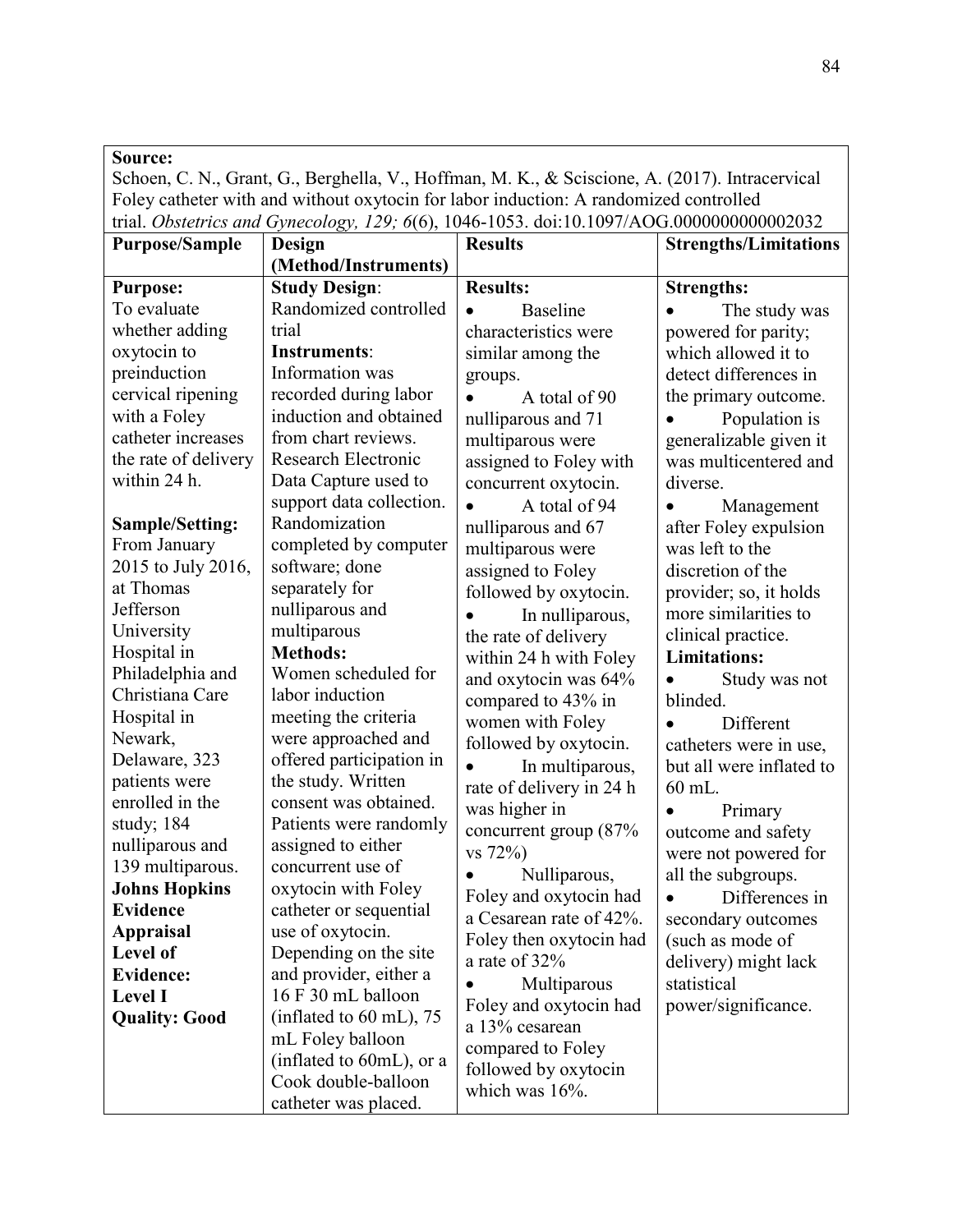| **Source:** Schoen, C. N., Grant, G., Berghella, V., Hoffman, M. K., & Sciscione, A. (2017). Intracervical Foley catheter with and without oxytocin for labor induction: A randomized controlled trial. *Obstetrics and Gynecology, 129; 6*(6), 1046-1053. doi:10.1097/AOG.0000000000002032 | | | |
|---|---|---|---|
| **Purpose/Sample** | **Design (Method/Instruments)** | **Results** | **Strengths/Limitations** |
| **Purpose:** To evaluate whether adding oxytocin to preinduction cervical ripening with a Foley catheter increases the rate of delivery within 24 h.<br><br>**Sample/Setting:** From January 2015 to July 2016, at Thomas Jefferson University Hospital in Philadelphia and Christiana Care Hospital in Newark, Delaware, 323 patients were enrolled in the study; 184 nulliparous and 139 multiparous.<br>**Johns Hopkins Evidence Appraisal Level of Evidence: Level I**<br>**Quality: Good** | **Study Design**: Randomized controlled trial<br>**Instruments**: Information was recorded during labor induction and obtained from chart reviews. Research Electronic Data Capture used to support data collection. Randomization completed by computer software; done separately for nulliparous and multiparous<br>**Methods:** Women scheduled for labor induction meeting the criteria were approached and offered participation in the study. Written consent was obtained. Patients were randomly assigned to either concurrent use of oxytocin with Foley catheter or sequential use of oxytocin. Depending on the site and provider, either a 16 F 30 mL balloon (inflated to 60 mL), 75 mL Foley balloon (inflated to 60mL), or a Cook double-balloon catheter was placed. | **Results:**<br>• Baseline characteristics were similar among the groups.<br>• A total of 90 nulliparous and 71 multiparous were assigned to Foley with concurrent oxytocin.<br>• A total of 94 nulliparous and 67 multiparous were assigned to Foley followed by oxytocin.<br>• In nulliparous, the rate of delivery within 24 h with Foley and oxytocin was 64% compared to 43% in women with Foley followed by oxytocin.<br>• In multiparous, rate of delivery in 24 h was higher in concurrent group (87% vs 72%)<br>• Nulliparous, Foley and oxytocin had a Cesarean rate of 42%. Foley then oxytocin had a rate of 32%<br>• Multiparous Foley and oxytocin had a 13% cesarean compared to Foley followed by oxytocin which was 16%. | **Strengths:**<br>• The study was powered for parity; which allowed it to detect differences in the primary outcome.<br>• Population is generalizable given it was multicentered and diverse.<br>• Management after Foley expulsion was left to the discretion of the provider; so, it holds more similarities to clinical practice.<br>**Limitations:**<br>• Study was not blinded.<br>• Different catheters were in use, but all were inflated to 60 mL.<br>• Primary outcome and safety were not powered for all the subgroups.<br>• Differences in secondary outcomes (such as mode of delivery) might lack statistical power/significance. |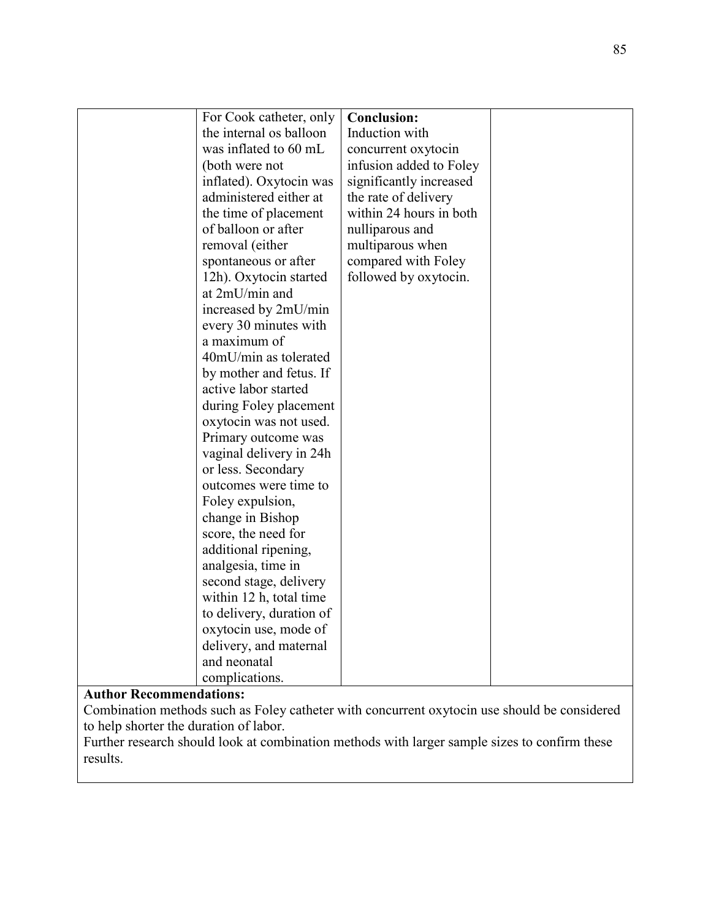| | | | |
|---|---|---|---|
| | For Cook catheter, only the internal os balloon was inflated to 60 mL (both were not inflated). Oxytocin was administered either at the time of placement of balloon or after removal (either spontaneous or after 12h). Oxytocin started at 2mU/min and increased by 2mU/min every 30 minutes with a maximum of 40mU/min as tolerated by mother and fetus. If active labor started during Foley placement oxytocin was not used. Primary outcome was vaginal delivery in 24h or less. Secondary outcomes were time to Foley expulsion, change in Bishop score, the need for additional ripening, analgesia, time in second stage, delivery within 12 h, total time to delivery, duration of oxytocin use, mode of delivery, and maternal and neonatal complications. | **Conclusion:** Induction with concurrent oxytocin infusion added to Foley significantly increased the rate of delivery within 24 hours in both nulliparous and multiparous when compared with Foley followed by oxytocin. | |

**Author Recommendations:**

Combination methods such as Foley catheter with concurrent oxytocin use should be considered to help shorter the duration of labor.

Further research should look at combination methods with larger sample sizes to confirm these results.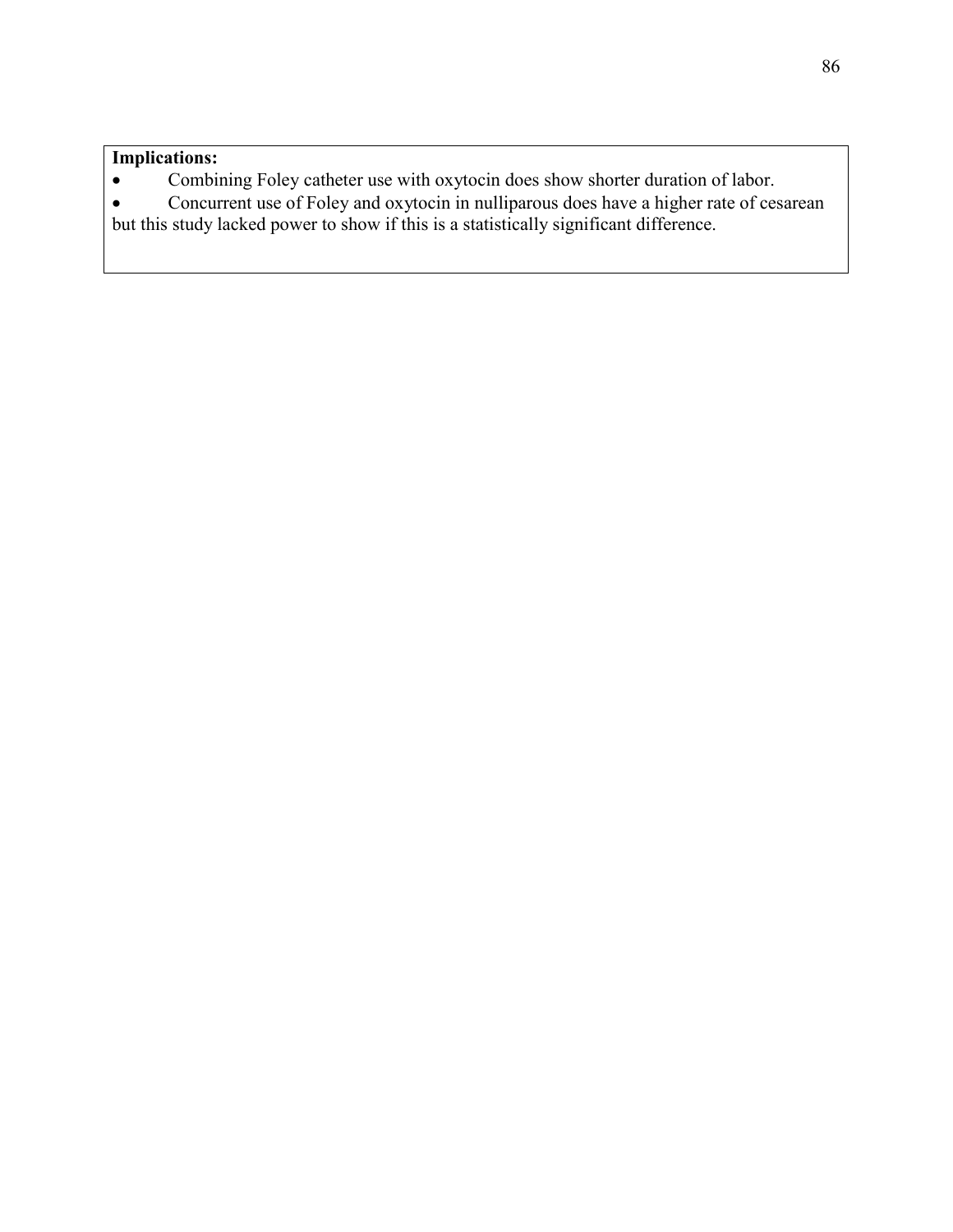**Implications:**

- Combining Foley catheter use with oxytocin does show shorter duration of labor.
- Concurrent use of Foley and oxytocin in nulliparous does have a higher rate of cesarean but this study lacked power to show if this is a statistically significant difference.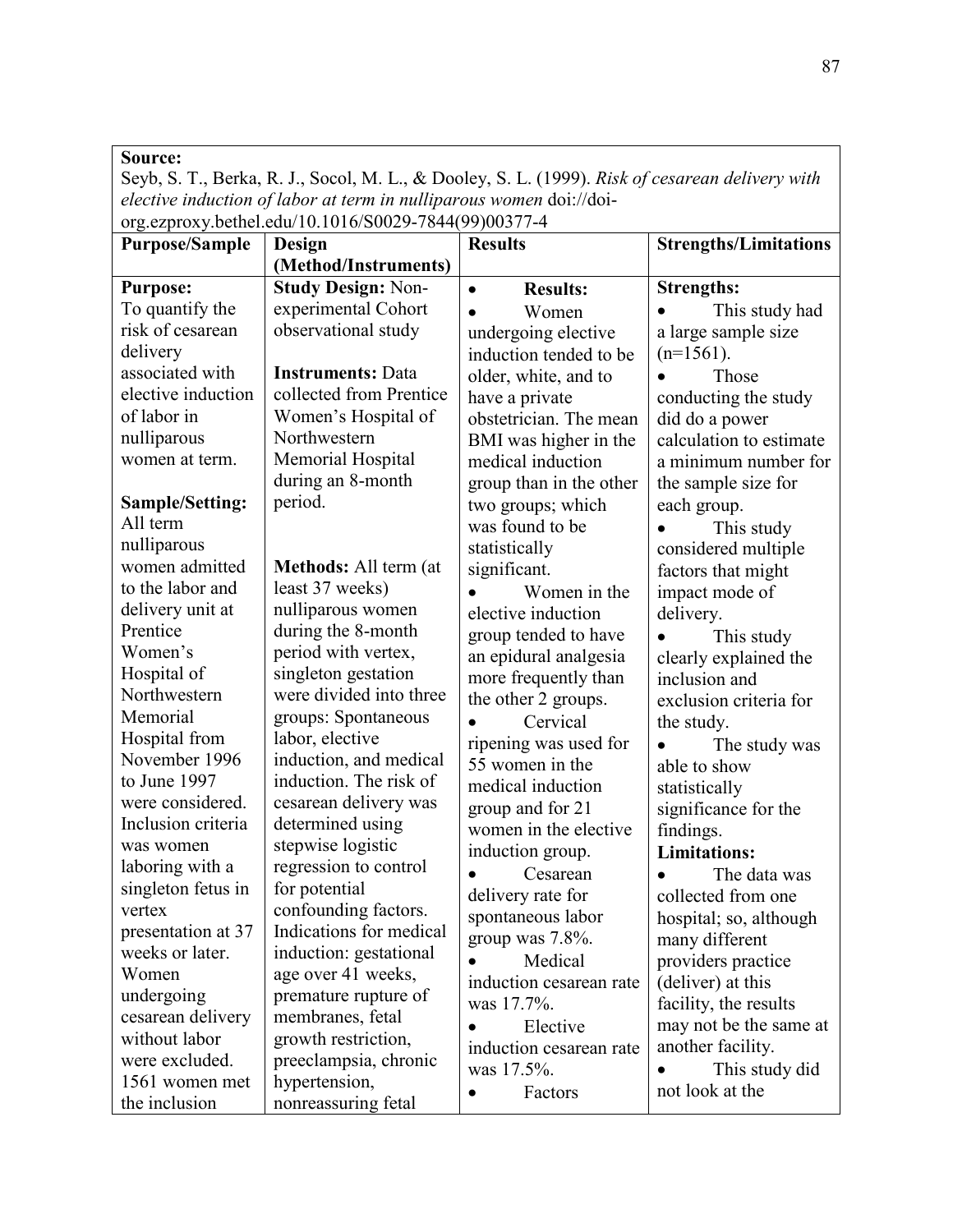| **Source:** Seyb, S. T., Berka, R. J., Socol, M. L., & Dooley, S. L. (1999). *Risk of cesarean delivery with elective induction of labor at term in nulliparous women* doi://doi-org.ezproxy.bethel.edu/10.1016/S0029-7844(99)00377-4 | | | |
|---|---|---|---|
| **Purpose/Sample** | **Design (Method/Instruments)** | **Results** | **Strengths/Limitations** |
| **Purpose:** To quantify the risk of cesarean delivery associated with elective induction of labor in nulliparous women at term. **Sample/Setting:** All term nulliparous women admitted to the labor and delivery unit at Prentice Women's Hospital of Northwestern Memorial Hospital from November 1996 to June 1997 were considered. Inclusion criteria was women laboring with a singleton fetus in vertex presentation at 37 weeks or later. Women undergoing cesarean delivery without labor were excluded. 1561 women met the inclusion | **Study Design:** Non-experimental Cohort observational study **Instruments:** Data collected from Prentice Women's Hospital of Northwestern Memorial Hospital during an 8-month period. **Methods:** All term (at least 37 weeks) nulliparous women during the 8-month period with vertex, singleton gestation were divided into three groups: Spontaneous labor, elective induction, and medical induction. The risk of cesarean delivery was determined using stepwise logistic regression to control for potential confounding factors. Indications for medical induction: gestational age over 41 weeks, premature rupture of membranes, fetal growth restriction, preeclampsia, chronic hypertension, nonreassuring fetal | • **Results:** • Women undergoing elective induction tended to be older, white, and to have a private obstetrician. The mean BMI was higher in the medical induction group than in the other two groups; which was found to be statistically significant. • Women in the elective induction group tended to have an epidural analgesia more frequently than the other 2 groups. • Cervical ripening was used for 55 women in the medical induction group and for 21 women in the elective induction group. • Cesarean delivery rate for spontaneous labor group was 7.8%. • Medical induction cesarean rate was 17.7%. • Elective induction cesarean rate was 17.5%. • Factors | **Strengths:** • This study had a large sample size (n=1561). • Those conducting the study did do a power calculation to estimate a minimum number for the sample size for each group. • This study considered multiple factors that might impact mode of delivery. • This study clearly explained the inclusion and exclusion criteria for the study. • The study was able to show statistically significance for the findings. **Limitations:** • The data was collected from one hospital; so, although many different providers practice (deliver) at this facility, the results may not be the same at another facility. • This study did not look at the |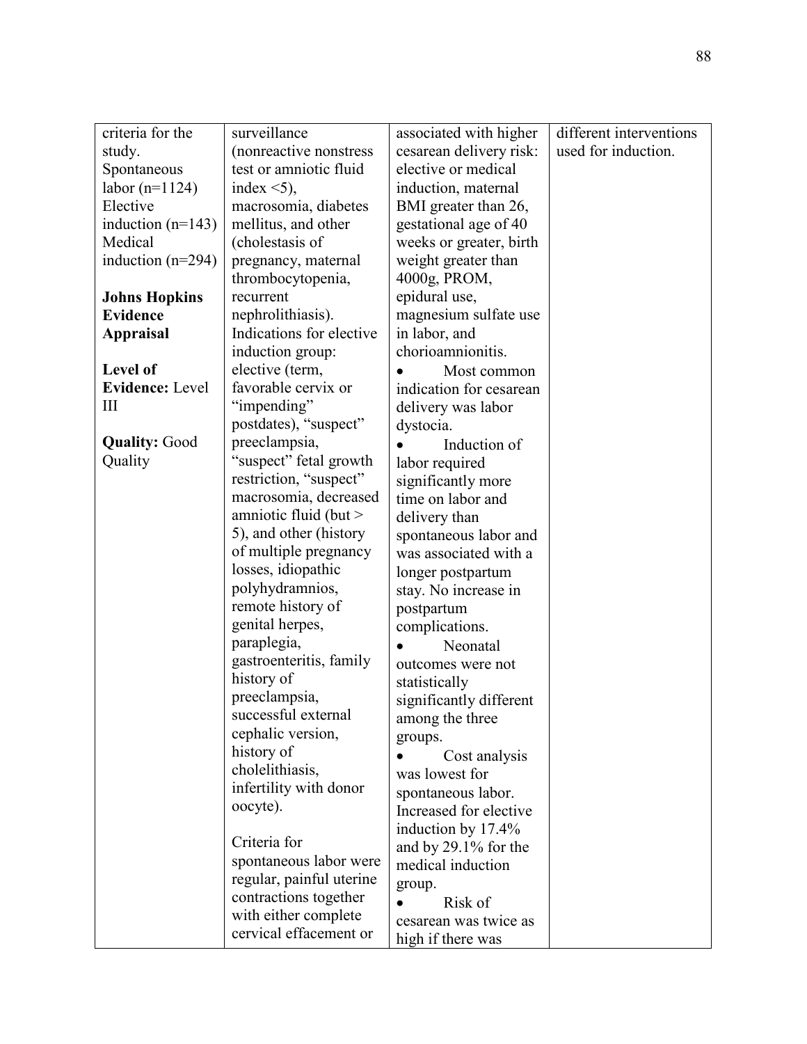| | | | |
|---|---|---|---|
| criteria for the study.<br>Spontaneous labor (n=1124)<br>Elective induction (n=143)<br>Medical induction (n=294)<br><br>**Johns Hopkins Evidence Appraisal**<br><br>**Level of Evidence:** Level III<br><br>**Quality:** Good Quality | surveillance (nonreactive nonstress test or amniotic fluid index <5), macrosomia, diabetes mellitus, and other (cholestasis of pregnancy, maternal thrombocytopenia, recurrent nephrolithiasis).<br>Indications for elective induction group: elective (term, favorable cervix or "impending" postdates), "suspect" preeclampsia, "suspect" fetal growth restriction, "suspect" macrosomia, decreased amniotic fluid (but > 5), and other (history of multiple pregnancy losses, idiopathic polyhydramnios, remote history of genital herpes, paraplegia, gastroenteritis, family history of preeclampsia, successful external cephalic version, history of cholelithiasis, infertility with donor oocyte).<br><br>Criteria for spontaneous labor were regular, painful uterine contractions together with either complete cervical effacement or | associated with higher cesarean delivery risk: elective or medical induction, maternal BMI greater than 26, gestational age of 40 weeks or greater, birth weight greater than 4000g, PROM, epidural use, magnesium sulfate use in labor, and chorioamnionitis.<br>• Most common indication for cesarean delivery was labor dystocia.<br>• Induction of labor required significantly more time on labor and delivery than spontaneous labor and was associated with a longer postpartum stay. No increase in postpartum complications.<br>• Neonatal outcomes were not statistically significantly different among the three groups.<br>• Cost analysis was lowest for spontaneous labor. Increased for elective induction by 17.4% and by 29.1% for the medical induction group.<br>• Risk of cesarean was twice as high if there was | different interventions used for induction. |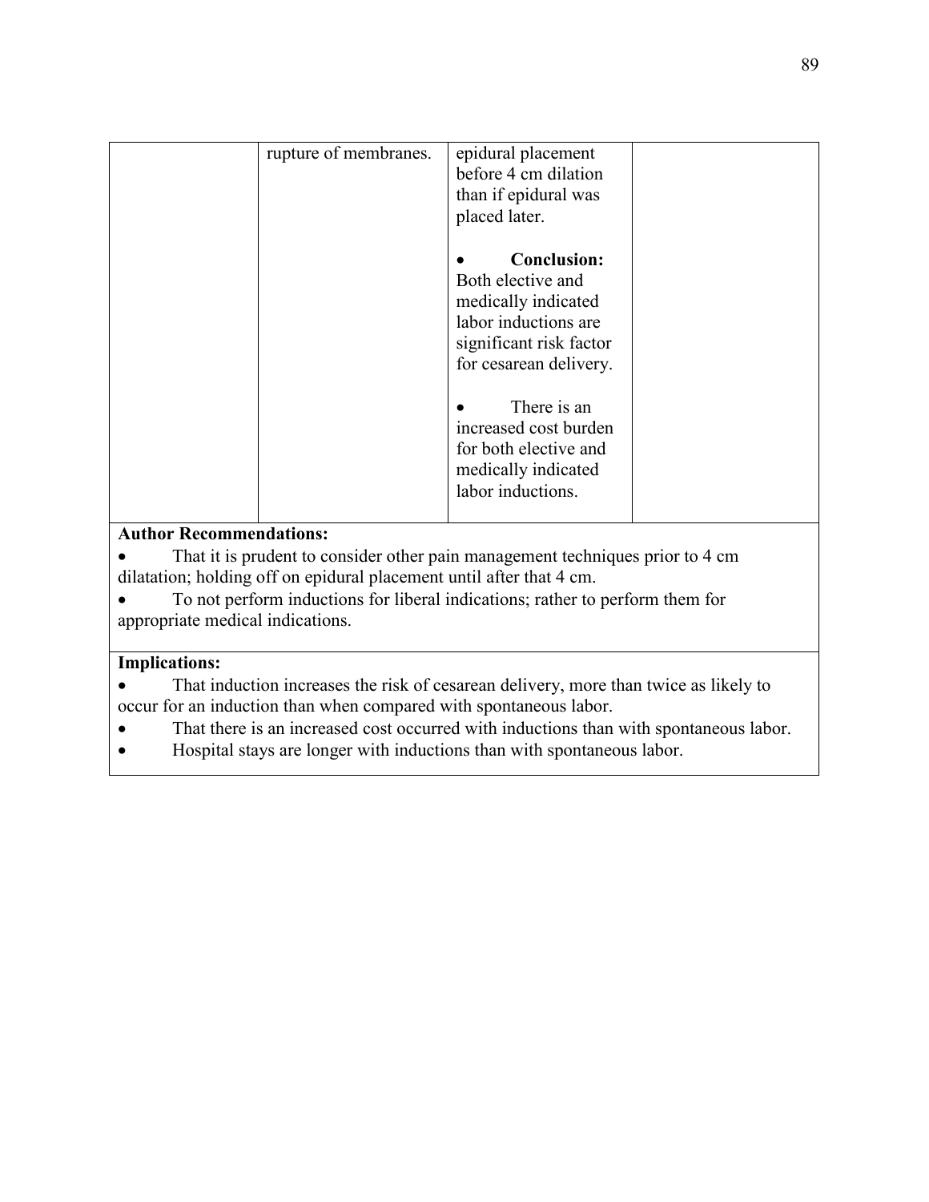| | | | |
|---|---|---|---|
| | rupture of membranes. | epidural placement before 4 cm dilation than if epidural was placed later.<br><br>• **Conclusion:** Both elective and medically indicated labor inductions are significant risk factor for cesarean delivery.<br><br>• There is an increased cost burden for both elective and medically indicated labor inductions. | |

**Author Recommendations:**

- That it is prudent to consider other pain management techniques prior to 4 cm dilatation; holding off on epidural placement until after that 4 cm.
- To not perform inductions for liberal indications; rather to perform them for appropriate medical indications.

**Implications:**

- That induction increases the risk of cesarean delivery, more than twice as likely to occur for an induction than when compared with spontaneous labor.
- That there is an increased cost occurred with inductions than with spontaneous labor.
- Hospital stays are longer with inductions than with spontaneous labor.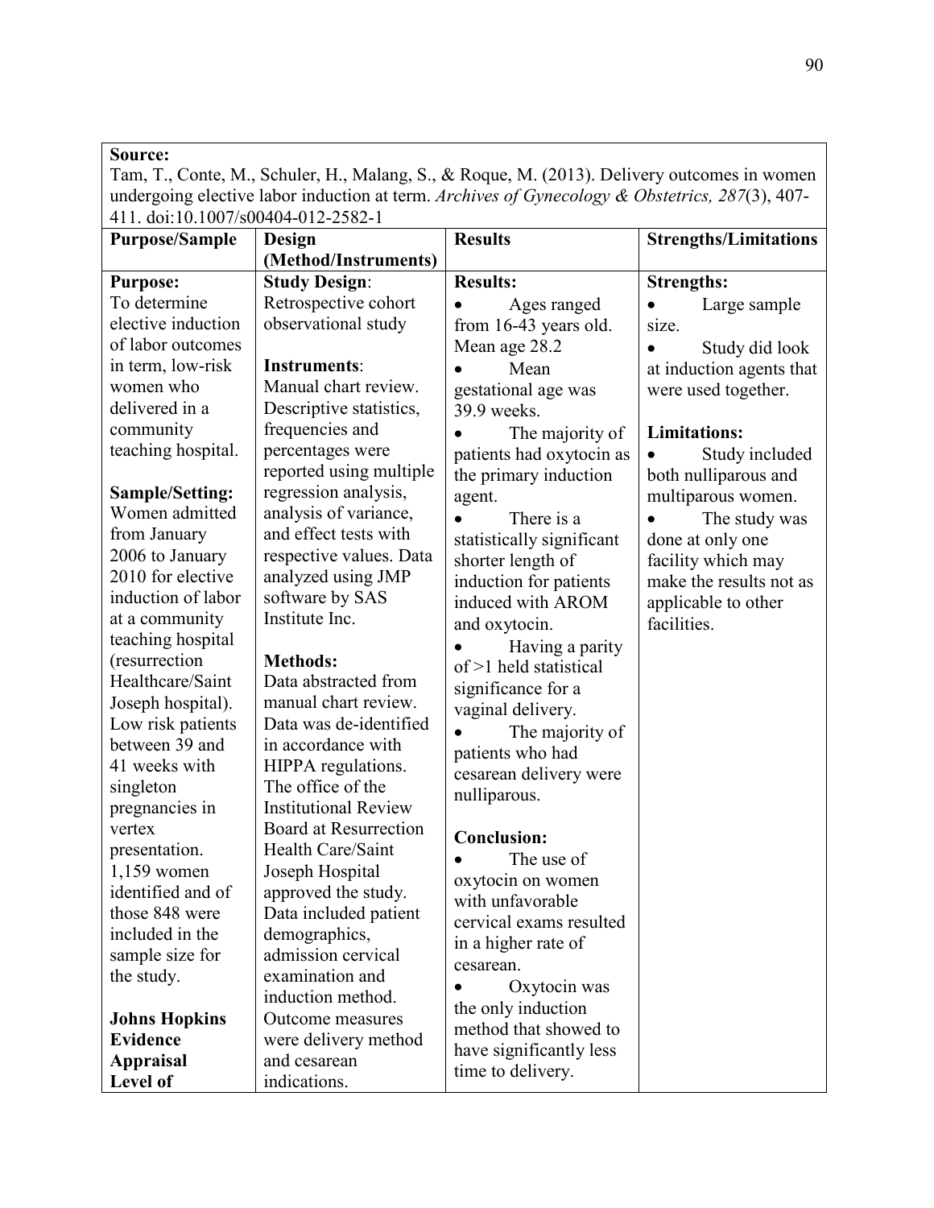| Source: Tam, T., Conte, M., Schuler, H., Malang, S., & Roque, M. (2013). Delivery outcomes in women undergoing elective labor induction at term. *Archives of Gynecology & Obstetrics, 287*(3), 407-411. doi:10.1007/s00404-012-2582-1 | | | |
|---|---|---|---|
| **Purpose/Sample** | **Design (Method/Instruments)** | **Results** | **Strengths/Limitations** |
| **Purpose:**<br>To determine elective induction of labor outcomes in term, low-risk women who delivered in a community teaching hospital.<br><br>**Sample/Setting:**<br>Women admitted from January 2006 to January 2010 for elective induction of labor at a community teaching hospital (resurrection Healthcare/Saint Joseph hospital). Low risk patients between 39 and 41 weeks with singleton pregnancies in vertex presentation. 1,159 women identified and of those 848 were included in the sample size for the study.<br><br>**Johns Hopkins Evidence Appraisal Level of** | **Study Design**:<br>Retrospective cohort observational study<br><br>**Instruments**:<br>Manual chart review. Descriptive statistics, frequencies and percentages were reported using multiple regression analysis, analysis of variance, and effect tests with respective values. Data analyzed using JMP software by SAS Institute Inc.<br><br>**Methods:**<br>Data abstracted from manual chart review. Data was de-identified in accordance with HIPPA regulations. The office of the Institutional Review Board at Resurrection Health Care/Saint Joseph Hospital approved the study. Data included patient demographics, admission cervical examination and induction method. Outcome measures were delivery method and cesarean indications. | **Results:**<br>• Ages ranged from 16-43 years old. Mean age 28.2<br>• Mean gestational age was 39.9 weeks.<br>• The majority of patients had oxytocin as the primary induction agent.<br>• There is a statistically significant shorter length of induction for patients induced with AROM and oxytocin.<br>• Having a parity of >1 held statistical significance for a vaginal delivery.<br>• The majority of patients who had cesarean delivery were nulliparous.<br><br>**Conclusion:**<br>• The use of oxytocin on women with unfavorable cervical exams resulted in a higher rate of cesarean.<br>• Oxytocin was the only induction method that showed to have significantly less time to delivery. | **Strengths:**<br>• Large sample size.<br>• Study did look at induction agents that were used together.<br><br>**Limitations:**<br>• Study included both nulliparous and multiparous women.<br>• The study was done at only one facility which may make the results not as applicable to other facilities. |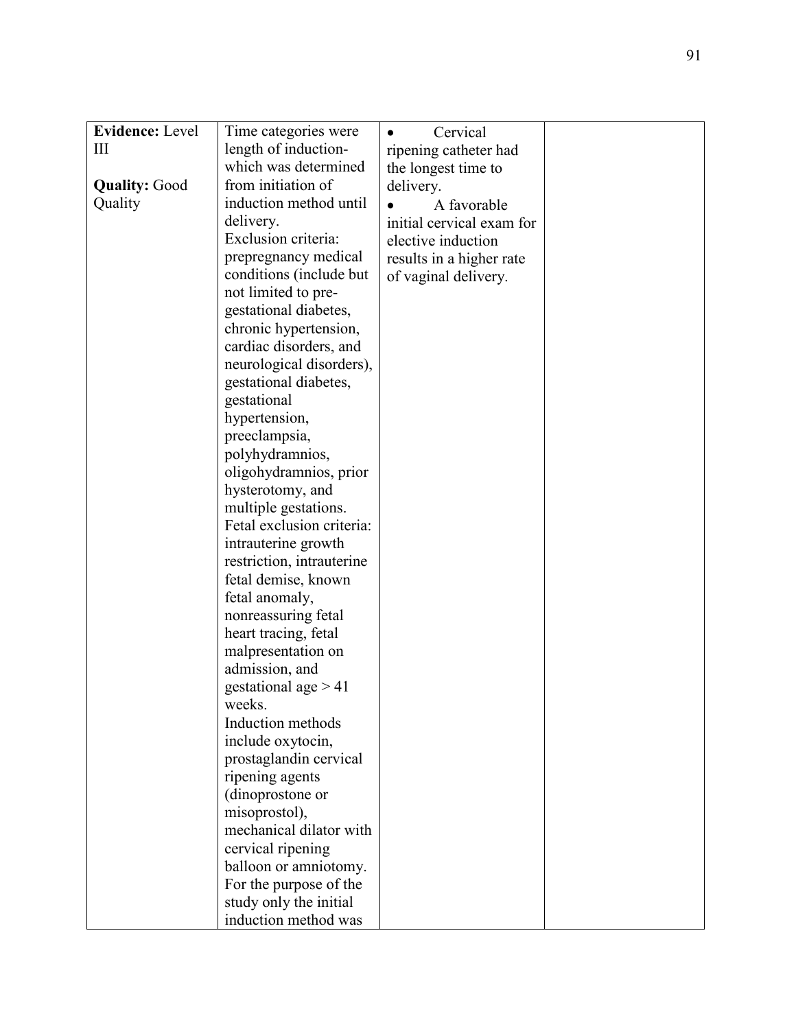| | | | |
|---|---|---|---|
| **Evidence:** Level III<br><br>**Quality:** Good Quality | Time categories were length of induction- which was determined from initiation of induction method until delivery.<br>Exclusion criteria: prepregnancy medical conditions (include but not limited to pre-gestational diabetes, chronic hypertension, cardiac disorders, and neurological disorders), gestational diabetes, gestational hypertension, preeclampsia, polyhydramnios, oligohydramnios, prior hysterotomy, and multiple gestations.<br>Fetal exclusion criteria: intrauterine growth restriction, intrauterine fetal demise, known fetal anomaly, nonreassuring fetal heart tracing, fetal malpresentation on admission, and gestational age > 41 weeks.<br>Induction methods include oxytocin, prostaglandin cervical ripening agents (dinoprostone or misoprostol), mechanical dilator with cervical ripening balloon or amniotomy. For the purpose of the study only the initial induction method was | • Cervical ripening catheter had the longest time to delivery.<br>• A favorable initial cervical exam for elective induction results in a higher rate of vaginal delivery. | |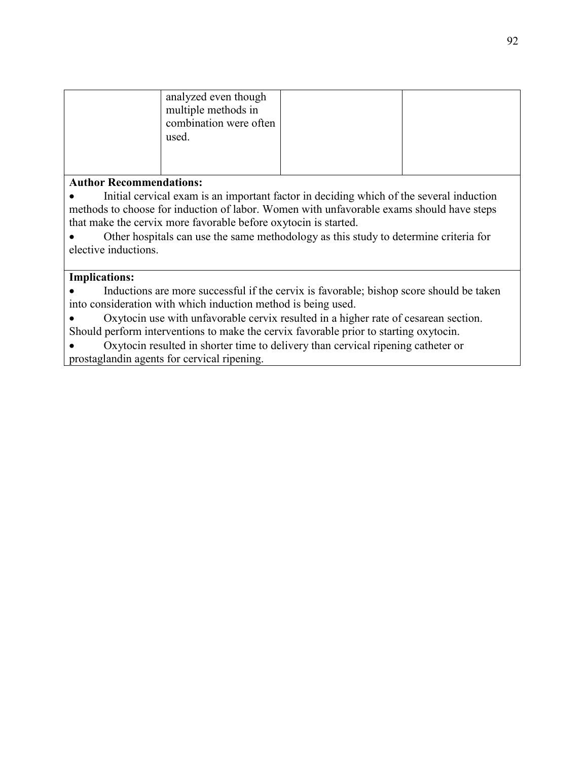| | | | |
|---|---|---|---|
| | analyzed even though multiple methods in combination were often used. | | |

**Author Recommendations:**

- Initial cervical exam is an important factor in deciding which of the several induction methods to choose for induction of labor. Women with unfavorable exams should have steps that make the cervix more favorable before oxytocin is started.
- Other hospitals can use the same methodology as this study to determine criteria for elective inductions.

**Implications:**

- Inductions are more successful if the cervix is favorable; bishop score should be taken into consideration with which induction method is being used.
- Oxytocin use with unfavorable cervix resulted in a higher rate of cesarean section. Should perform interventions to make the cervix favorable prior to starting oxytocin.
- Oxytocin resulted in shorter time to delivery than cervical ripening catheter or prostaglandin agents for cervical ripening.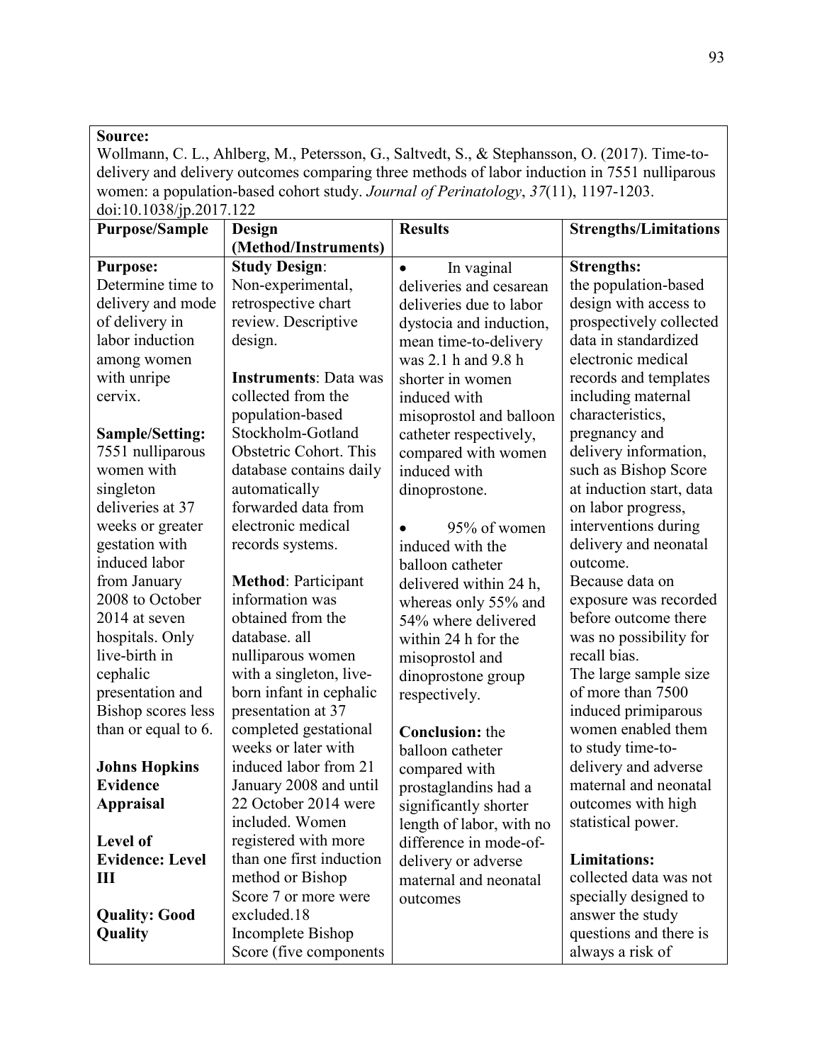| **Source:** Wollmann, C. L., Ahlberg, M., Petersson, G., Saltvedt, S., & Stephansson, O. (2017). Time-to-delivery and delivery outcomes comparing three methods of labor induction in 7551 nulliparous women: a population-based cohort study. *Journal of Perinatology*, *37*(11), 1197-1203. doi:10.1038/jp.2017.122 | | | |
|---|---|---|---|
| **Purpose/Sample** | **Design (Method/Instruments)** | **Results** | **Strengths/Limitations** |
| **Purpose:** Determine time to delivery and mode of delivery in labor induction among women with unripe cervix.<br><br>**Sample/Setting:** 7551 nulliparous women with singleton deliveries at 37 weeks or greater gestation with induced labor from January 2008 to October 2014 at seven hospitals. Only live-birth in cephalic presentation and Bishop scores less than or equal to 6.<br><br>**Johns Hopkins Evidence Appraisal**<br><br>**Level of Evidence: Level III**<br><br>**Quality: Good Quality** | **Study Design**: Non-experimental, retrospective chart review. Descriptive design.<br><br>**Instruments**: Data was collected from the population-based Stockholm-Gotland Obstetric Cohort. This database contains daily automatically forwarded data from electronic medical records systems.<br><br>**Method**: Participant information was obtained from the database. all nulliparous women with a singleton, live-born infant in cephalic presentation at 37 completed gestational weeks or later with induced labor from 21 January 2008 and until 22 October 2014 were included. Women registered with more than one first induction method or Bishop Score 7 or more were excluded.18 Incomplete Bishop Score (five components | • In vaginal deliveries and cesarean deliveries due to labor dystocia and induction, mean time-to-delivery was 2.1 h and 9.8 h shorter in women induced with misoprostol and balloon catheter respectively, compared with women induced with dinoprostone.<br><br>• 95% of women induced with the balloon catheter delivered within 24 h, whereas only 55% and 54% where delivered within 24 h for the misoprostol and dinoprostone group respectively.<br><br>**Conclusion:** the balloon catheter compared with prostaglandins had a significantly shorter length of labor, with no difference in mode-of-delivery or adverse maternal and neonatal outcomes | **Strengths:** the population-based design with access to prospectively collected data in standardized electronic medical records and templates including maternal characteristics, pregnancy and delivery information, such as Bishop Score at induction start, data on labor progress, interventions during delivery and neonatal outcome.<br>Because data on exposure was recorded before outcome there was no possibility for recall bias.<br>The large sample size of more than 7500 induced primiparous women enabled them to study time-to-delivery and adverse maternal and neonatal outcomes with high statistical power.<br><br>**Limitations:** collected data was not specially designed to answer the study questions and there is always a risk of |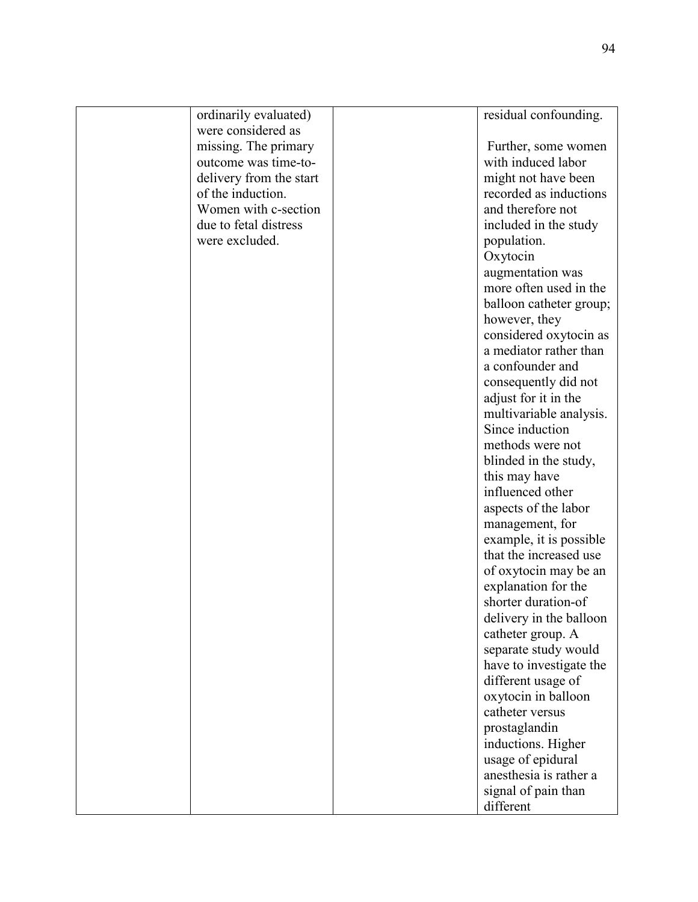| | | | |
|---|---|---|---|
| | ordinarily evaluated) were considered as missing. The primary outcome was time-to-delivery from the start of the induction. Women with c-section due to fetal distress were excluded. | | residual confounding.<br><br>Further, some women with induced labor might not have been recorded as inductions and therefore not included in the study population. Oxytocin augmentation was more often used in the balloon catheter group; however, they considered oxytocin as a mediator rather than a confounder and consequently did not adjust for it in the multivariable analysis. Since induction methods were not blinded in the study, this may have influenced other aspects of the labor management, for example, it is possible that the increased use of oxytocin may be an explanation for the shorter duration-of delivery in the balloon catheter group. A separate study would have to investigate the different usage of oxytocin in balloon catheter versus prostaglandin inductions. Higher usage of epidural anesthesia is rather a signal of pain than different |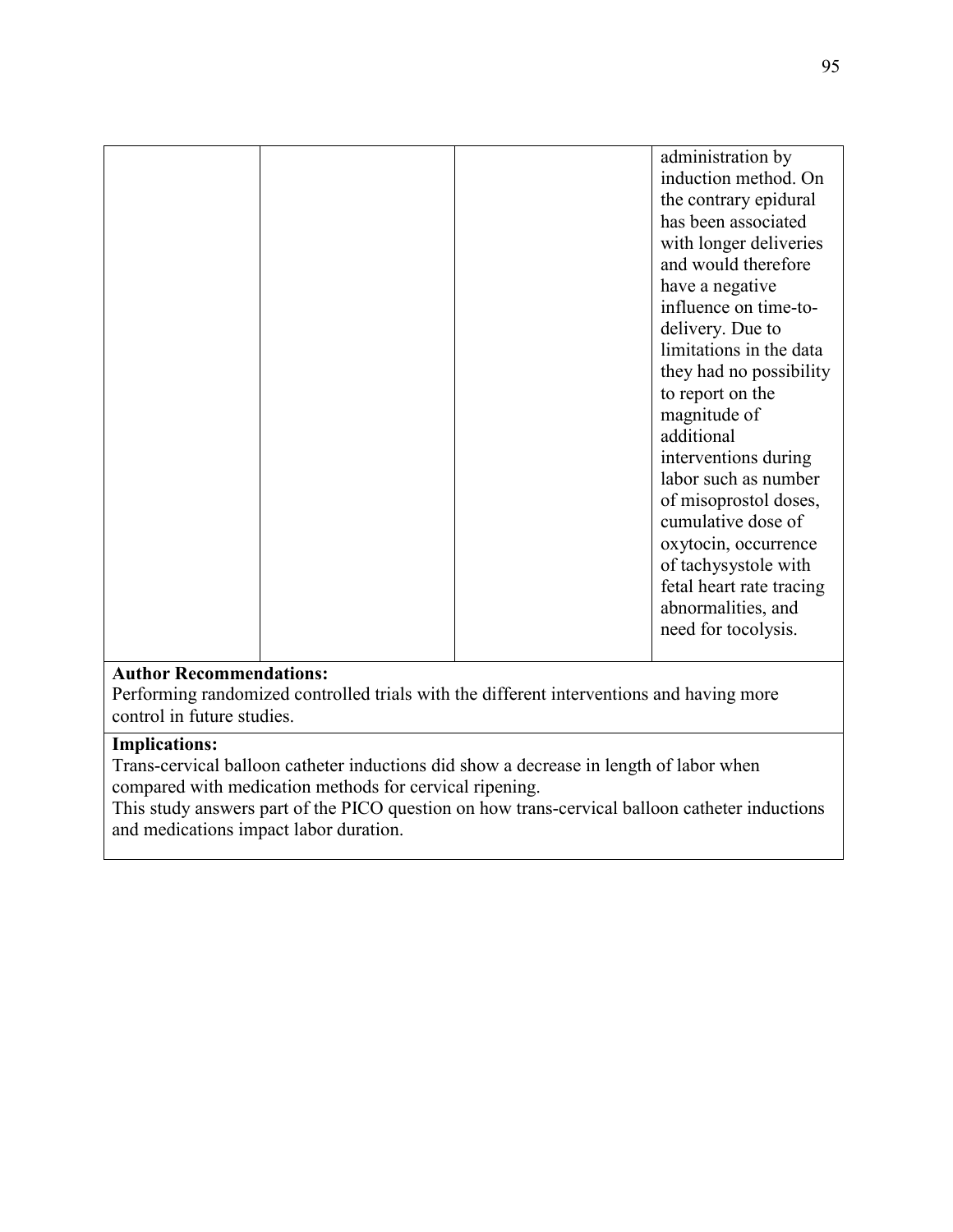| | | | |
|---|---|---|---|
| | | | administration by induction method. On the contrary epidural has been associated with longer deliveries and would therefore have a negative influence on time-to-delivery. Due to limitations in the data they had no possibility to report on the magnitude of additional interventions during labor such as number of misoprostol doses, cumulative dose of oxytocin, occurrence of tachysystole with fetal heart rate tracing abnormalities, and need for tocolysis. |

**Author Recommendations:**
Performing randomized controlled trials with the different interventions and having more control in future studies.

**Implications:**
Trans-cervical balloon catheter inductions did show a decrease in length of labor when compared with medication methods for cervical ripening.
This study answers part of the PICO question on how trans-cervical balloon catheter inductions and medications impact labor duration.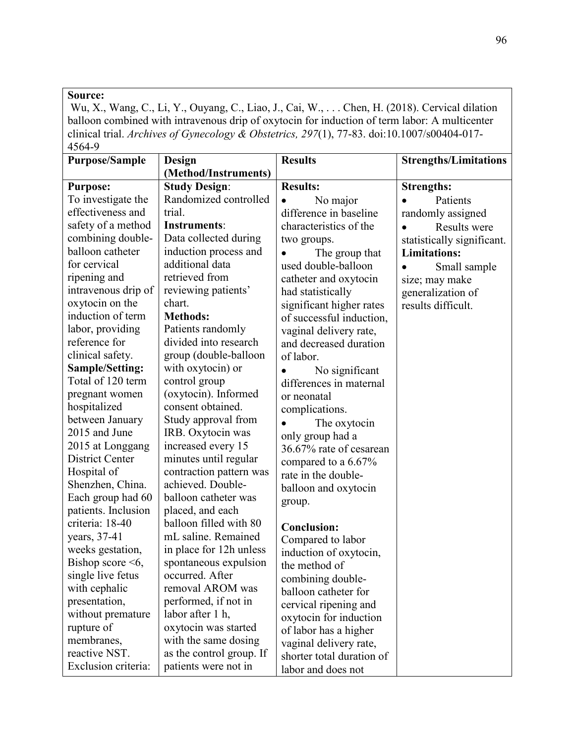| **Source:** Wu, X., Wang, C., Li, Y., Ouyang, C., Liao, J., Cai, W., . . . Chen, H. (2018). Cervical dilation balloon combined with intravenous drip of oxytocin for induction of term labor: A multicenter clinical trial. *Archives of Gynecology & Obstetrics, 297*(1), 77-83. doi:10.1007/s00404-017-4564-9 | | | |
|---|---|---|---|
| **Purpose/Sample** | **Design (Method/Instruments)** | **Results** | **Strengths/Limitations** |
| **Purpose:** To investigate the effectiveness and safety of a method combining double-balloon catheter for cervical ripening and intravenous drip of oxytocin on the induction of term labor, providing reference for clinical safety. **Sample/Setting:** Total of 120 term pregnant women hospitalized between January 2015 and June 2015 at Longgang District Center Hospital of Shenzhen, China. Each group had 60 patients. Inclusion criteria: 18-40 years, 37-41 weeks gestation, Bishop score <6, single live fetus with cephalic presentation, without premature rupture of membranes, reactive NST. Exclusion criteria: | **Study Design**: Randomized controlled trial. **Instruments**: Data collected during induction process and additional data retrieved from reviewing patients' chart. **Methods:** Patients randomly divided into research group (double-balloon with oxytocin) or control group (oxytocin). Informed consent obtained. Study approval from IRB. Oxytocin was increased every 15 minutes until regular contraction pattern was achieved. Double-balloon catheter was placed, and each balloon filled with 80 mL saline. Remained in place for 12h unless spontaneous expulsion occurred. After removal AROM was performed, if not in labor after 1 h, oxytocin was started with the same dosing as the control group. If patients were not in | **Results:** • No major difference in baseline characteristics of the two groups. • The group that used double-balloon catheter and oxytocin had statistically significant higher rates of successful induction, vaginal delivery rate, and decreased duration of labor. • No significant differences in maternal or neonatal complications. • The oxytocin only group had a 36.67% rate of cesarean compared to a 6.67% rate in the double-balloon and oxytocin group. **Conclusion:** Compared to labor induction of oxytocin, the method of combining double-balloon catheter for cervical ripening and oxytocin for induction of labor has a higher vaginal delivery rate, shorter total duration of labor and does not | **Strengths:** • Patients randomly assigned • Results were statistically significant. **Limitations:** • Small sample size; may make generalization of results difficult. |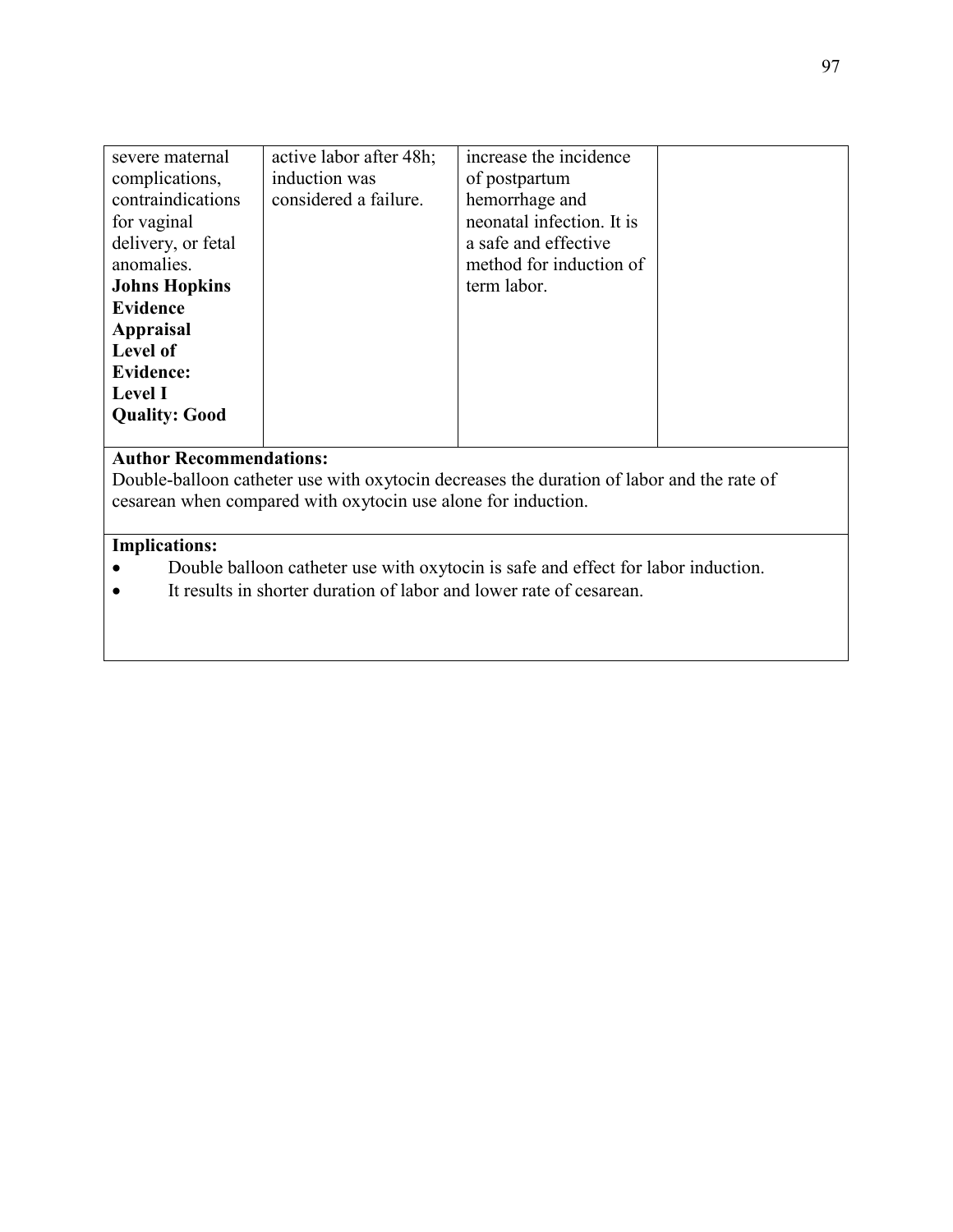| | | | |
|---|---|---|---|
| severe maternal complications, contraindications for vaginal delivery, or fetal anomalies. **Johns Hopkins Evidence Appraisal Level of Evidence: Level I Quality: Good** | active labor after 48h; induction was considered a failure. | increase the incidence of postpartum hemorrhage and neonatal infection. It is a safe and effective method for induction of term labor. | |

**Author Recommendations:**
Double-balloon catheter use with oxytocin decreases the duration of labor and the rate of cesarean when compared with oxytocin use alone for induction.

**Implications:**

- Double balloon catheter use with oxytocin is safe and effect for labor induction.
- It results in shorter duration of labor and lower rate of cesarean.